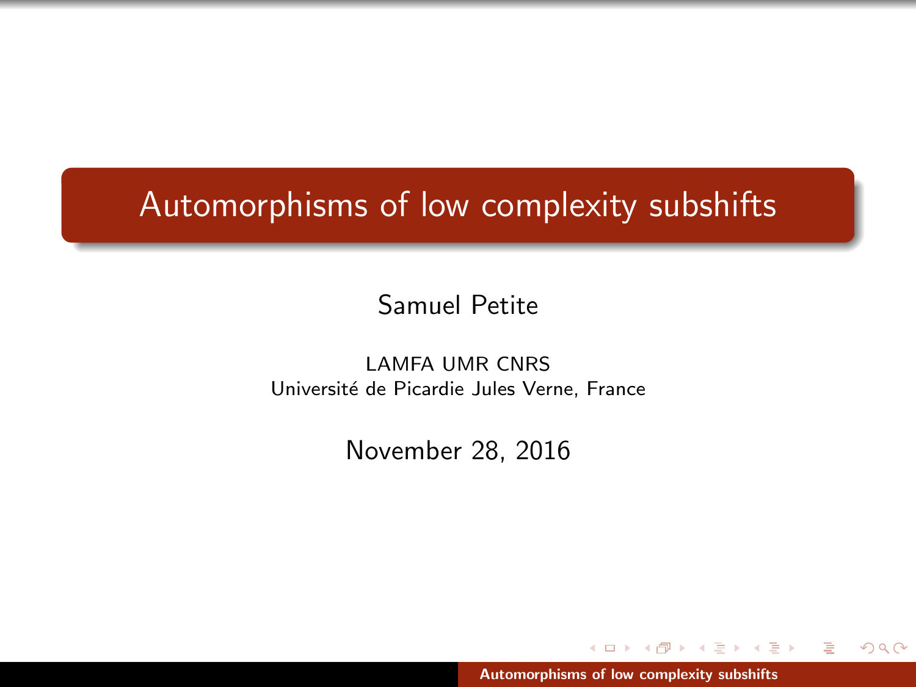# Automorphisms of low complexity subshifts

Samuel Petite

LAMFA UMR CNRS
Université de Picardie Jules Verne, France

November 28, 2016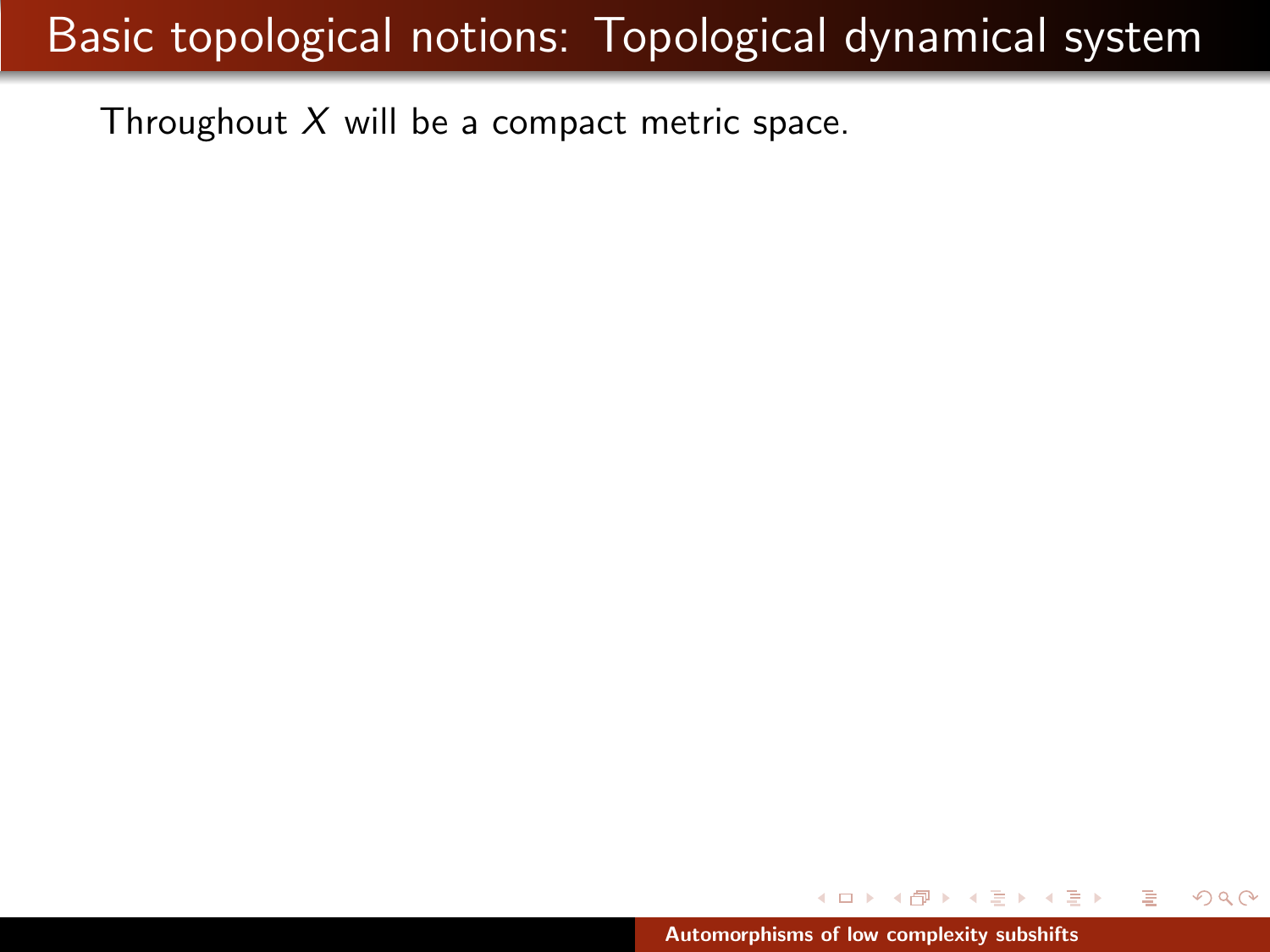# Basic topological notions: Topological dynamical system

Throughout $X$ will be a compact metric space.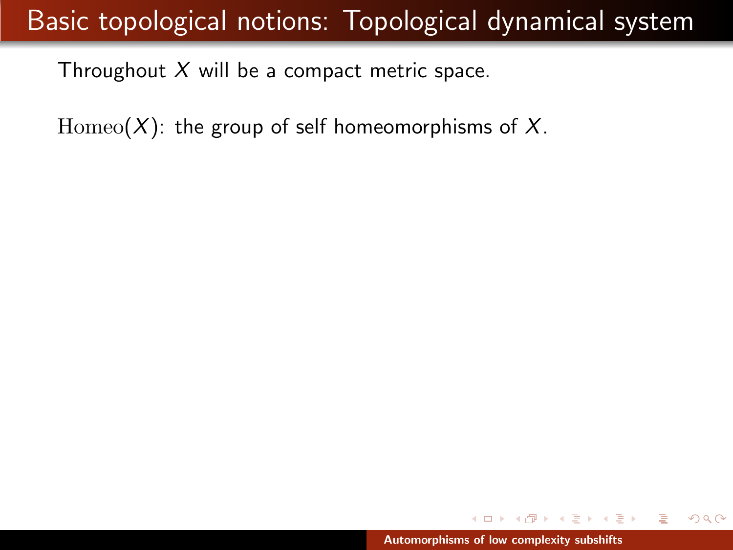# Basic topological notions: Topological dynamical system

Throughout $X$ will be a compact metric space.

$\mathrm{Homeo}(X)$: the group of self homeomorphisms of $X$.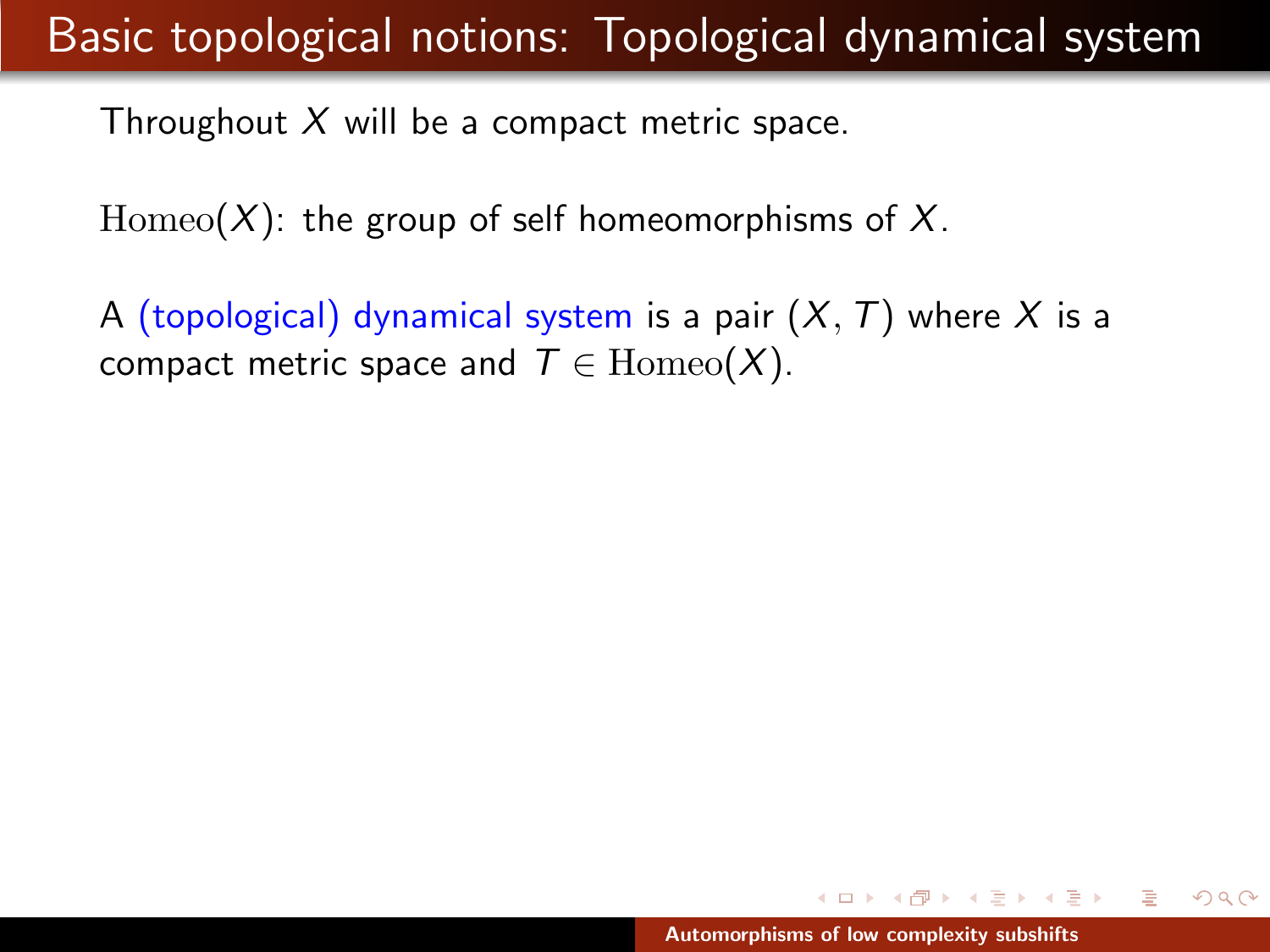# Basic topological notions: Topological dynamical system

Throughout $X$ will be a compact metric space.

$\mathrm{Homeo}(X)$: the group of self homeomorphisms of $X$.

A (topological) dynamical system is a pair $(X, T)$ where $X$ is a compact metric space and $T \in \mathrm{Homeo}(X)$.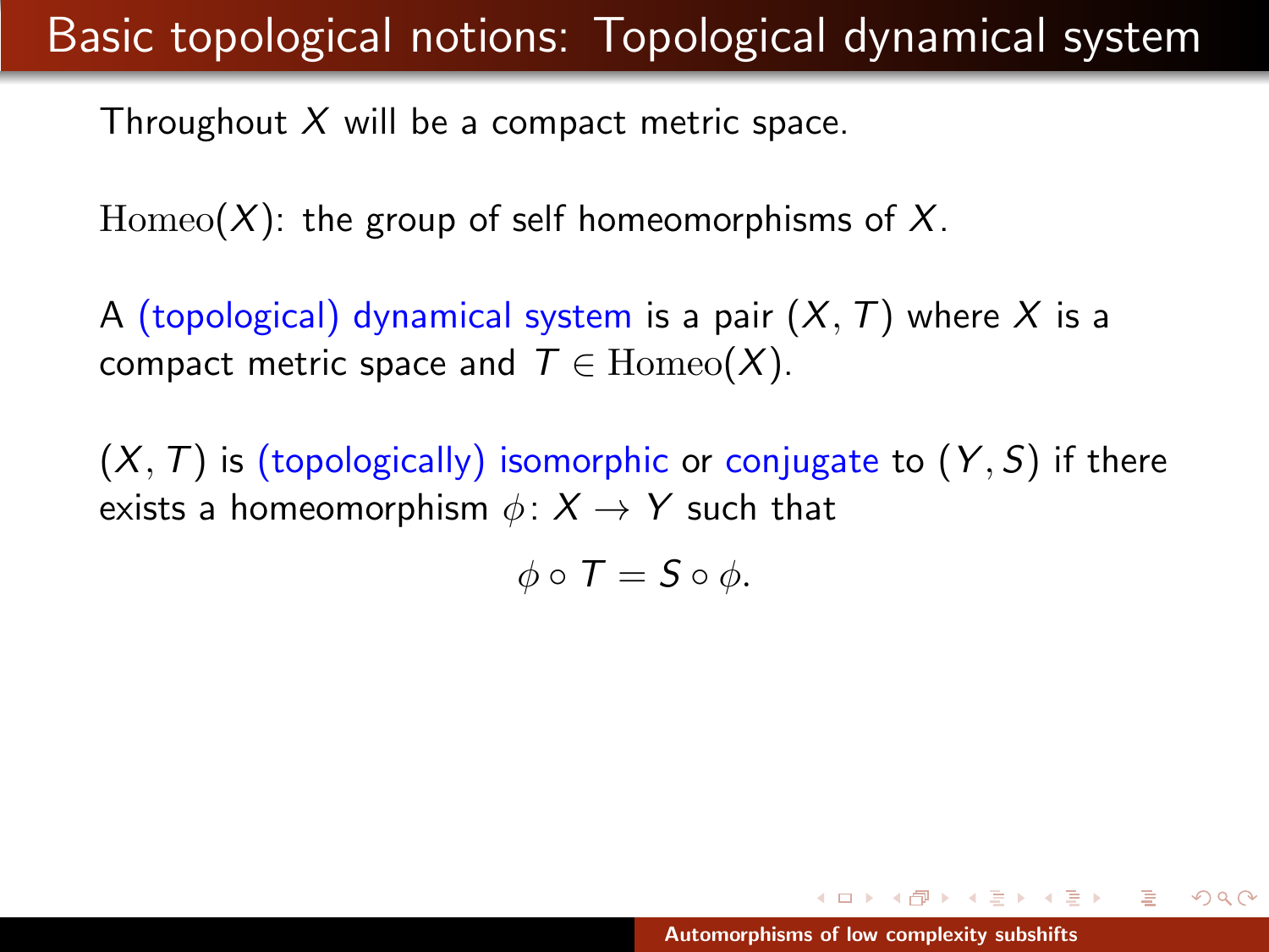# Basic topological notions: Topological dynamical system

Throughout $X$ will be a compact metric space.

$\mathrm{Homeo}(X)$: the group of self homeomorphisms of $X$.

A (topological) dynamical system is a pair $(X, T)$ where $X$ is a compact metric space and $T \in \mathrm{Homeo}(X)$.

$(X, T)$ is (topologically) isomorphic or conjugate to $(Y, S)$ if there exists a homeomorphism $\phi\colon X \to Y$ such that

$$\phi \circ T = S \circ \phi.$$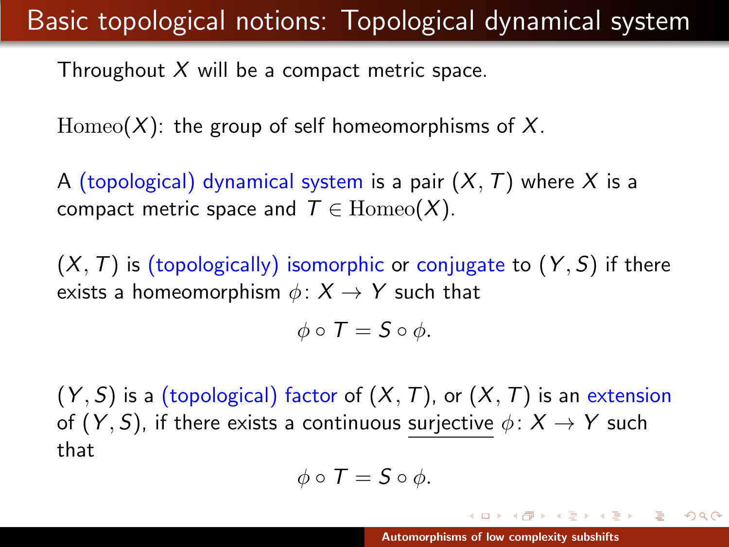# Basic topological notions: Topological dynamical system

Throughout $X$ will be a compact metric space.

$\mathrm{Homeo}(X)$: the group of self homeomorphisms of $X$.

A (topological) dynamical system is a pair $(X, T)$ where $X$ is a compact metric space and $T \in \mathrm{Homeo}(X)$.

$(X, T)$ is (topologically) isomorphic or conjugate to $(Y, S)$ if there exists a homeomorphism $\phi \colon X \to Y$ such that

$$\phi \circ T = S \circ \phi.$$

$(Y, S)$ is a (topological) factor of $(X, T)$, or $(X, T)$ is an extension of $(Y, S)$, if there exists a continuous <u>surjective</u> $\phi \colon X \to Y$ such that

$$\phi \circ T = S \circ \phi.$$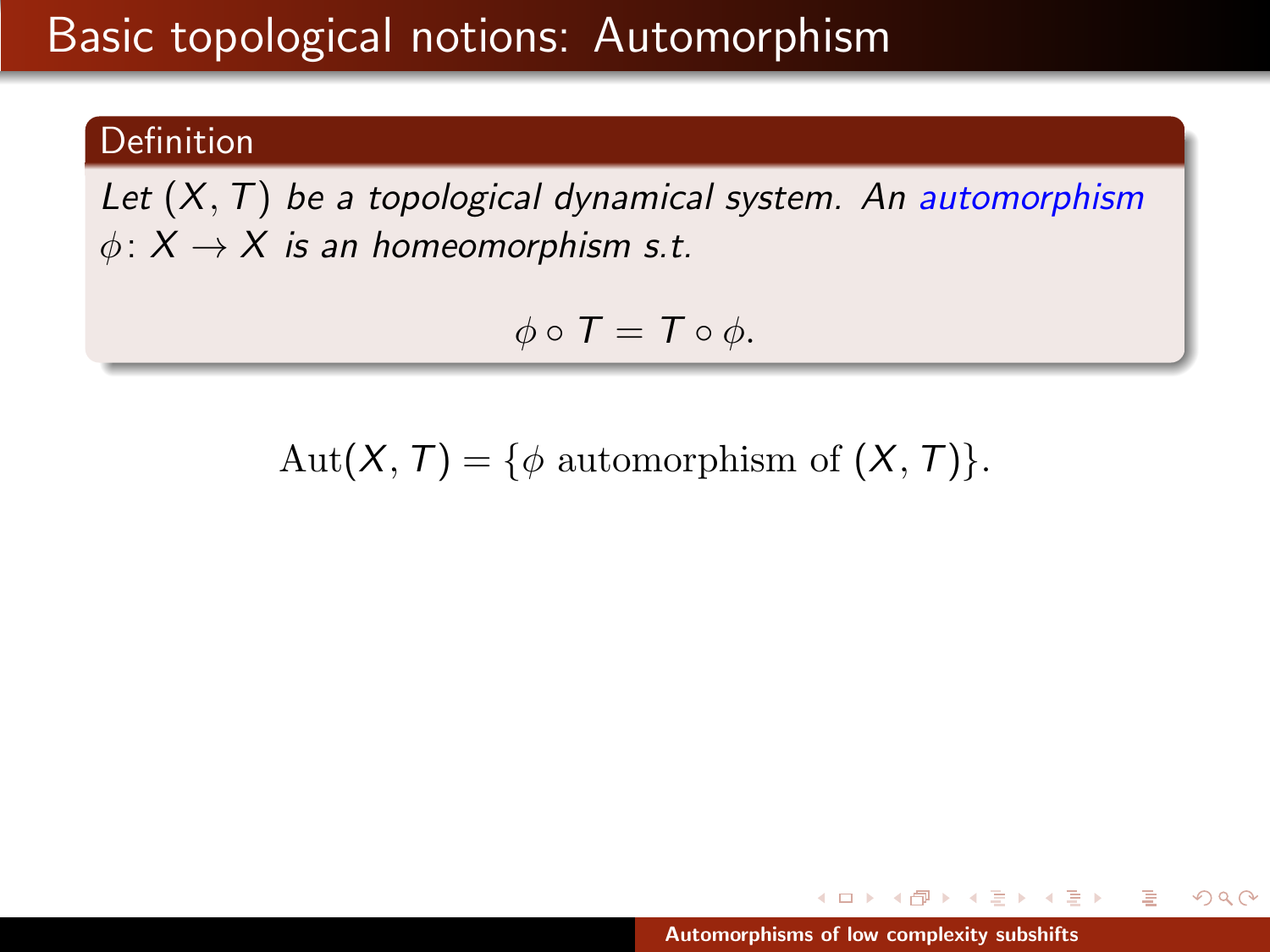# Basic topological notions: Automorphism

**Definition**

*Let $(X, T)$ be a topological dynamical system. An automorphism $\phi \colon X \to X$ is an homeomorphism s.t.*

$$\phi \circ T = T \circ \phi.$$

$$\mathrm{Aut}(X, T) = \{\phi \text{ automorphism of } (X, T)\}.$$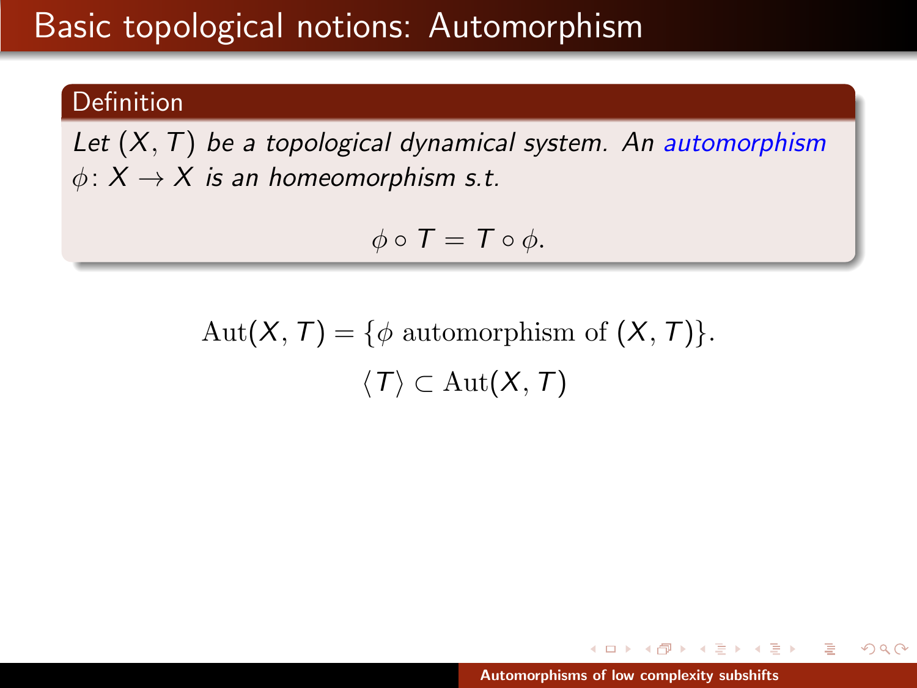# Basic topological notions: Automorphism

**Definition**

*Let $(X, T)$ be a topological dynamical system. An automorphism $\phi\colon X \to X$ is an homeomorphism s.t.*

$$\phi \circ T = T \circ \phi.$$

$$\mathrm{Aut}(X, T) = \{\phi \text{ automorphism of } (X, T)\}.$$

$$\langle T \rangle \subset \mathrm{Aut}(X, T)$$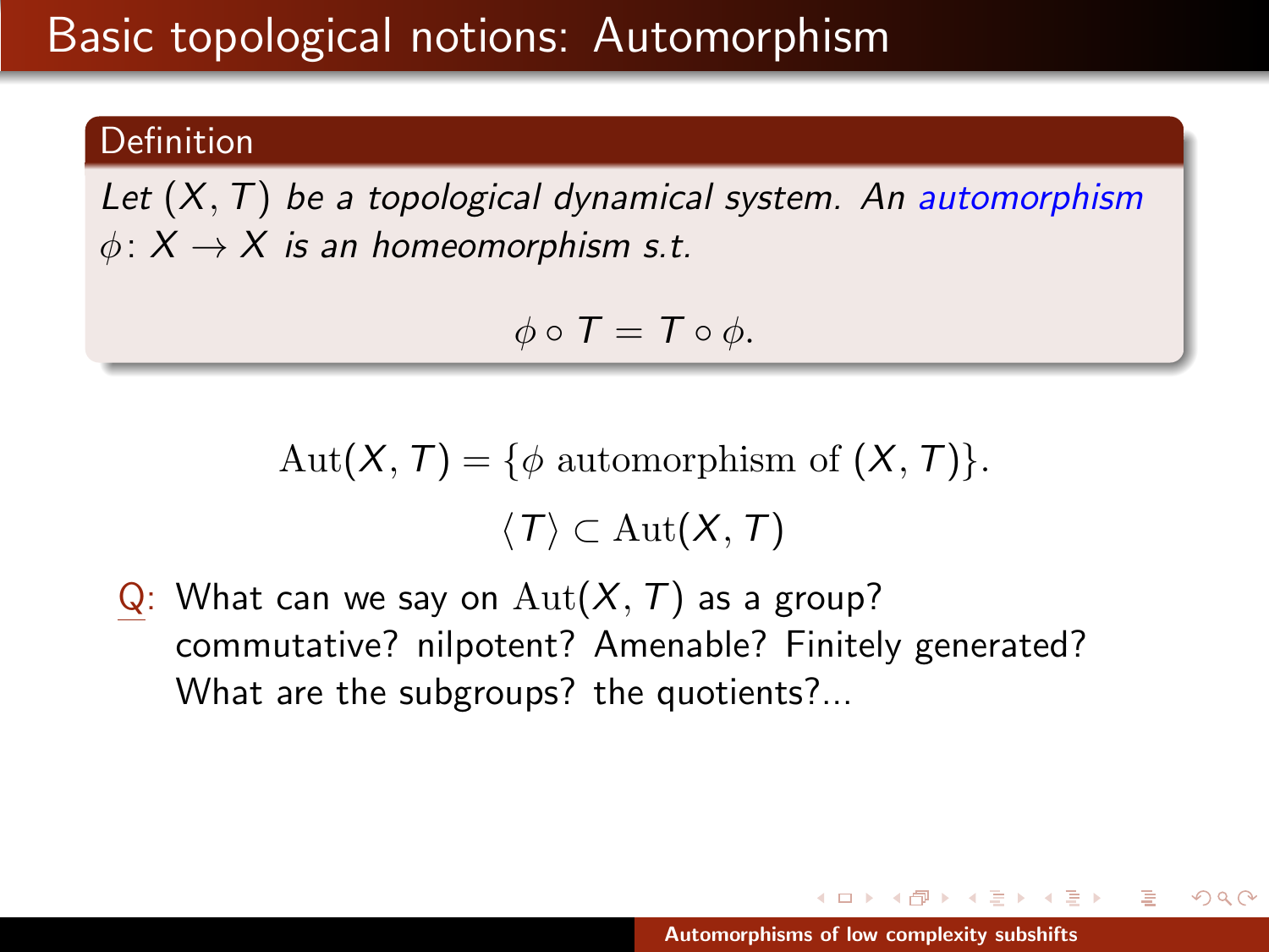# Basic topological notions: Automorphism

**Definition**

*Let $(X, T)$ be a topological dynamical system. An automorphism $\phi\colon X \to X$ is an homeomorphism s.t.*

$$\phi \circ T = T \circ \phi.$$

$$\mathrm{Aut}(X, T) = \{\phi \text{ automorphism of } (X, T)\}.$$

$$\langle T \rangle \subset \mathrm{Aut}(X, T)$$

Q: What can we say on $\mathrm{Aut}(X, T)$ as a group? commutative? nilpotent? Amenable? Finitely generated? What are the subgroups? the quotients?...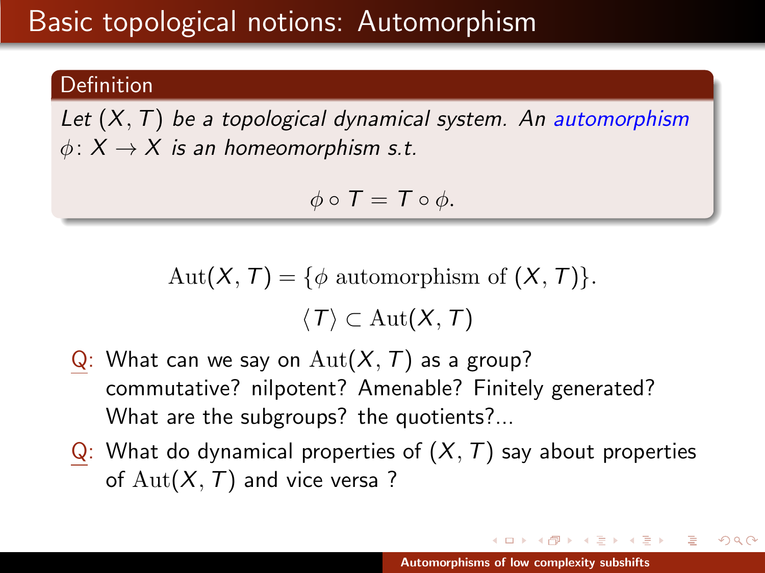# Basic topological notions: Automorphism

**Definition**

*Let $(X, T)$ be a topological dynamical system. An automorphism $\phi\colon X \to X$ is an homeomorphism s.t.*

$$\phi \circ T = T \circ \phi.$$

$$\mathrm{Aut}(X, T) = \{\phi \text{ automorphism of } (X, T)\}.$$

$$\langle T \rangle \subset \mathrm{Aut}(X, T)$$

- Q: What can we say on $\mathrm{Aut}(X, T)$ as a group? commutative? nilpotent? Amenable? Finitely generated? What are the subgroups? the quotients?...
- Q: What do dynamical properties of $(X, T)$ say about properties of $\mathrm{Aut}(X, T)$ and vice versa ?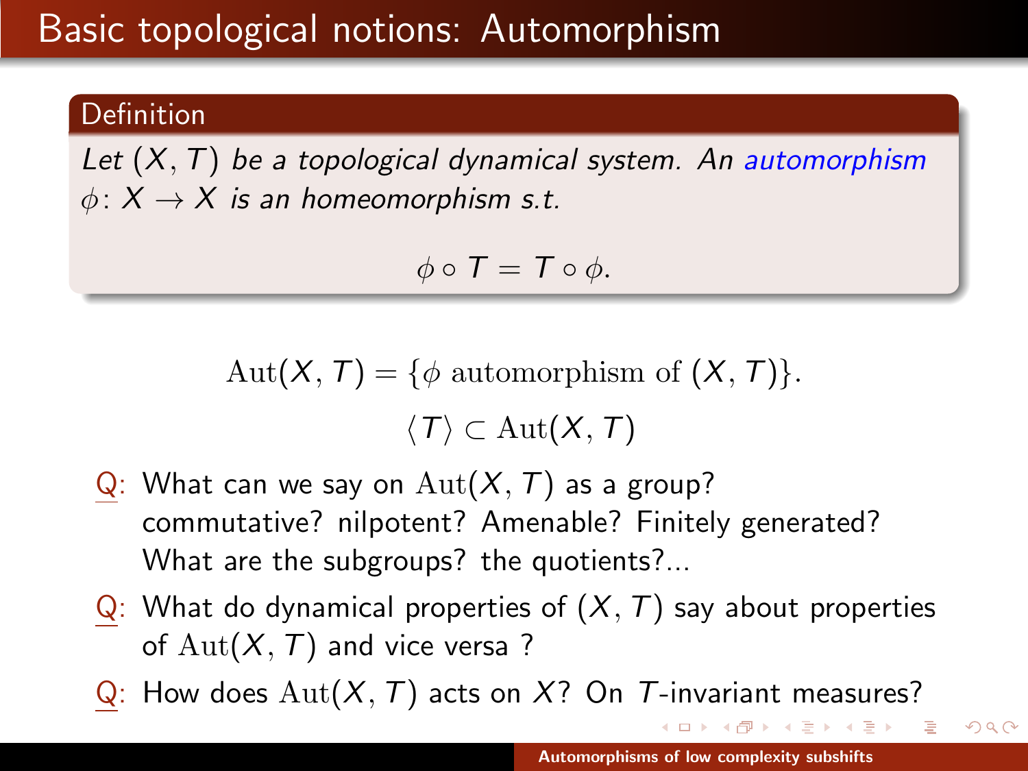# Basic topological notions: Automorphism

**Definition**

*Let $(X, T)$ be a topological dynamical system. An automorphism $\phi\colon X \to X$ is an homeomorphism s.t.*

$$\phi \circ T = T \circ \phi.$$

$$\mathrm{Aut}(X, T) = \{\phi \text{ automorphism of } (X, T)\}.$$

$$\langle T \rangle \subset \mathrm{Aut}(X, T)$$

- Q: What can we say on $\mathrm{Aut}(X, T)$ as a group? commutative? nilpotent? Amenable? Finitely generated? What are the subgroups? the quotients?...
- Q: What do dynamical properties of $(X, T)$ say about properties of $\mathrm{Aut}(X, T)$ and vice versa ?
- Q: How does $\mathrm{Aut}(X, T)$ acts on $X$? On $T$-invariant measures?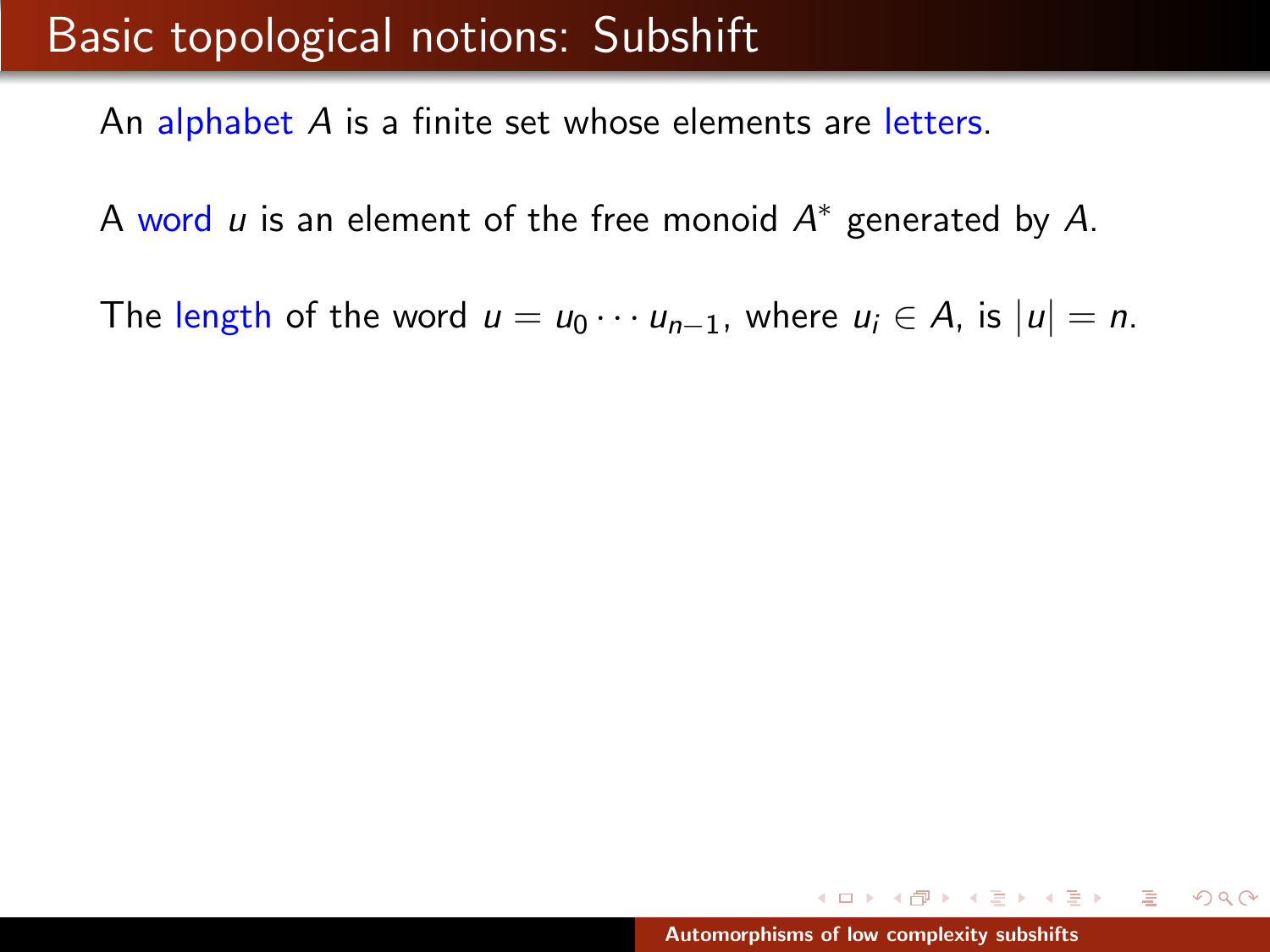# Basic topological notions: Subshift

An alphabet $A$ is a finite set whose elements are letters.

A word $u$ is an element of the free monoid $A^*$ generated by $A$.

The length of the word $u = u_0 \cdots u_{n-1}$, where $u_i \in A$, is $|u| = n$.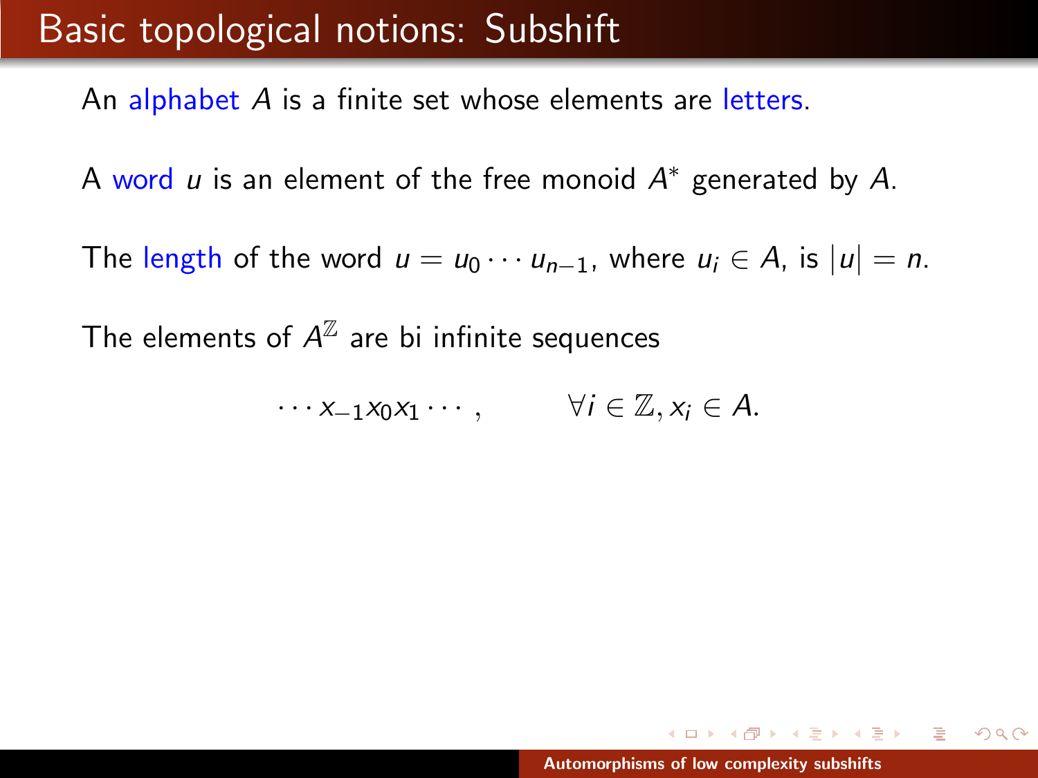# Basic topological notions: Subshift

An alphabet $A$ is a finite set whose elements are letters.

A word $u$ is an element of the free monoid $A^*$ generated by $A$.

The length of the word $u = u_0 \cdots u_{n-1}$, where $u_i \in A$, is $|u| = n$.

The elements of $A^{\mathbb{Z}}$ are bi infinite sequences

$$\cdots x_{-1}x_0x_1 \cdots , \qquad \forall i \in \mathbb{Z}, x_i \in A.$$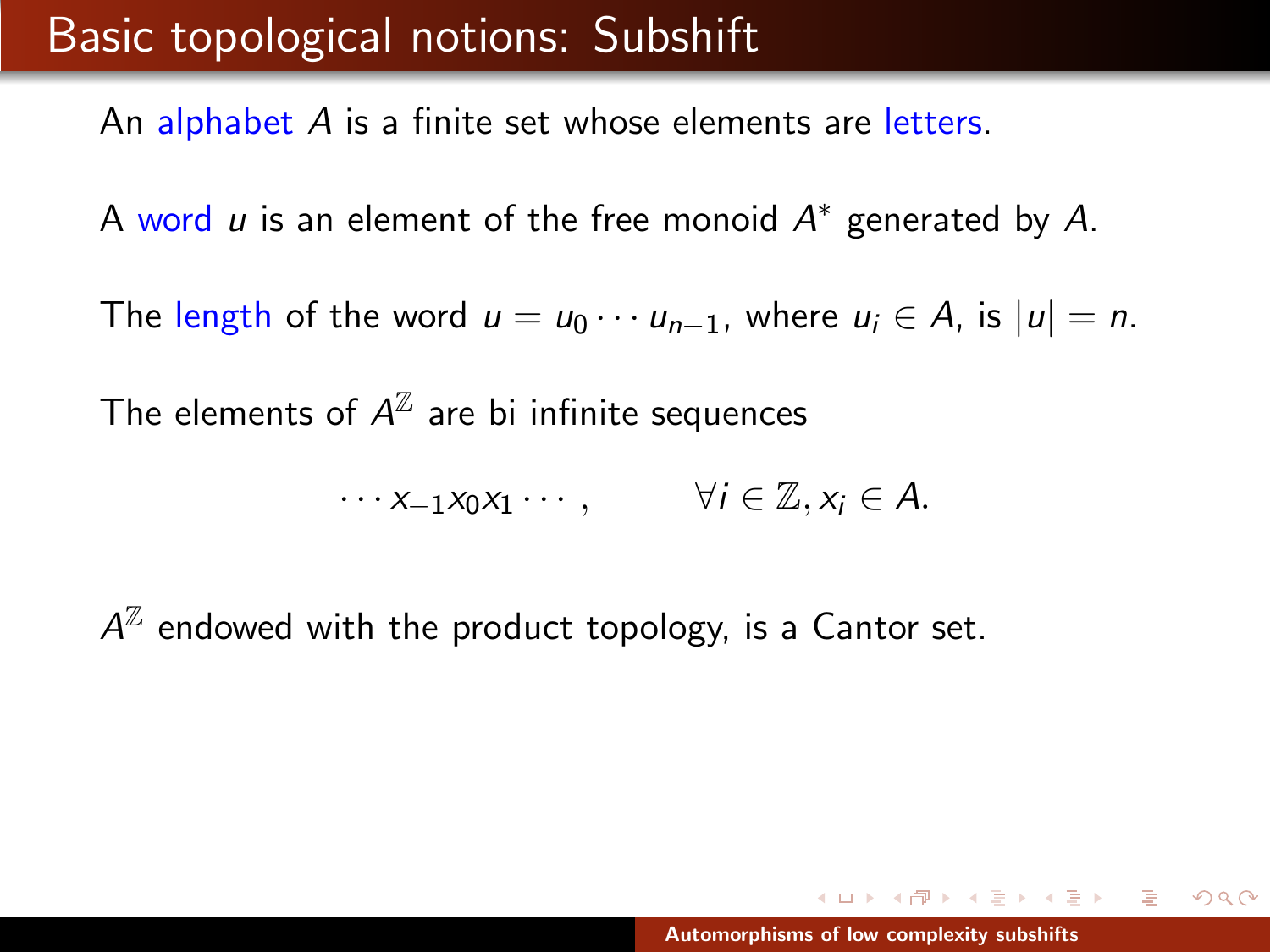# Basic topological notions: Subshift

An alphabet $A$ is a finite set whose elements are letters.

A word $u$ is an element of the free monoid $A^*$ generated by $A$.

The length of the word $u = u_0 \cdots u_{n-1}$, where $u_i \in A$, is $|u| = n$.

The elements of $A^{\mathbb{Z}}$ are bi infinite sequences

$$\cdots x_{-1} x_0 x_1 \cdots , \qquad \forall i \in \mathbb{Z}, x_i \in A.$$

$A^{\mathbb{Z}}$ endowed with the product topology, is a Cantor set.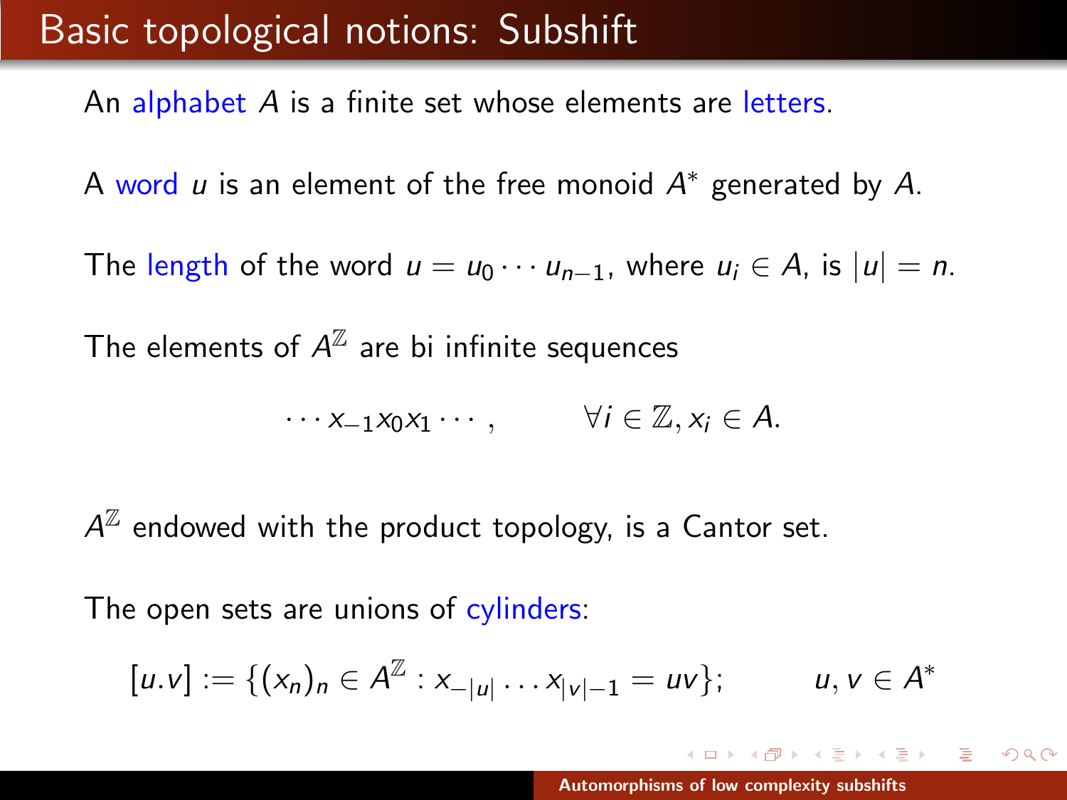# Basic topological notions: Subshift

An alphabet $A$ is a finite set whose elements are letters.

A word $u$ is an element of the free monoid $A^*$ generated by $A$.

The length of the word $u = u_0 \cdots u_{n-1}$, where $u_i \in A$, is $|u| = n$.

The elements of $A^{\mathbb{Z}}$ are bi infinite sequences

$$\cdots x_{-1}x_0x_1 \cdots , \qquad \forall i \in \mathbb{Z}, x_i \in A.$$

$A^{\mathbb{Z}}$ endowed with the product topology, is a Cantor set.

The open sets are unions of cylinders:

$$[u.v] := \{(x_n)_n \in A^{\mathbb{Z}} : x_{-|u|} \dots x_{|v|-1} = uv\}; \qquad u, v \in A^*$$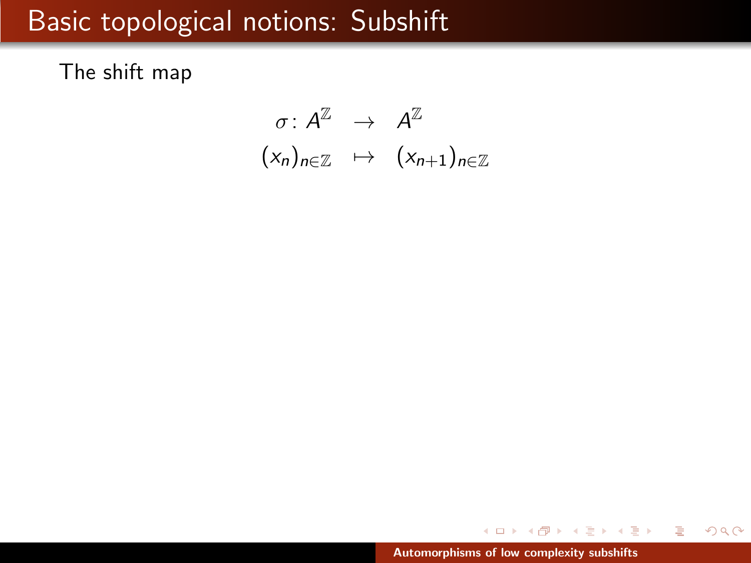# Basic topological notions: Subshift

The shift map

$$
\begin{array}{rcl}
\sigma\colon A^{\mathbb{Z}} & \to & A^{\mathbb{Z}} \\
(x_n)_{n\in\mathbb{Z}} & \mapsto & (x_{n+1})_{n\in\mathbb{Z}}
\end{array}
$$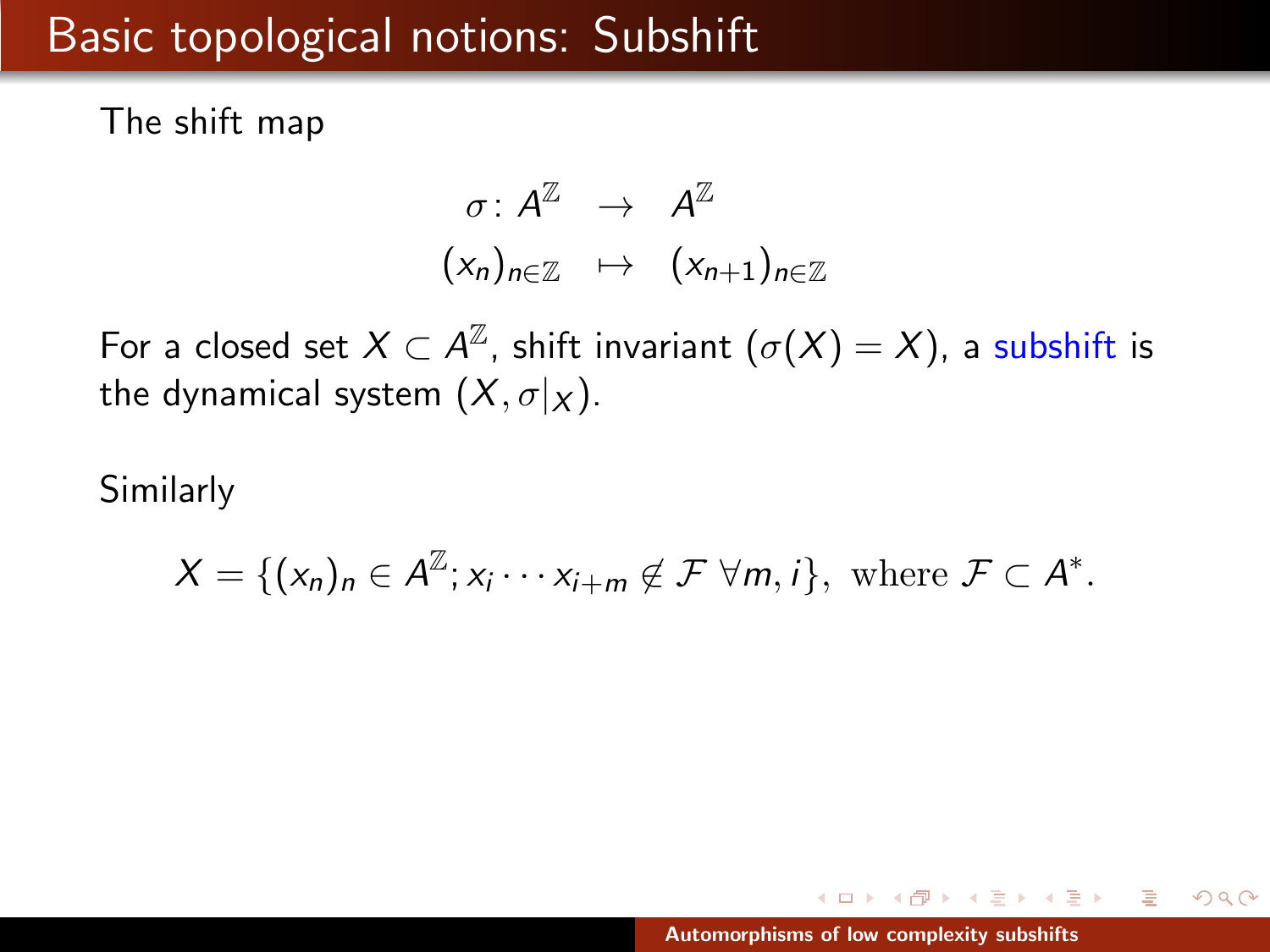# Basic topological notions: Subshift

The shift map

$$\begin{array}{rcl} \sigma\colon A^{\mathbb{Z}} & \to & A^{\mathbb{Z}} \\ (x_n)_{n\in\mathbb{Z}} & \mapsto & (x_{n+1})_{n\in\mathbb{Z}} \end{array}$$

For a closed set $X \subset A^{\mathbb{Z}}$, shift invariant ($\sigma(X) = X$), a subshift is the dynamical system $(X, \sigma|_X)$.

Similarly

$$X = \{(x_n)_n \in A^{\mathbb{Z}}; x_i \cdots x_{i+m} \notin \mathcal{F}\ \forall m, i\},\ \text{where } \mathcal{F} \subset A^*.$$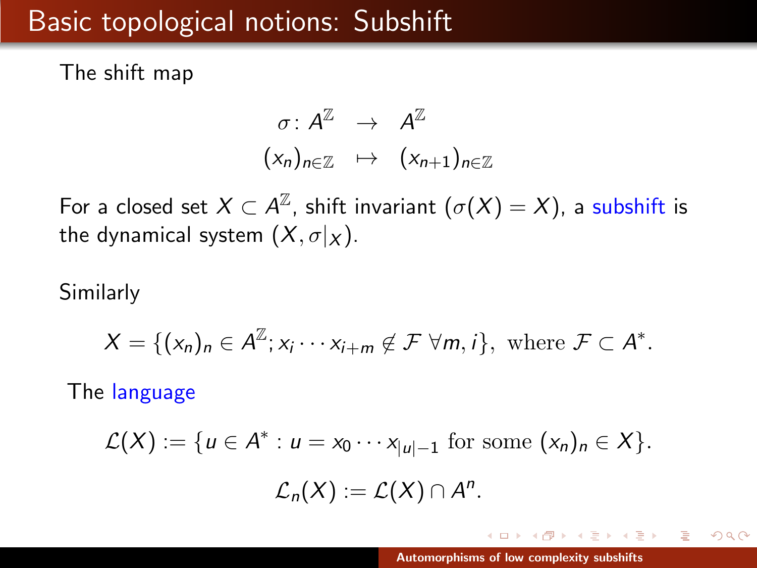# Basic topological notions: Subshift

The shift map

$$\begin{array}{rcl} \sigma\colon A^{\mathbb{Z}} & \to & A^{\mathbb{Z}} \\ (x_n)_{n\in\mathbb{Z}} & \mapsto & (x_{n+1})_{n\in\mathbb{Z}} \end{array}$$

For a closed set $X \subset A^{\mathbb{Z}}$, shift invariant ($\sigma(X) = X$), a subshift is the dynamical system $(X, \sigma|_X)$.

Similarly

$$X = \{(x_n)_n \in A^{\mathbb{Z}}; x_i \cdots x_{i+m} \notin \mathcal{F} \ \forall m, i\}, \text{ where } \mathcal{F} \subset A^*.$$

The language

$$\mathcal{L}(X) := \{u \in A^* : u = x_0 \cdots x_{|u|-1} \text{ for some } (x_n)_n \in X\}.$$

$$\mathcal{L}_n(X) := \mathcal{L}(X) \cap A^n.$$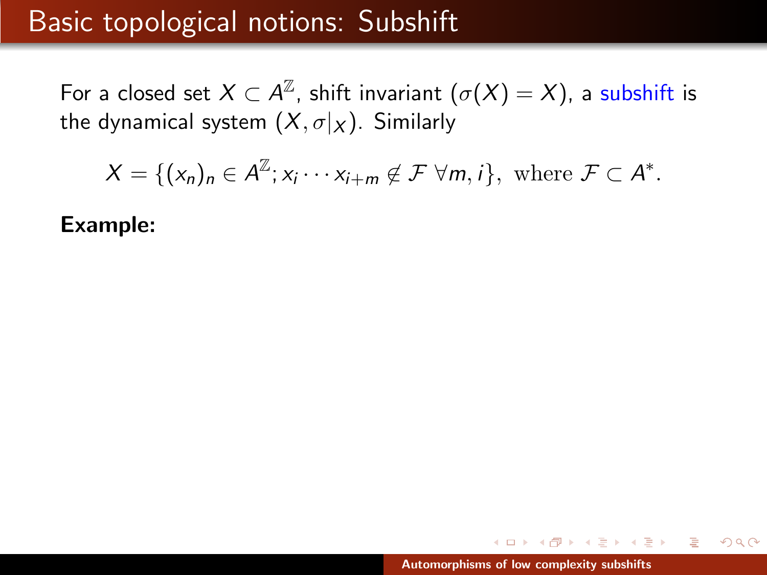# Basic topological notions: Subshift

For a closed set $X \subset A^{\mathbb{Z}}$, shift invariant ($\sigma(X) = X$), a subshift is the dynamical system $(X, \sigma|_X)$. Similarly

$$X = \{(x_n)_n \in A^{\mathbb{Z}}; x_i \cdots x_{i+m} \notin \mathcal{F} \ \forall m, i\}, \text{ where } \mathcal{F} \subset A^*.$$

**Example:**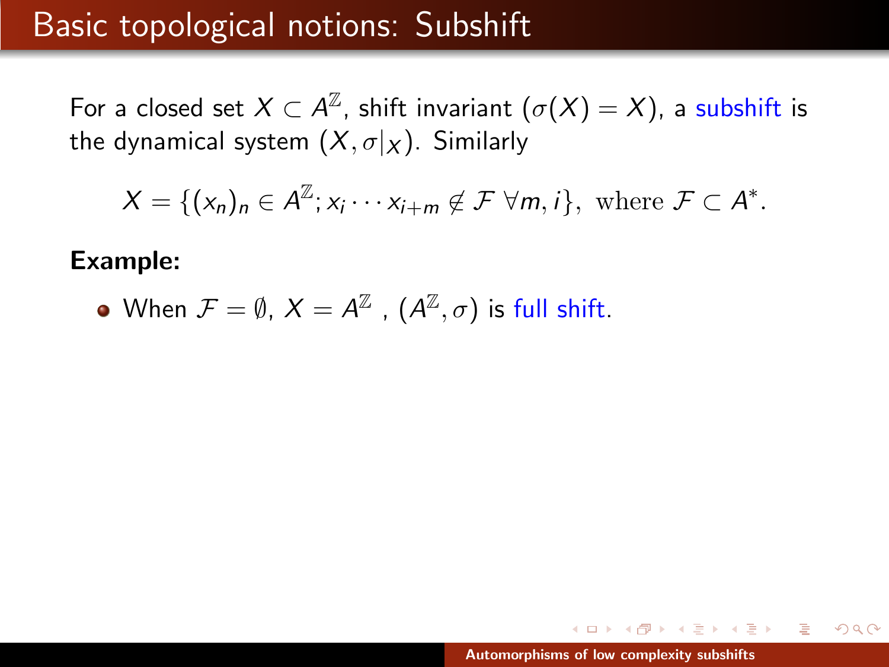# Basic topological notions: Subshift

For a closed set $X \subset A^{\mathbb{Z}}$, shift invariant ($\sigma(X) = X$), a subshift is the dynamical system $(X, \sigma|_X)$. Similarly

$$X = \{(x_n)_n \in A^{\mathbb{Z}}; x_i \cdots x_{i+m} \notin \mathcal{F} \ \forall m, i\}, \text{ where } \mathcal{F} \subset A^*.$$

**Example:**

- When $\mathcal{F} = \emptyset$, $X = A^{\mathbb{Z}}$ , $(A^{\mathbb{Z}}, \sigma)$ is full shift.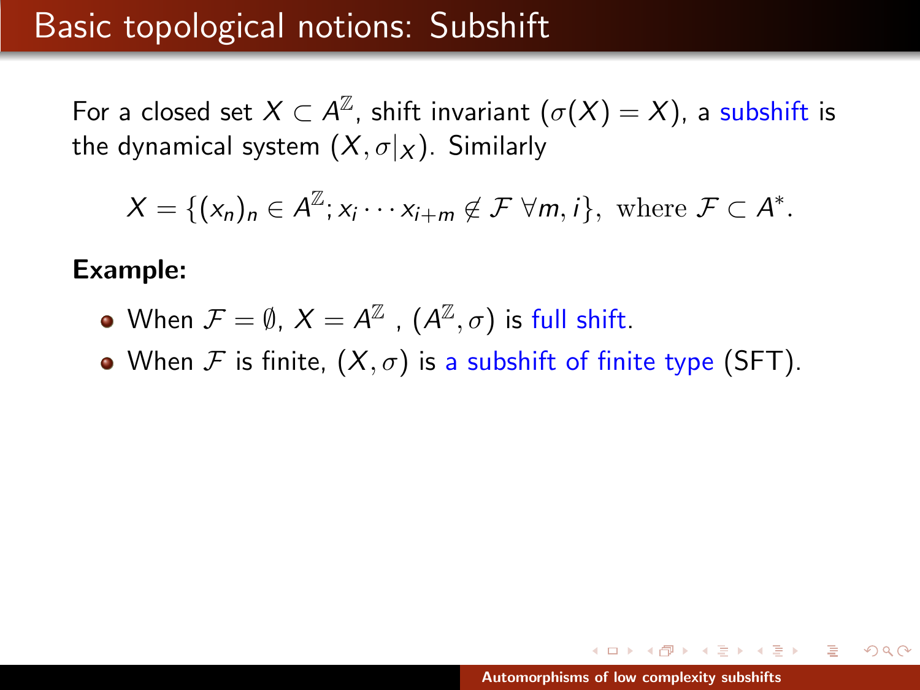# Basic topological notions: Subshift

For a closed set $X \subset A^{\mathbb{Z}}$, shift invariant ($\sigma(X) = X$), a subshift is the dynamical system $(X, \sigma|_X)$. Similarly

$$X = \{(x_n)_n \in A^{\mathbb{Z}}; x_i \cdots x_{i+m} \notin \mathcal{F} \ \forall m, i\}, \text{ where } \mathcal{F} \subset A^*.$$

**Example:**

- When $\mathcal{F} = \emptyset$, $X = A^{\mathbb{Z}}$ , $(A^{\mathbb{Z}}, \sigma)$ is full shift.
- When $\mathcal{F}$ is finite, $(X, \sigma)$ is a subshift of finite type (SFT).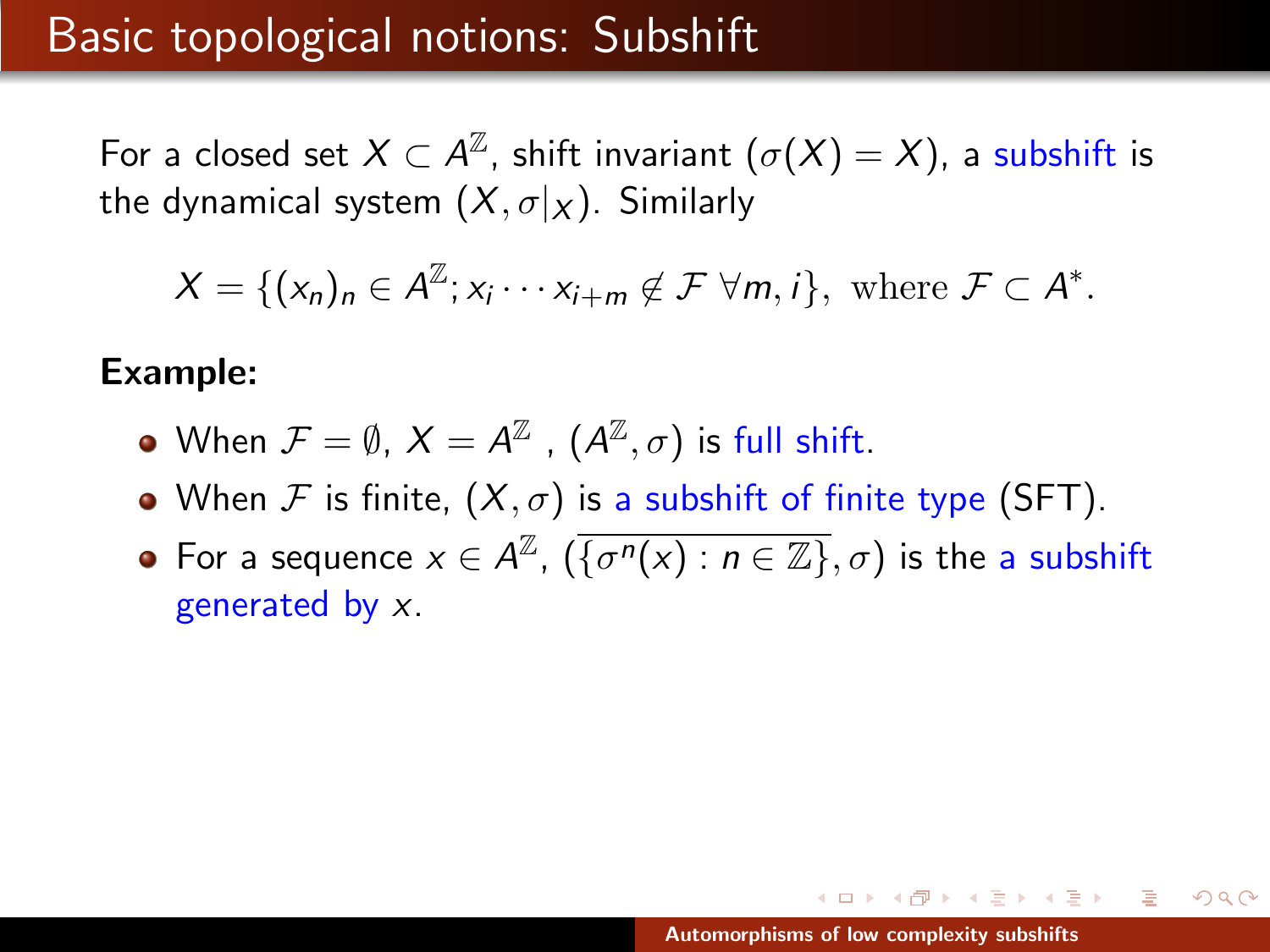# Basic topological notions: Subshift

For a closed set $X \subset A^{\mathbb{Z}}$, shift invariant ($\sigma(X) = X$), a subshift is the dynamical system $(X, \sigma|_X)$. Similarly

$$X = \{(x_n)_n \in A^{\mathbb{Z}}; x_i \cdots x_{i+m} \notin \mathcal{F} \ \forall m, i\}, \text{ where } \mathcal{F} \subset A^*.$$

**Example:**

- When $\mathcal{F} = \emptyset$, $X = A^{\mathbb{Z}}$ , $(A^{\mathbb{Z}}, \sigma)$ is full shift.
- When $\mathcal{F}$ is finite, $(X, \sigma)$ is a subshift of finite type (SFT).
- For a sequence $x \in A^{\mathbb{Z}}$, $(\overline{\{\sigma^n(x) : n \in \mathbb{Z}\}}, \sigma)$ is the a subshift generated by $x$.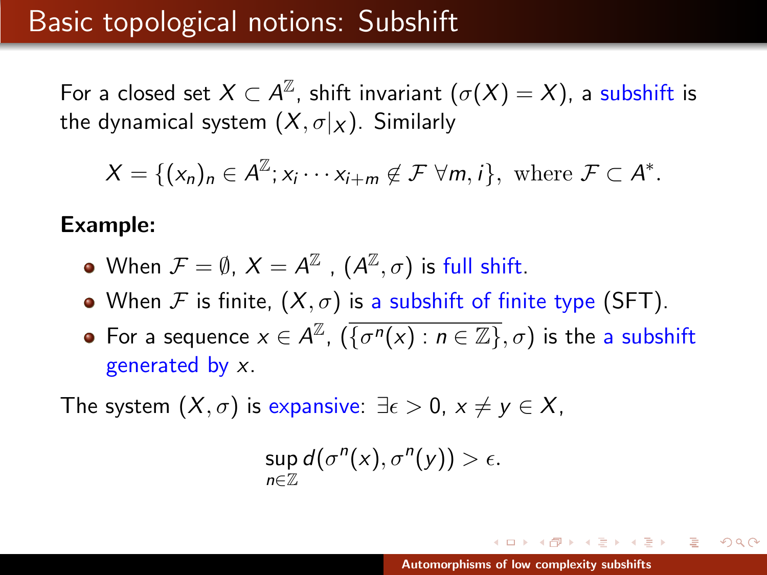# Basic topological notions: Subshift

For a closed set $X \subset A^{\mathbb{Z}}$, shift invariant ($\sigma(X) = X$), a subshift is the dynamical system $(X, \sigma|_X)$. Similarly

$$X = \{(x_n)_n \in A^{\mathbb{Z}}; x_i \cdots x_{i+m} \notin \mathcal{F} \ \forall m, i\}, \text{ where } \mathcal{F} \subset A^*.$$

**Example:**

- When $\mathcal{F} = \emptyset$, $X = A^{\mathbb{Z}}$ , $(A^{\mathbb{Z}}, \sigma)$ is full shift.
- When $\mathcal{F}$ is finite, $(X, \sigma)$ is a subshift of finite type (SFT).
- For a sequence $x \in A^{\mathbb{Z}}$, $(\overline{\{\sigma^n(x) : n \in \mathbb{Z}\}}, \sigma)$ is the a subshift generated by $x$.

The system $(X, \sigma)$ is expansive: $\exists \epsilon > 0$, $x \neq y \in X$,

$$\sup_{n \in \mathbb{Z}} d(\sigma^n(x), \sigma^n(y)) > \epsilon.$$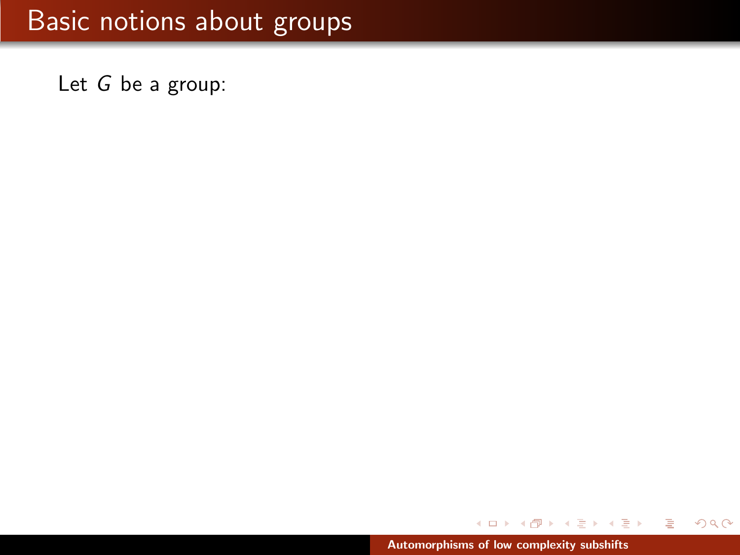# Basic notions about groups

Let $G$ be a group: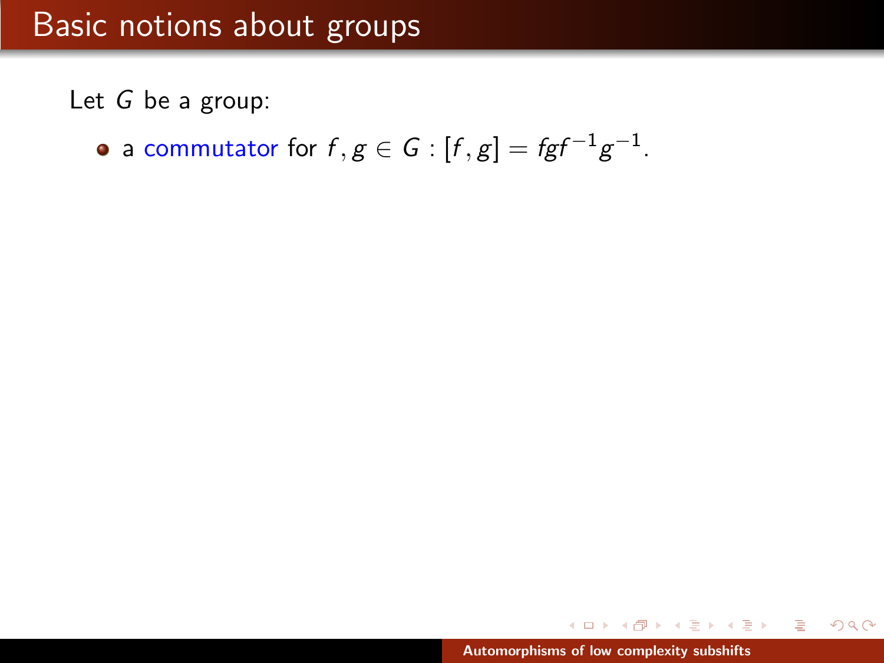# Basic notions about groups

Let $G$ be a group:

- a commutator for $f, g \in G : [f, g] = fgf^{-1}g^{-1}$.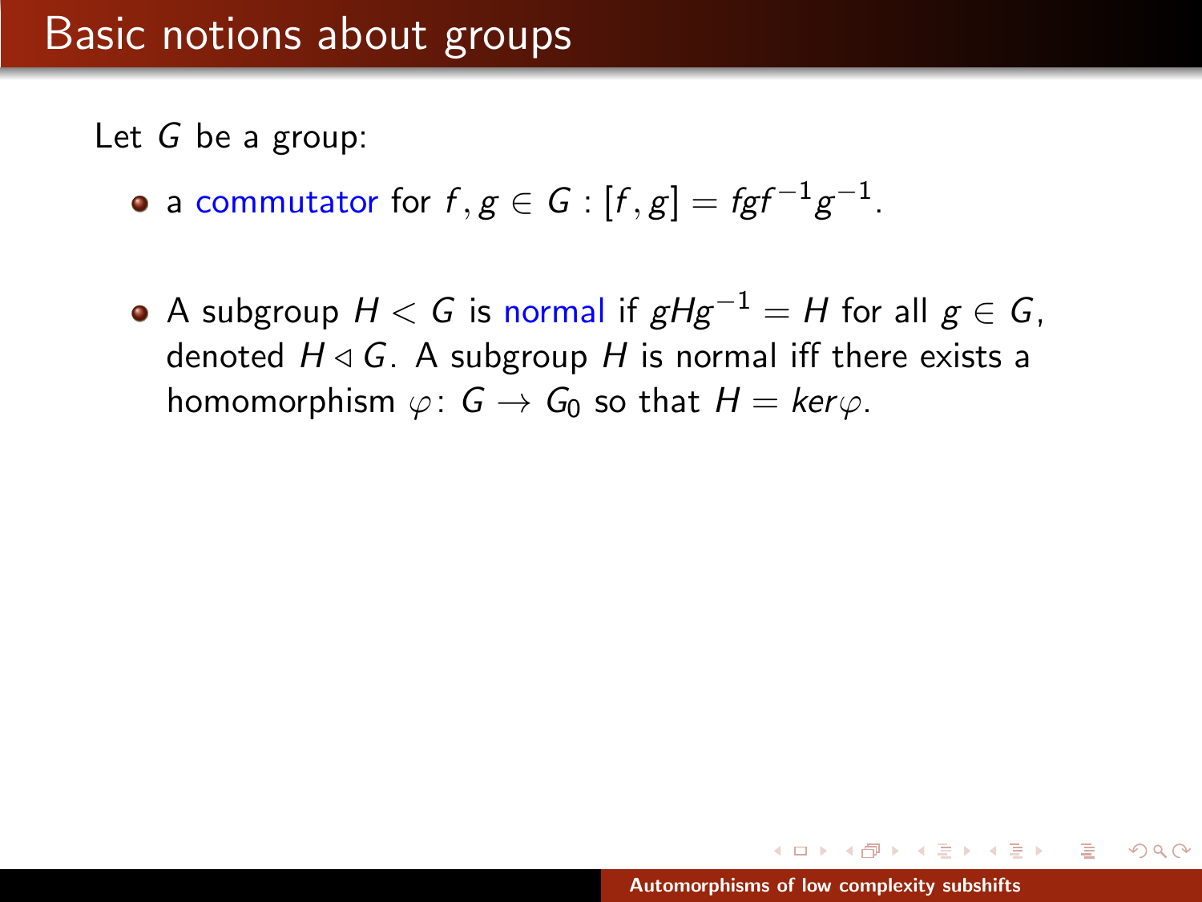# Basic notions about groups

Let $G$ be a group:

- a commutator for $f, g \in G$ : $[f,g] = fgf^{-1}g^{-1}$.

- A subgroup $H < G$ is normal if $gHg^{-1} = H$ for all $g \in G$, denoted $H \triangleleft G$. A subgroup $H$ is normal iff there exists a homomorphism $\varphi \colon G \to G_0$ so that $H = ker\varphi$.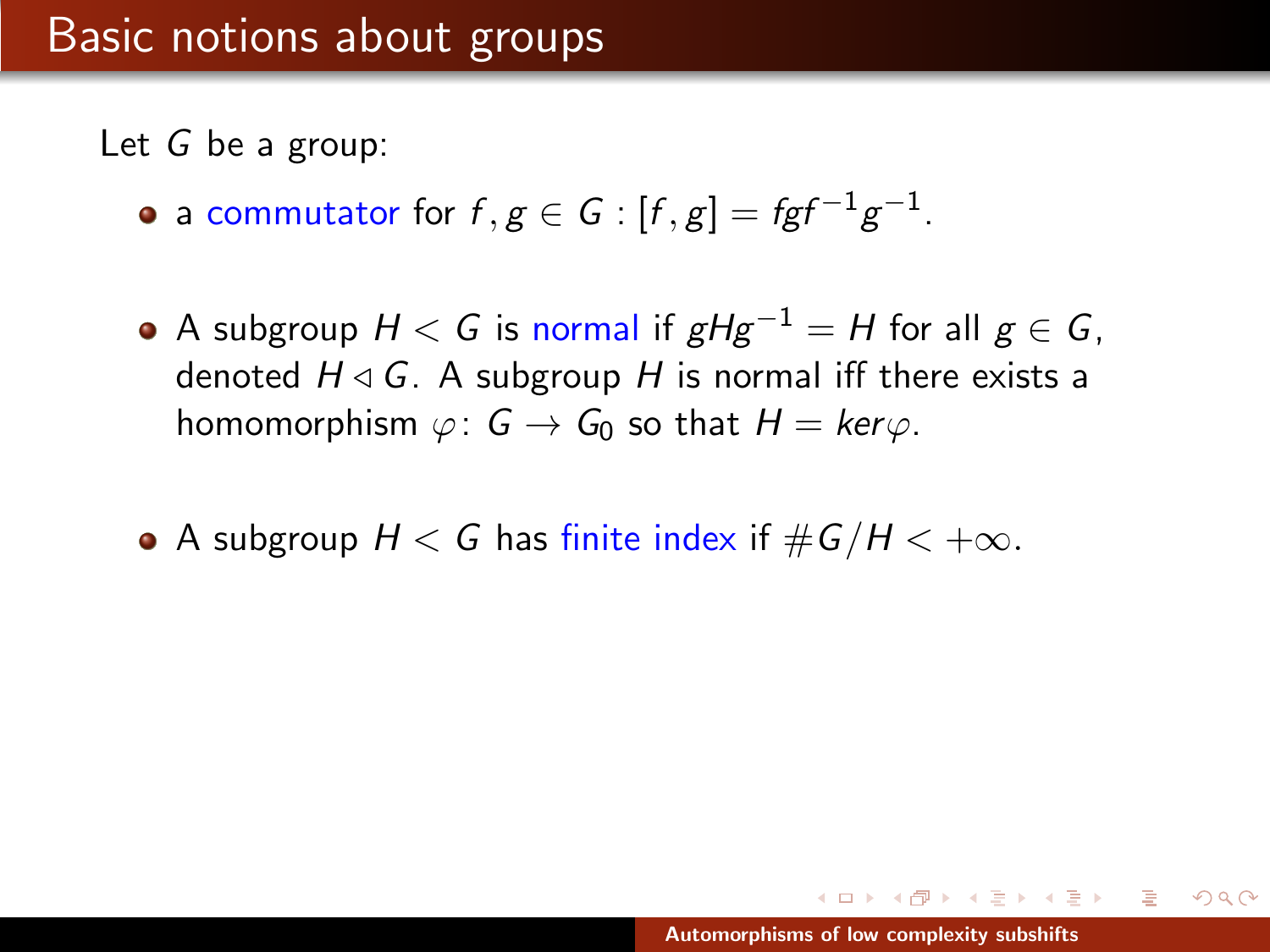# Basic notions about groups

Let $G$ be a group:

- a commutator for $f, g \in G : [f, g] = fgf^{-1}g^{-1}$.

- A subgroup $H < G$ is normal if $gHg^{-1} = H$ for all $g \in G$, denoted $H \triangleleft G$. A subgroup $H$ is normal iff there exists a homomorphism $\varphi \colon G \to G_0$ so that $H = ker\varphi$.

- A subgroup $H < G$ has finite index if $\#G/H < +\infty$.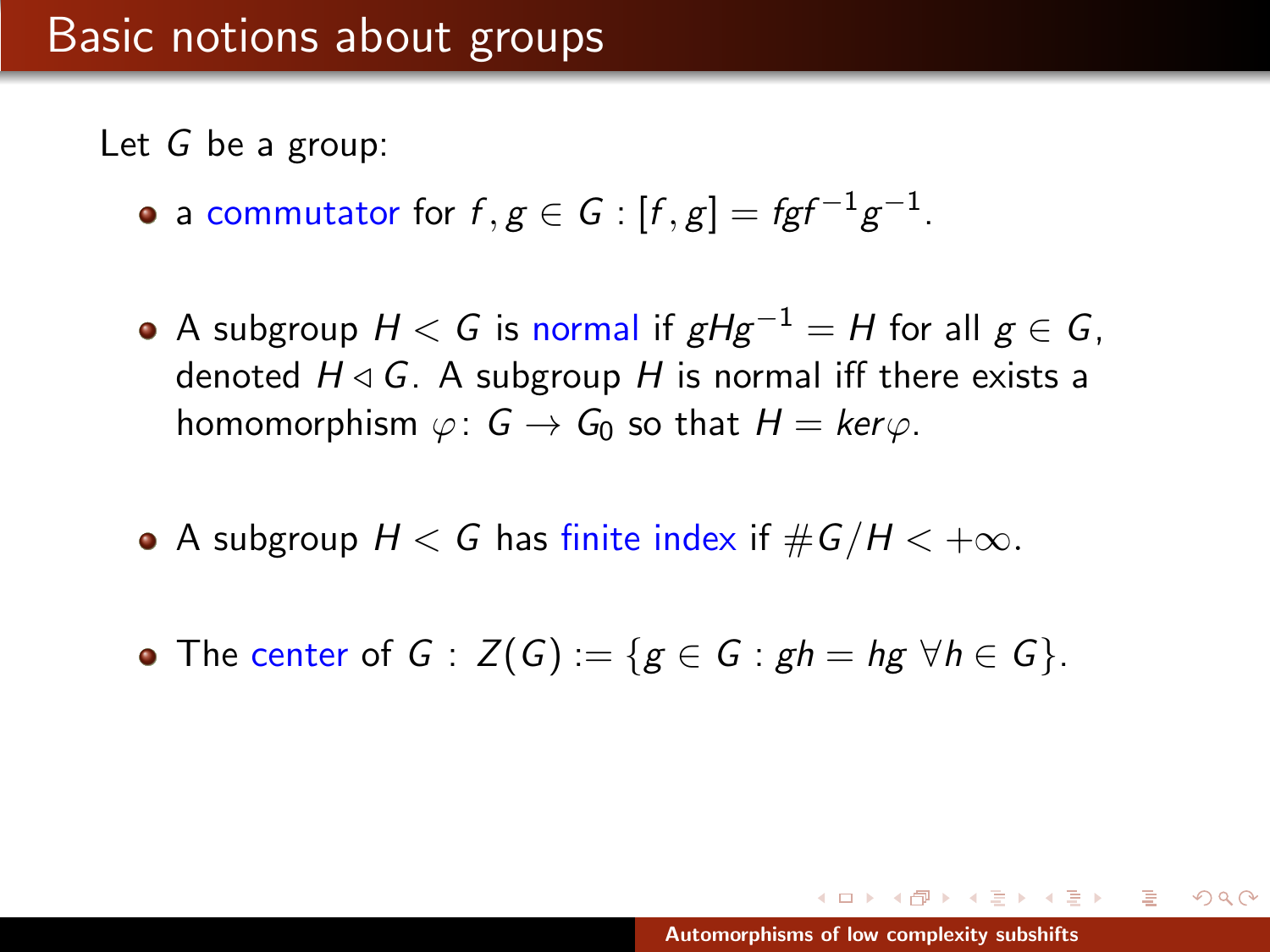# Basic notions about groups

Let $G$ be a group:

- a commutator for $f, g \in G$ : $[f, g] = fgf^{-1}g^{-1}$.
- A subgroup $H < G$ is normal if $gHg^{-1} = H$ for all $g \in G$, denoted $H \lhd G$. A subgroup $H$ is normal iff there exists a homomorphism $\varphi\colon G \to G_0$ so that $H = ker\varphi$.
- A subgroup $H < G$ has finite index if $\#G/H < +\infty$.
- The center of $G$ : $Z(G) := \{g \in G : gh = hg \ \forall h \in G\}$.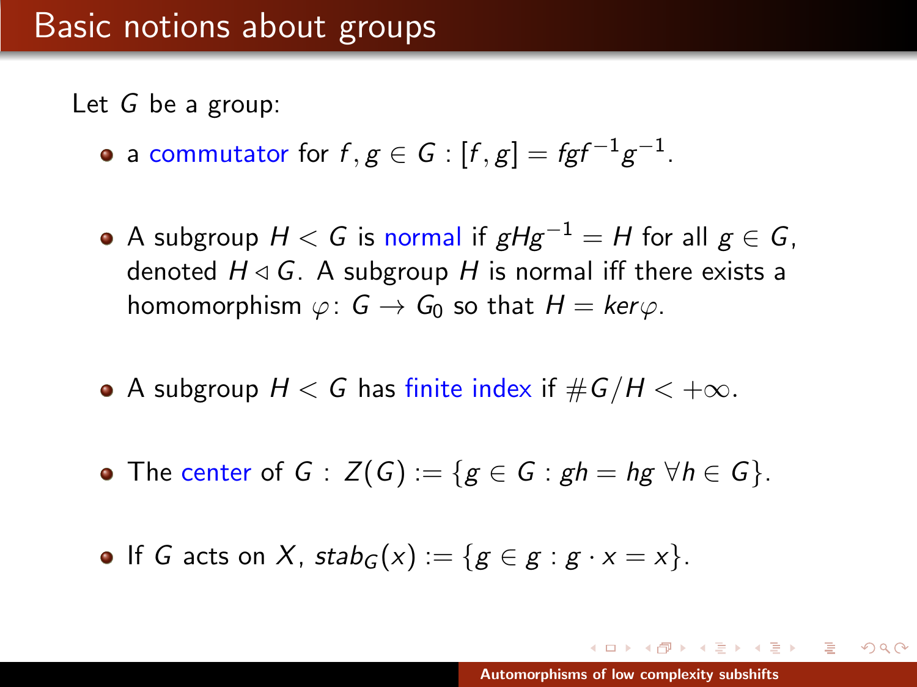# Basic notions about groups

Let $G$ be a group:

- a commutator for $f, g \in G$ : $[f, g] = fgf^{-1}g^{-1}$.
- A subgroup $H < G$ is normal if $gHg^{-1} = H$ for all $g \in G$, denoted $H \triangleleft G$. A subgroup $H$ is normal iff there exists a homomorphism $\varphi \colon G \to G_0$ so that $H = ker\varphi$.
- A subgroup $H < G$ has finite index if $\#G/H < +\infty$.
- The center of $G$ : $Z(G) := \{g \in G : gh = hg \ \forall h \in G\}$.
- If $G$ acts on $X$, $stab_G(x) := \{g \in g : g \cdot x = x\}$.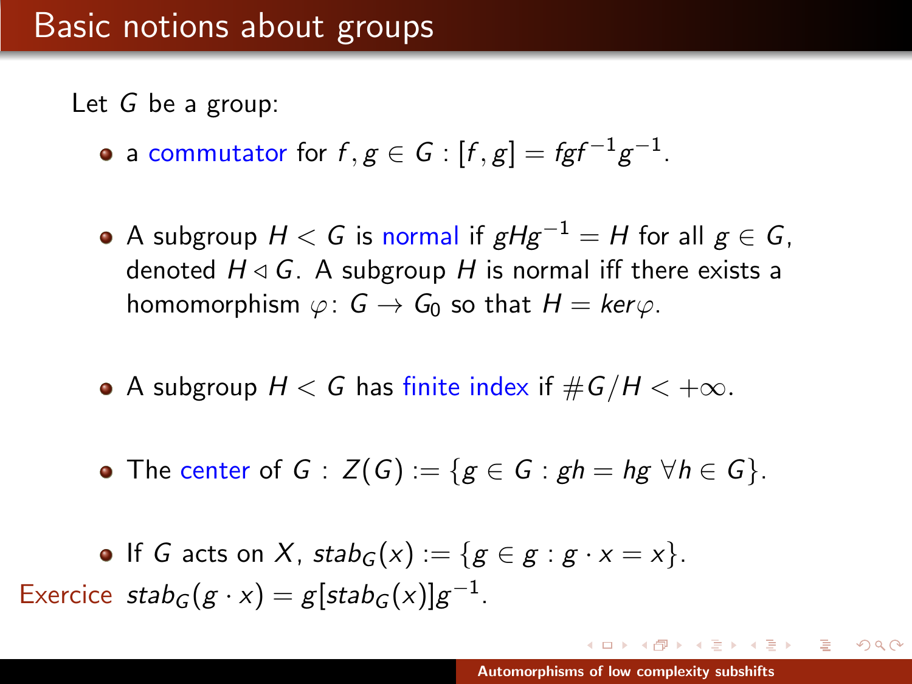# Basic notions about groups

Let $G$ be a group:

- a commutator for $f, g \in G$ : $[f, g] = fgf^{-1}g^{-1}$.
- A subgroup $H < G$ is normal if $gHg^{-1} = H$ for all $g \in G$, denoted $H \triangleleft G$. A subgroup $H$ is normal iff there exists a homomorphism $\varphi\colon G \to G_0$ so that $H = ker\varphi$.
- A subgroup $H < G$ has finite index if $\#G/H < +\infty$.
- The center of $G$ : $Z(G) := \{g \in G : gh = hg \ \forall h \in G\}$.
- If $G$ acts on $X$, $stab_G(x) := \{g \in g : g \cdot x = x\}$.

Exercice $stab_G(g \cdot x) = g[stab_G(x)]g^{-1}$.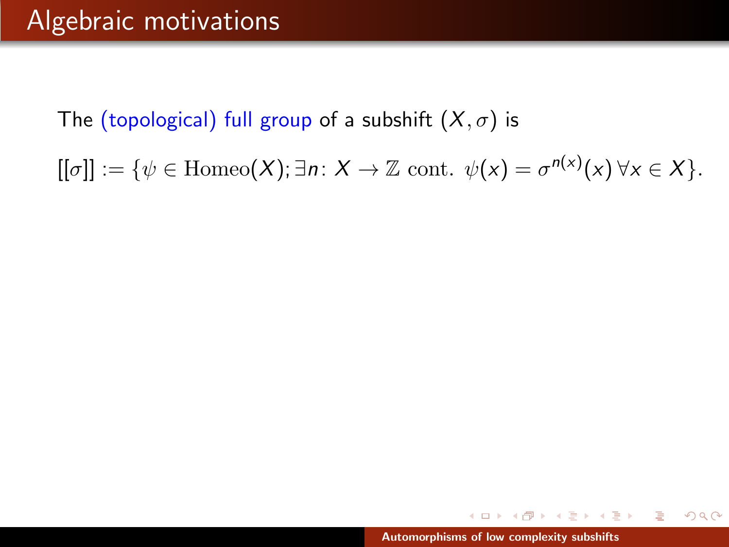# Algebraic motivations

The (topological) full group of a subshift $(X, \sigma)$ is

$$[[\sigma]] := \{\psi \in \mathrm{Homeo}(X); \exists n \colon X \to \mathbb{Z} \text{ cont. } \psi(x) = \sigma^{n(x)}(x)\, \forall x \in X\}.$$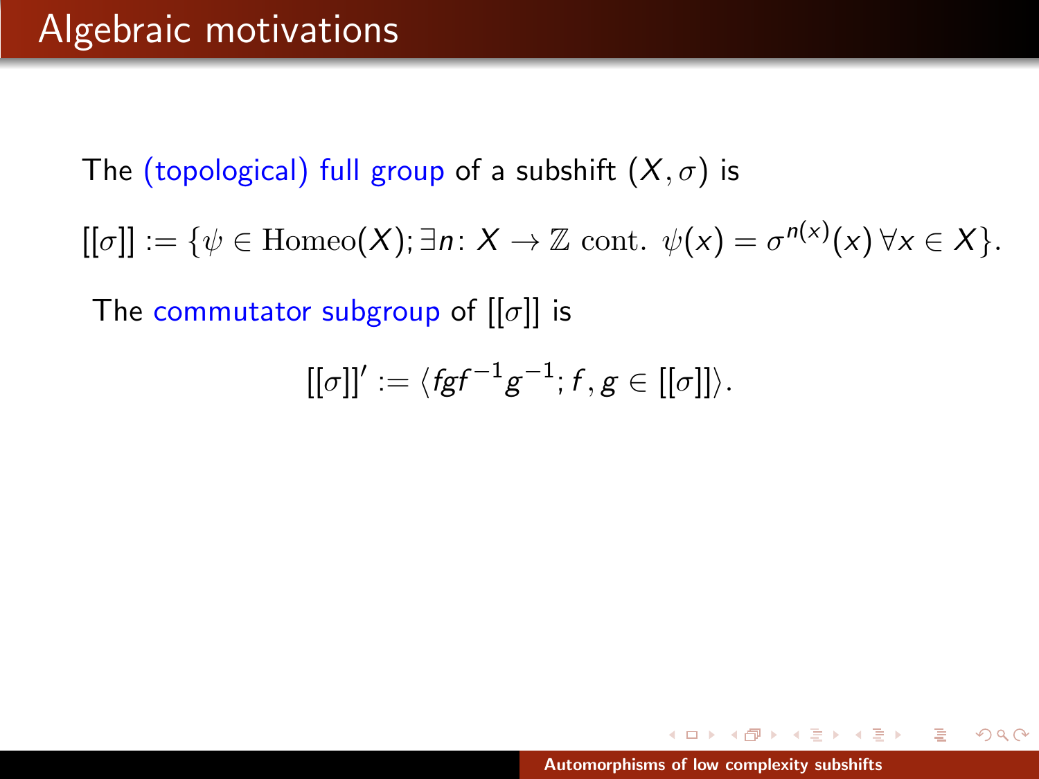# Algebraic motivations

The (topological) full group of a subshift $(X, \sigma)$ is

$$[[\sigma]] := \{\psi \in \mathrm{Homeo}(X); \exists n \colon X \to \mathbb{Z} \text{ cont. } \psi(x) = \sigma^{n(x)}(x) \, \forall x \in X\}.$$

The commutator subgroup of $[[\sigma]]$ is

$$[[\sigma]]' := \langle fgf^{-1}g^{-1}; f, g \in [[\sigma]] \rangle.$$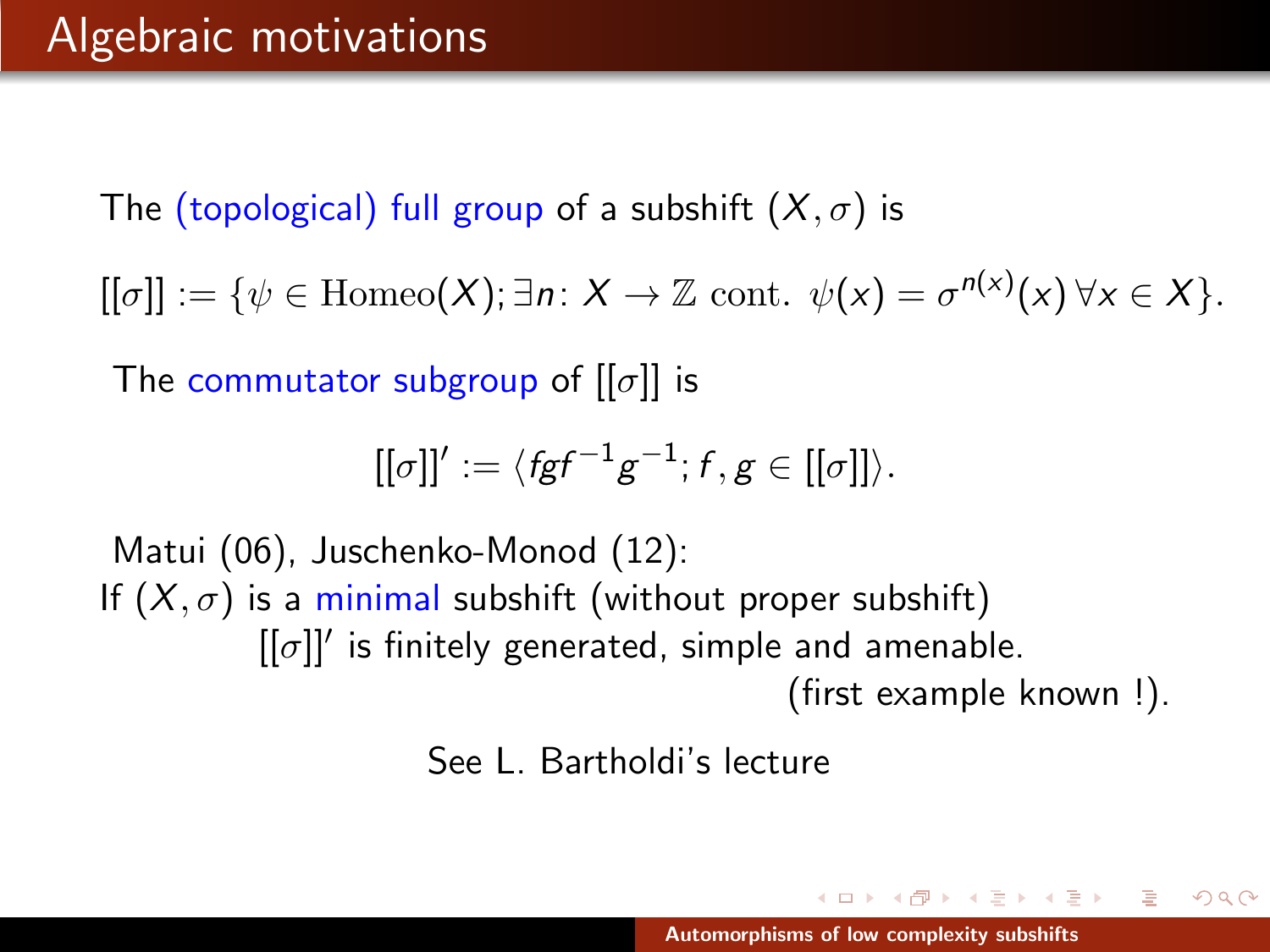# Algebraic motivations

The (topological) full group of a subshift $(X, \sigma)$ is

$$[[\sigma]] := \{\psi \in \mathrm{Homeo}(X); \exists n \colon X \to \mathbb{Z} \text{ cont. } \psi(x) = \sigma^{n(x)}(x) \, \forall x \in X\}.$$

The commutator subgroup of $[[\sigma]]$ is

$$[[\sigma]]' := \langle fgf^{-1}g^{-1}; f, g \in [[\sigma]] \rangle.$$

Matui (06), Juschenko-Monod (12):
If $(X, \sigma)$ is a minimal subshift (without proper subshift)
$[[\sigma]]'$ is finitely generated, simple and amenable.
(first example known !).

See L. Bartholdi's lecture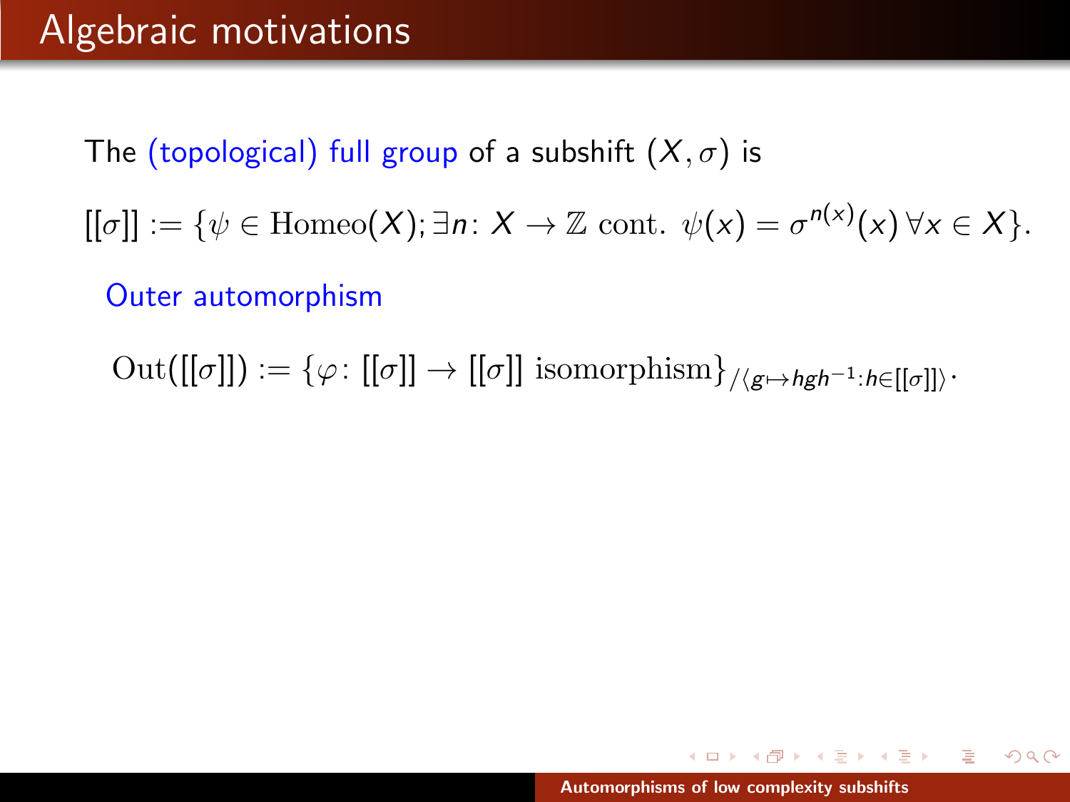# Algebraic motivations

The (topological) full group of a subshift $(X, \sigma)$ is

$$[[\sigma]] := \{\psi \in \mathrm{Homeo}(X); \exists n\colon X \to \mathbb{Z} \text{ cont. } \psi(x) = \sigma^{n(x)}(x)\, \forall x \in X\}.$$

Outer automorphism

$$\mathrm{Out}([[\sigma]]) := \{\varphi\colon [[\sigma]] \to [[\sigma]] \text{ isomorphism}\}_{/\langle g \mapsto hgh^{-1} : h \in [[\sigma]]\rangle}.$$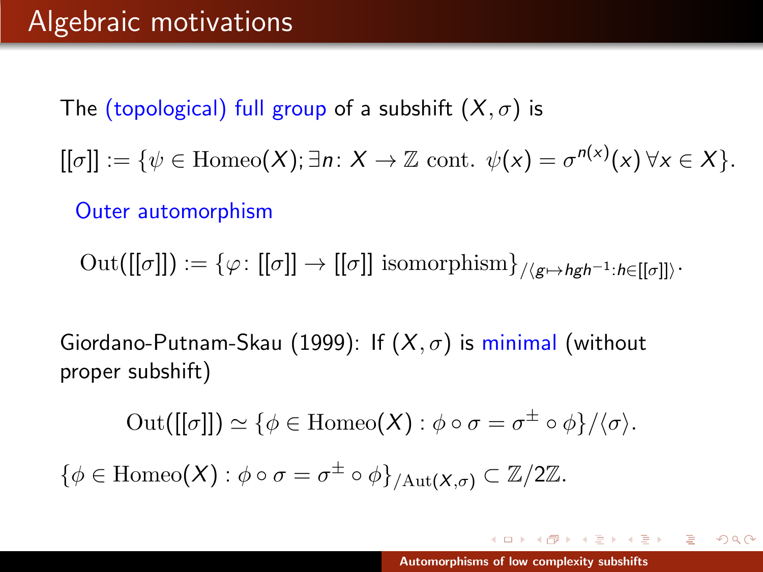# Algebraic motivations

The (topological) full group of a subshift $(X, \sigma)$ is

$$[[\sigma]] := \{\psi \in \mathrm{Homeo}(X); \exists n \colon X \to \mathbb{Z} \text{ cont. } \psi(x) = \sigma^{n(x)}(x)\, \forall x \in X\}.$$

Outer automorphism

$$\mathrm{Out}([[\sigma]]) := \{\varphi \colon [[\sigma]] \to [[\sigma]] \text{ isomorphism}\}_{/\langle g \mapsto hgh^{-1} : h \in [[\sigma]]\rangle}.$$

Giordano-Putnam-Skau (1999): If $(X, \sigma)$ is minimal (without proper subshift)

$$\mathrm{Out}([[\sigma]]) \simeq \{\phi \in \mathrm{Homeo}(X) : \phi \circ \sigma = \sigma^{\pm} \circ \phi\}/\langle \sigma \rangle.$$

$$\{\phi \in \mathrm{Homeo}(X) : \phi \circ \sigma = \sigma^{\pm} \circ \phi\}_{/\mathrm{Aut}(X,\sigma)} \subset \mathbb{Z}/2\mathbb{Z}.$$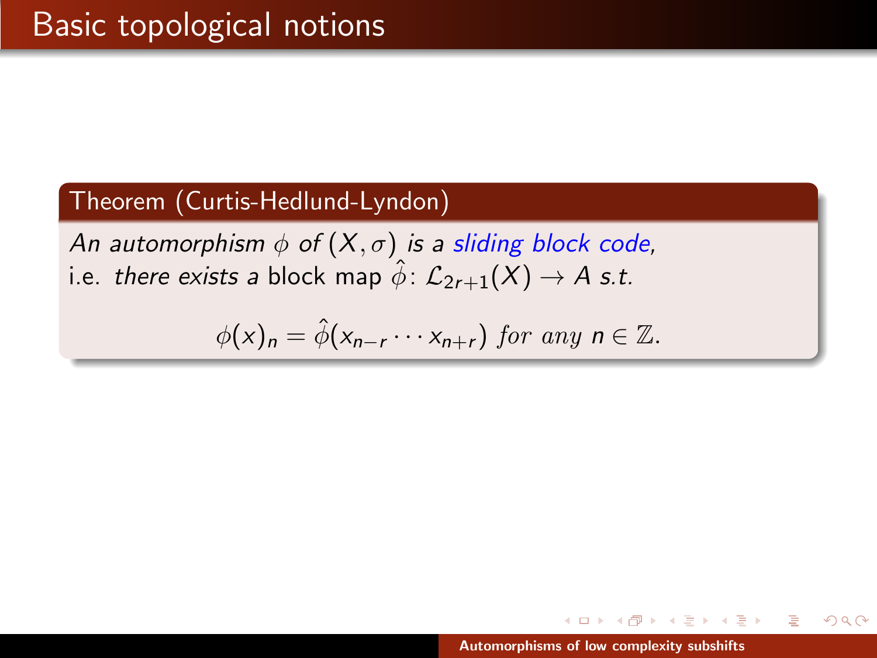# Basic topological notions

**Theorem (Curtis-Hedlund-Lyndon)**

*An automorphism $\phi$ of $(X, \sigma)$ is a sliding block code,*
i.e. *there exists a* block map $\hat{\phi}\colon \mathcal{L}_{2r+1}(X) \to A$ *s.t.*

$$\phi(x)_n = \hat{\phi}(x_{n-r} \cdots x_{n+r}) \text{ for any } n \in \mathbb{Z}.$$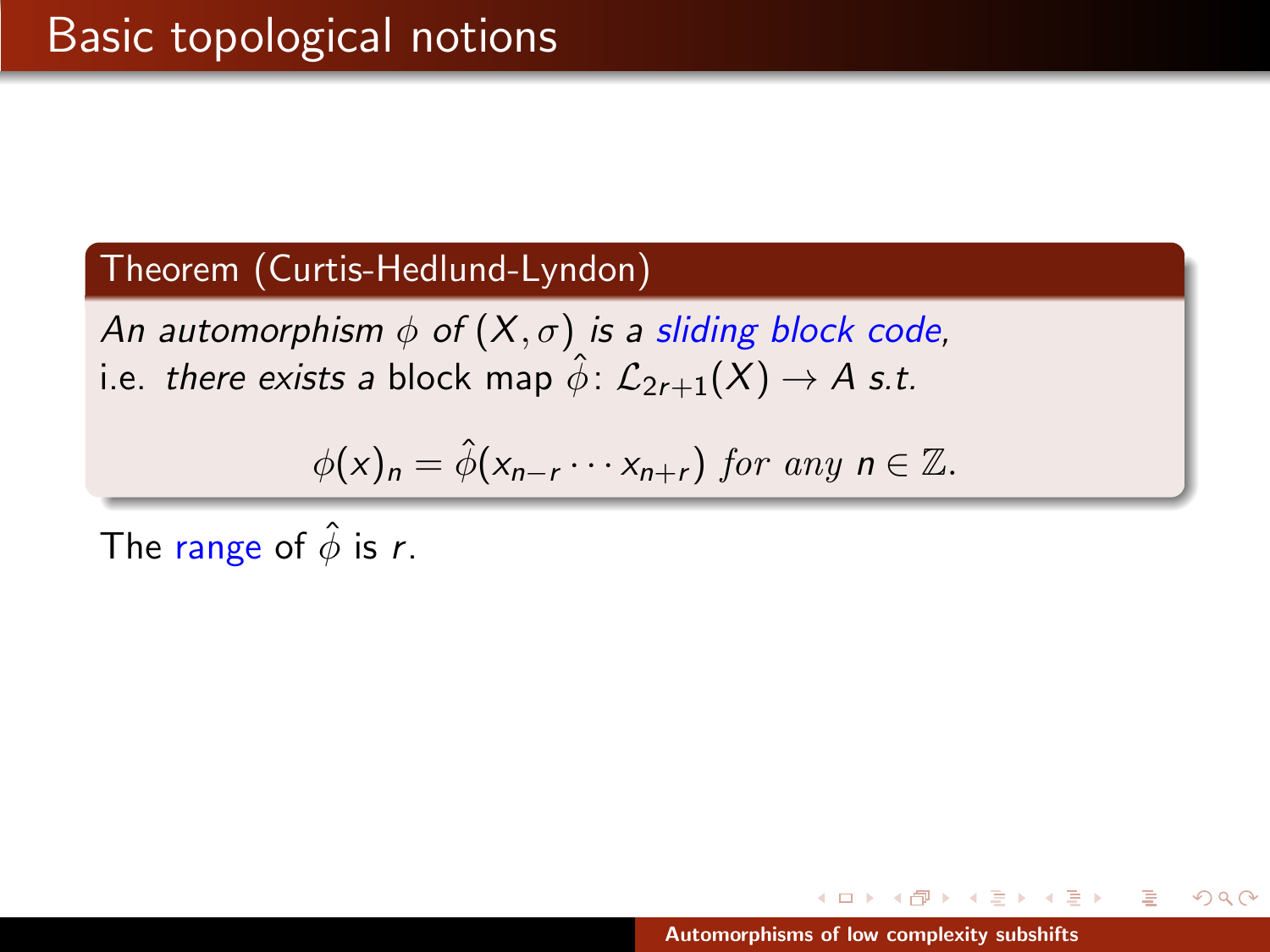# Basic topological notions

**Theorem (Curtis-Hedlund-Lyndon)**

*An automorphism $\phi$ of $(X, \sigma)$ is a sliding block code,*
i.e. *there exists a* block map $\hat{\phi}\colon \mathcal{L}_{2r+1}(X) \to A$ *s.t.*

$$\phi(x)_n = \hat{\phi}(x_{n-r} \cdots x_{n+r}) \text{ for any } n \in \mathbb{Z}.$$

The range of $\hat{\phi}$ is $r$.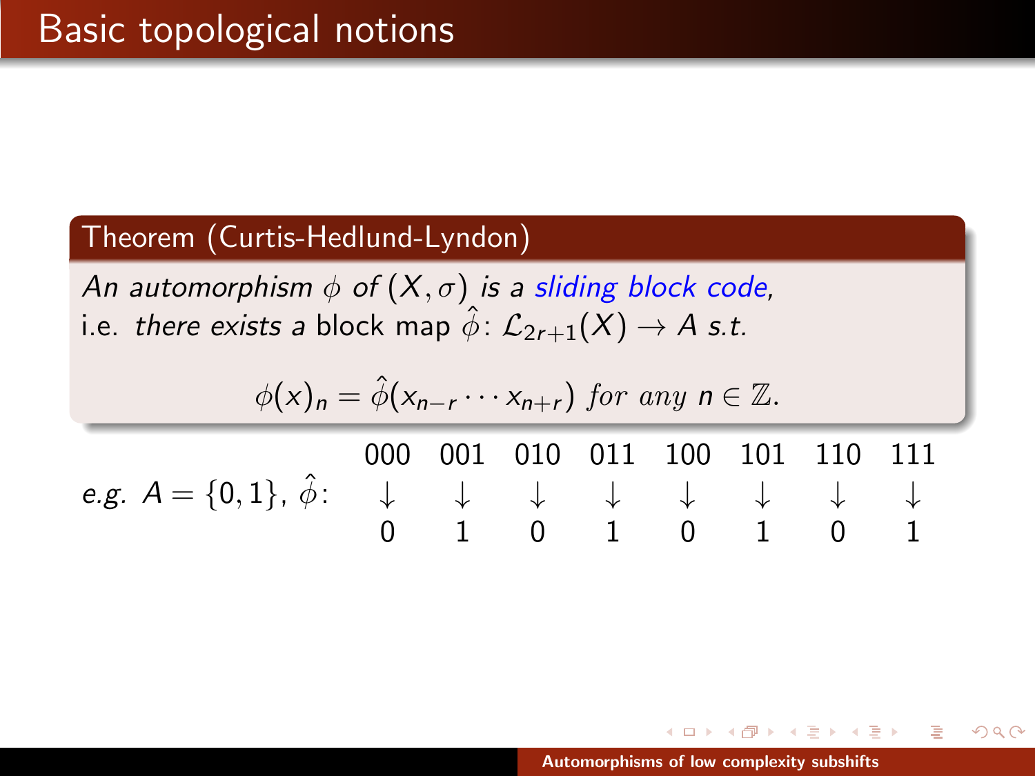# Basic topological notions

**Theorem (Curtis-Hedlund-Lyndon)**

*An automorphism $\phi$ of $(X, \sigma)$ is a sliding block code,*
i.e. *there exists a* block map $\hat{\phi}\colon \mathcal{L}_{2r+1}(X) \to A$ *s.t.*

$$\phi(x)_n = \hat{\phi}(x_{n-r} \cdots x_{n+r}) \text{ for any } n \in \mathbb{Z}.$$

*e.g.* $A = \{0, 1\}$, $\hat{\phi}$:

| 000 | 001 | 010 | 011 | 100 | 101 | 110 | 111 |
|---|---|---|---|---|---|---|---|
| $\downarrow$ | $\downarrow$ | $\downarrow$ | $\downarrow$ | $\downarrow$ | $\downarrow$ | $\downarrow$ | $\downarrow$ |
| 0 | 1 | 0 | 1 | 0 | 1 | 0 | 1 |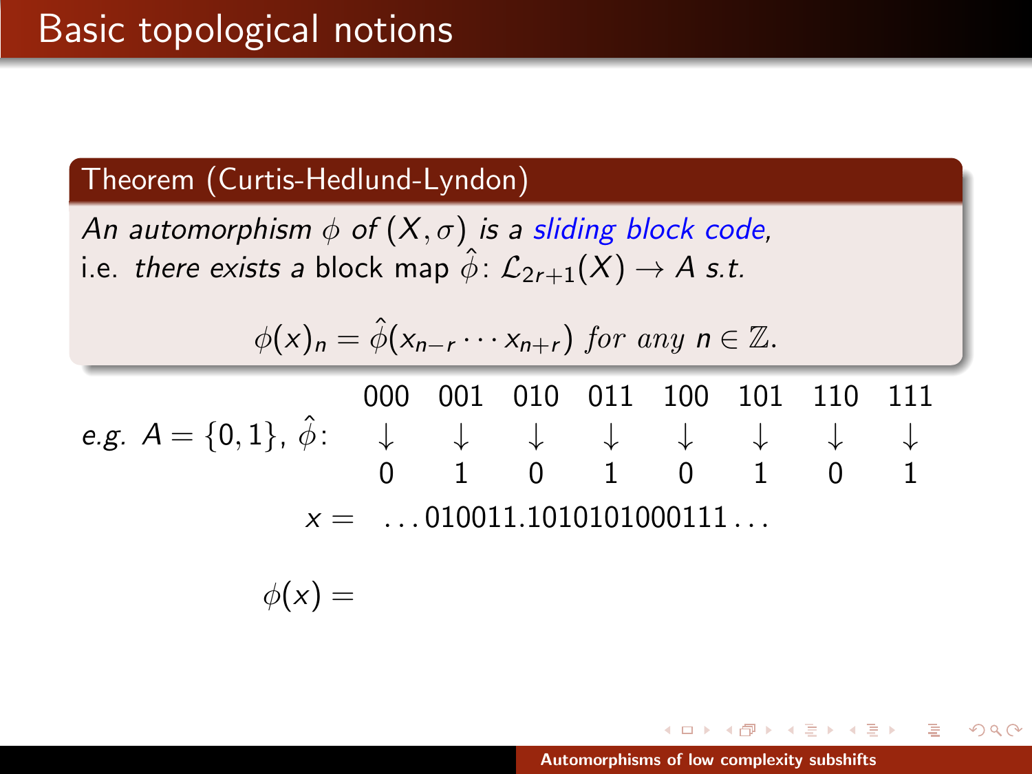# Basic topological notions

**Theorem (Curtis-Hedlund-Lyndon)**

*An automorphism $\phi$ of $(X, \sigma)$ is a sliding block code,*
i.e. *there exists a* block map $\hat{\phi}\colon \mathcal{L}_{2r+1}(X) \to A$ *s.t.*

$$\phi(x)_n = \hat{\phi}(x_{n-r} \cdots x_{n+r}) \text{ for any } n \in \mathbb{Z}.$$

*e.g.* $A = \{0, 1\}$, $\hat{\phi}$:

| 000 | 001 | 010 | 011 | 100 | 101 | 110 | 111 |
|---|---|---|---|---|---|---|---|
| ↓ | ↓ | ↓ | ↓ | ↓ | ↓ | ↓ | ↓ |
| 0 | 1 | 0 | 1 | 0 | 1 | 0 | 1 |

$x = \quad \ldots 010011.1010101000111 \ldots$

$\phi(x) =$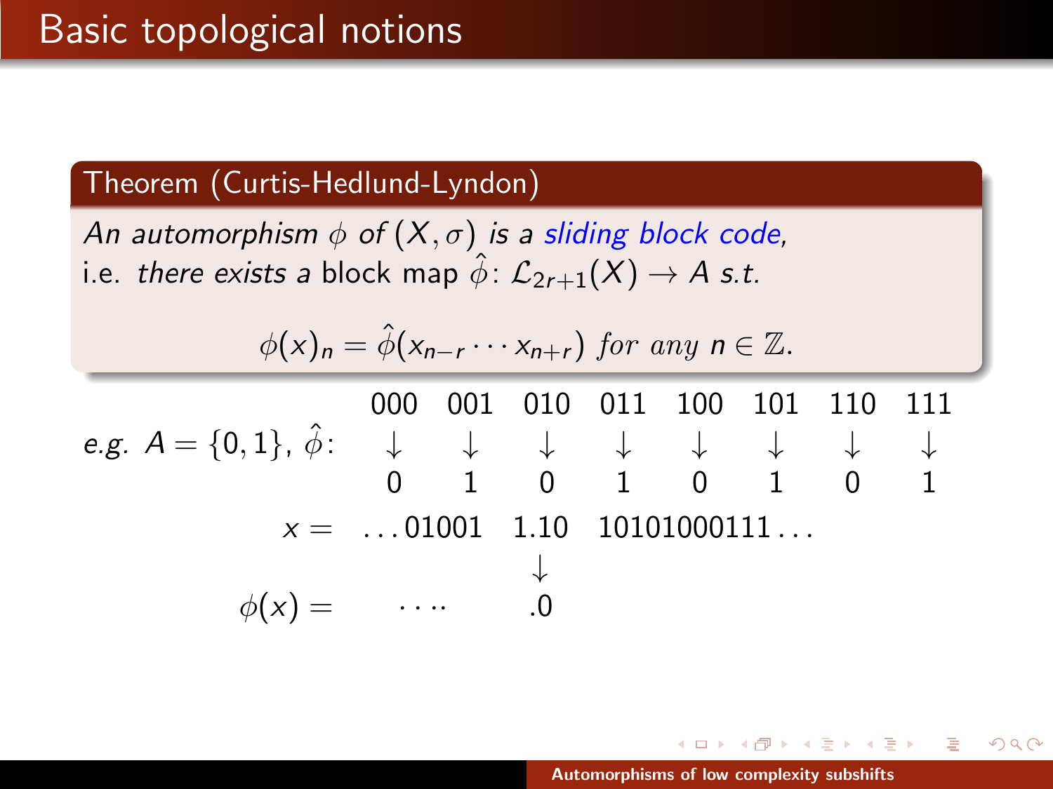# Basic topological notions

**Theorem (Curtis-Hedlund-Lyndon)**

*An automorphism $\phi$ of $(X, \sigma)$ is a sliding block code,*
i.e. *there exists a* block map $\hat{\phi}\colon \mathcal{L}_{2r+1}(X) \to A$ *s.t.*

$$\phi(x)_n = \hat{\phi}(x_{n-r} \cdots x_{n+r}) \text{ for any } n \in \mathbb{Z}.$$

*e.g.* $A = \{0, 1\}$, $\hat{\phi}$:

$$\begin{array}{cccccccc} 000 & 001 & 010 & 011 & 100 & 101 & 110 & 111 \\ \downarrow & \downarrow & \downarrow & \downarrow & \downarrow & \downarrow & \downarrow & \downarrow \\ 0 & 1 & 0 & 1 & 0 & 1 & 0 & 1 \end{array}$$

$$\begin{array}{rccc} x = & \ldots 01001 & 1.10 & 10101000111\ldots \\ & & \downarrow & \\ \phi(x) = & \cdots & .0 & \end{array}$$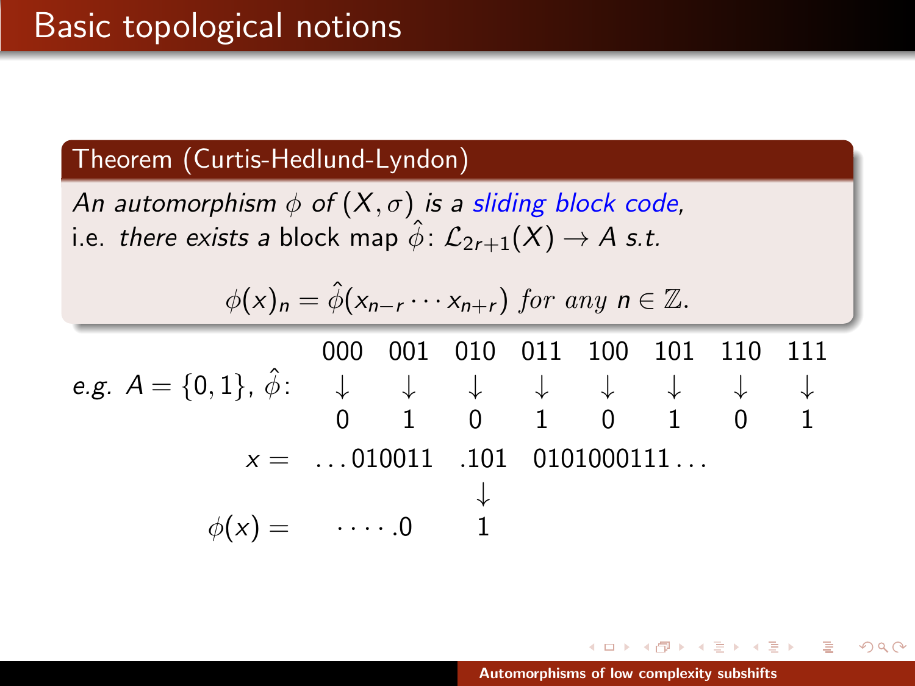# Basic topological notions

**Theorem (Curtis-Hedlund-Lyndon)**

*An automorphism $\phi$ of $(X, \sigma)$ is a sliding block code,*
i.e. *there exists a* block map $\hat{\phi}\colon \mathcal{L}_{2r+1}(X) \to A$ *s.t.*

$$\phi(x)_n = \hat{\phi}(x_{n-r} \cdots x_{n+r}) \text{ for any } n \in \mathbb{Z}.$$

*e.g.* $A = \{0, 1\}$, $\hat{\phi}$:

| 000 | 001 | 010 | 011 | 100 | 101 | 110 | 111 |
|---|---|---|---|---|---|---|---|
| $\downarrow$ | $\downarrow$ | $\downarrow$ | $\downarrow$ | $\downarrow$ | $\downarrow$ | $\downarrow$ | $\downarrow$ |
| 0 | 1 | 0 | 1 | 0 | 1 | 0 | 1 |

$$x = \ldots 010011 \quad .101 \quad 0101000111\ldots$$

$$\downarrow$$

$$\phi(x) = \quad \cdots\cdots .0 \quad 1$$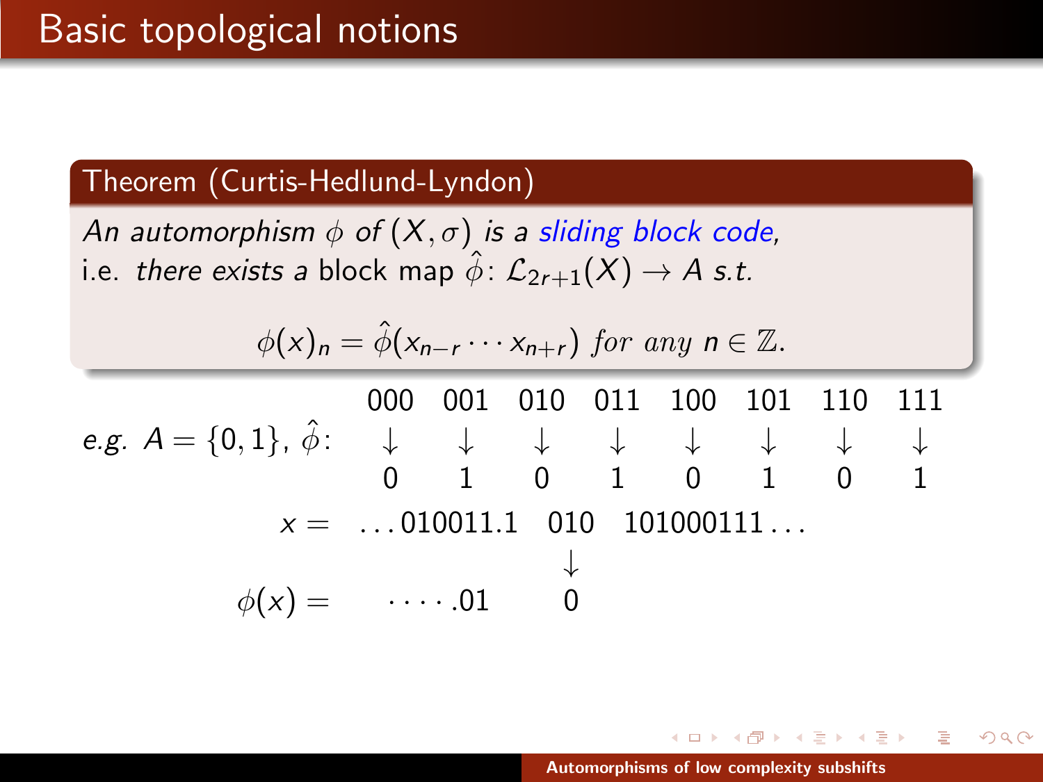# Basic topological notions

**Theorem (Curtis-Hedlund-Lyndon)**

*An automorphism $\phi$ of $(X, \sigma)$ is a sliding block code,*
i.e. *there exists a* block map $\hat{\phi}\colon \mathcal{L}_{2r+1}(X) \to A$ *s.t.*

$$\phi(x)_n = \hat{\phi}(x_{n-r} \cdots x_{n+r}) \text{ for any } n \in \mathbb{Z}.$$

*e.g.* $A = \{0,1\}$, $\hat{\phi}$:

| 000 | 001 | 010 | 011 | 100 | 101 | 110 | 111 |
|---|---|---|---|---|---|---|---|
| ↓ | ↓ | ↓ | ↓ | ↓ | ↓ | ↓ | ↓ |
| 0 | 1 | 0 | 1 | 0 | 1 | 0 | 1 |

$$x = \ldots 010011.1 \quad 010 \quad 101000111 \ldots$$

$$\downarrow$$

$$\phi(x) = \quad \cdots\cdot .01 \quad 0$$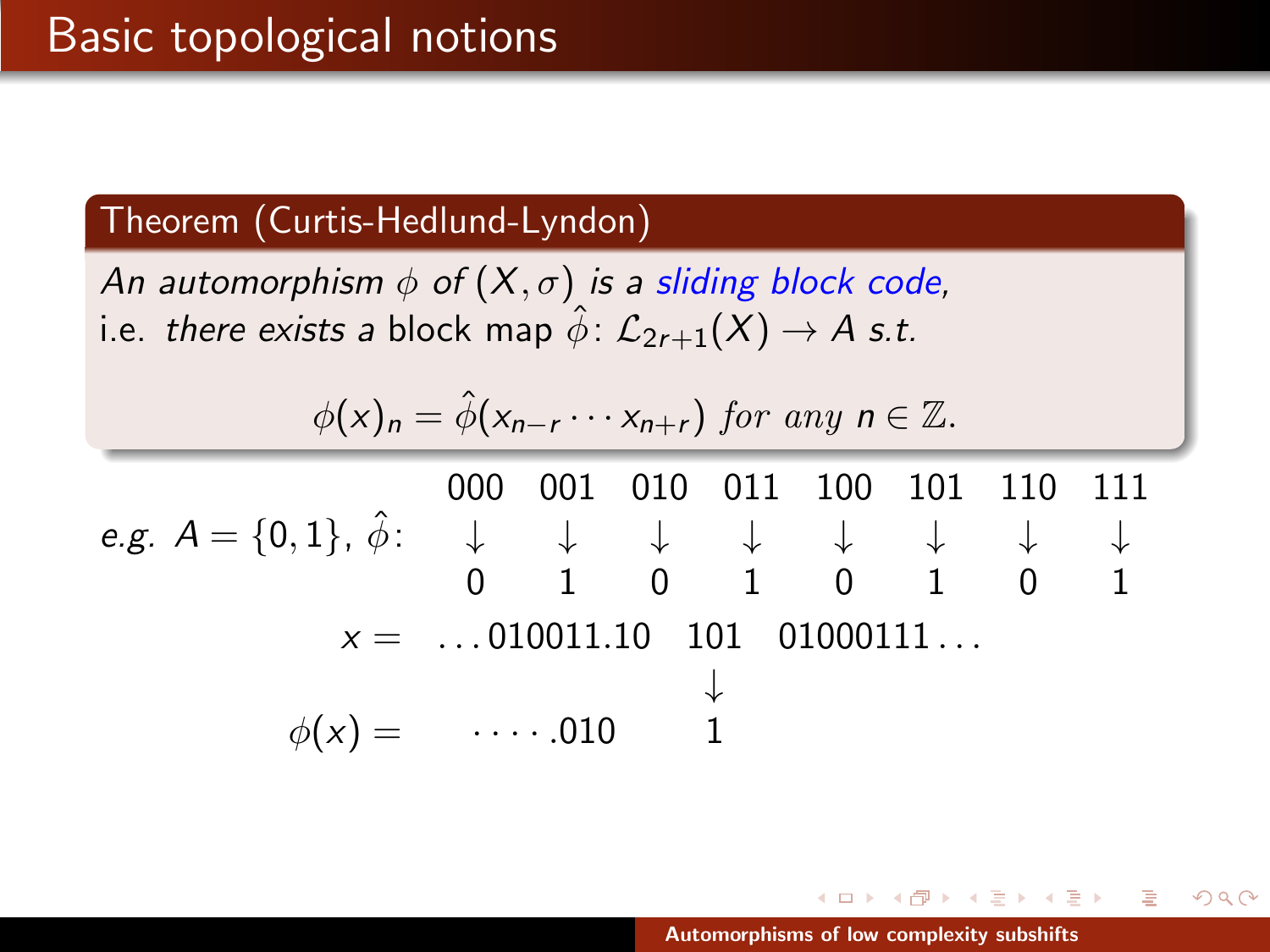# Basic topological notions

**Theorem (Curtis-Hedlund-Lyndon)**

*An automorphism $\phi$ of $(X, \sigma)$ is a sliding block code,*
i.e. *there exists a* block map $\hat{\phi}\colon \mathcal{L}_{2r+1}(X) \to A$ *s.t.*

$$\phi(x)_n = \hat{\phi}(x_{n-r} \cdots x_{n+r}) \text{ for any } n \in \mathbb{Z}.$$

*e.g.* $A = \{0, 1\}$, $\hat{\phi}$:

| 000 | 001 | 010 | 011 | 100 | 101 | 110 | 111 |
|---|---|---|---|---|---|---|---|
| ↓ | ↓ | ↓ | ↓ | ↓ | ↓ | ↓ | ↓ |
| 0 | 1 | 0 | 1 | 0 | 1 | 0 | 1 |

$x = \ldots 010011.10 \quad 101 \quad 01000111 \ldots$

$\downarrow$

$\phi(x) = \quad \cdots\cdot .010 \quad 1$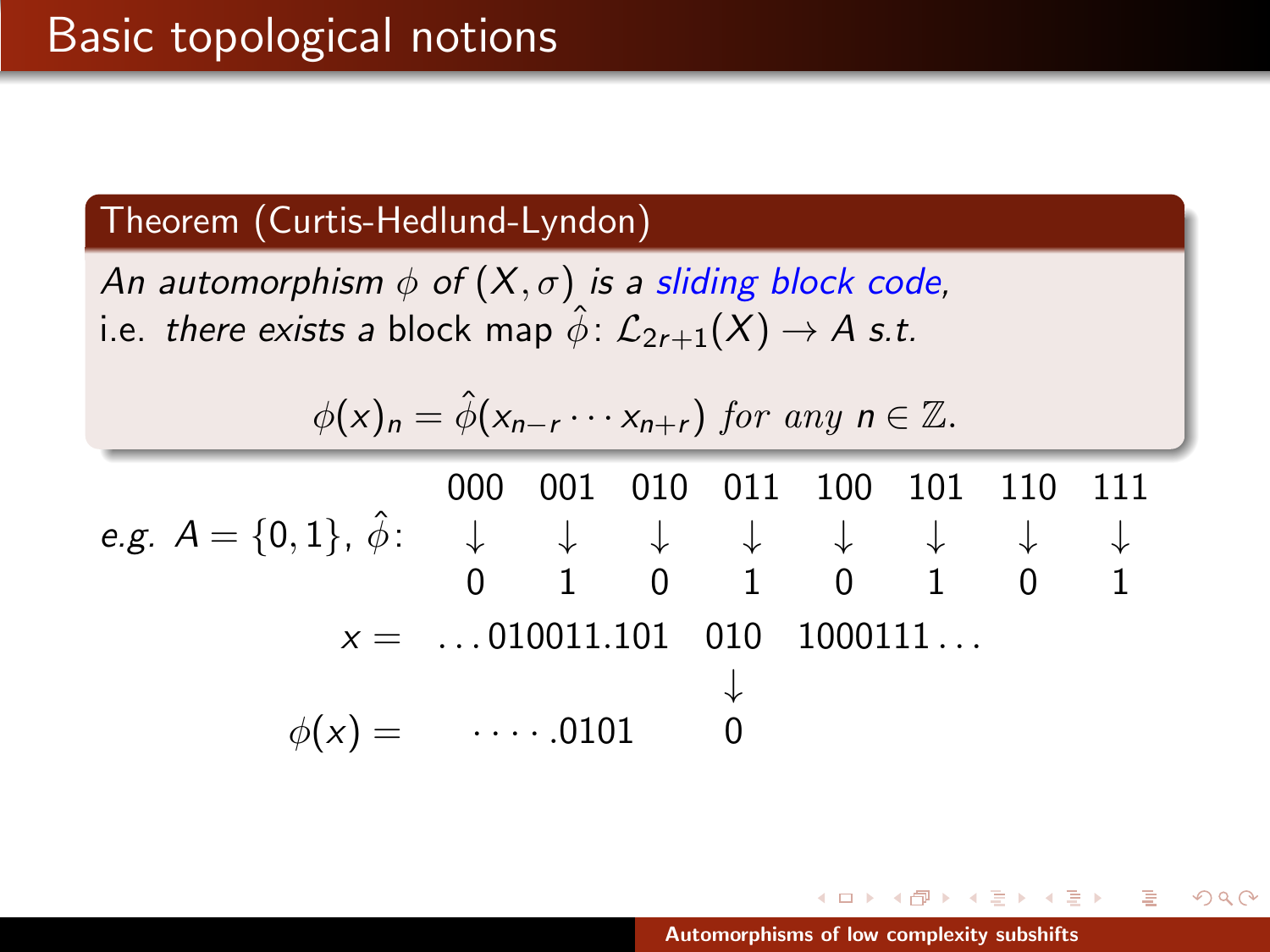# Basic topological notions

**Theorem (Curtis-Hedlund-Lyndon)**

*An automorphism $\phi$ of $(X, \sigma)$ is a sliding block code,*
i.e. *there exists a* block map $\hat{\phi}\colon \mathcal{L}_{2r+1}(X) \to A$ *s.t.*

$$\phi(x)_n = \hat{\phi}(x_{n-r} \cdots x_{n+r}) \text{ for any } n \in \mathbb{Z}.$$

*e.g.* $A = \{0, 1\}$, $\hat{\phi}$:

| 000 | 001 | 010 | 011 | 100 | 101 | 110 | 111 |
|---|---|---|---|---|---|---|---|
| $\downarrow$ | $\downarrow$ | $\downarrow$ | $\downarrow$ | $\downarrow$ | $\downarrow$ | $\downarrow$ | $\downarrow$ |
| 0 | 1 | 0 | 1 | 0 | 1 | 0 | 1 |

$$x = \ldots 010011.101 \quad 010 \quad 1000111 \ldots$$

$$\downarrow$$

$$\phi(x) = \quad \cdots\cdot .0101 \quad 0$$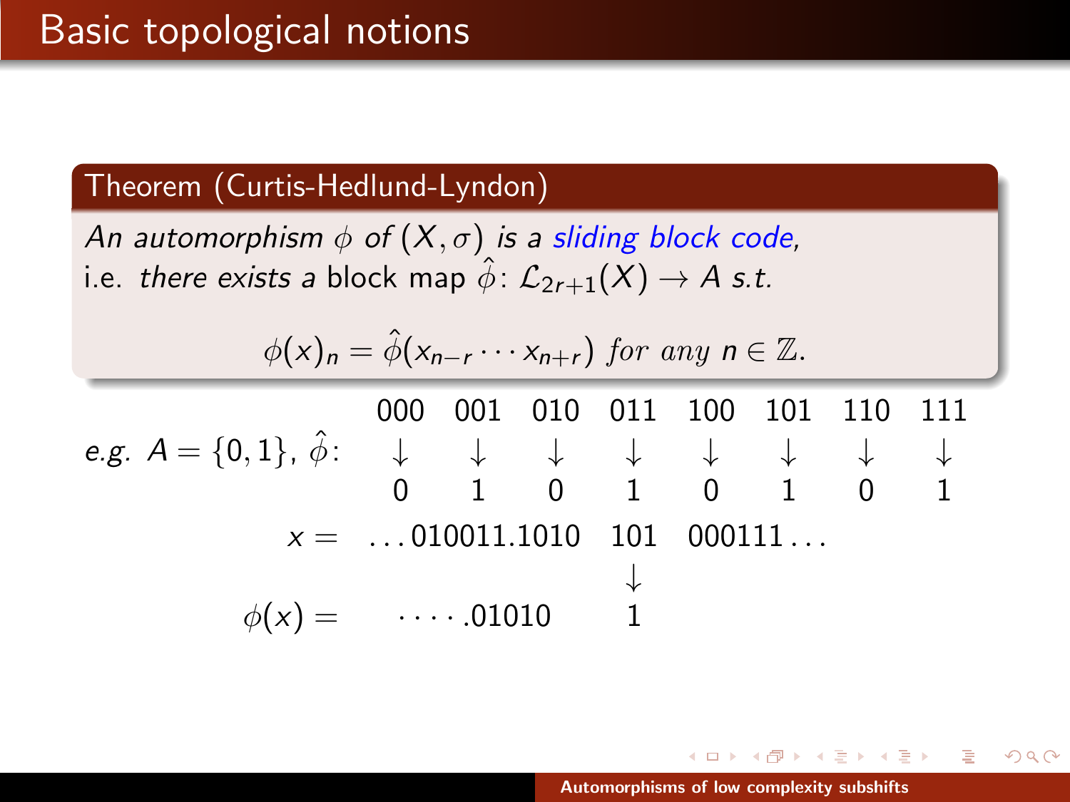# Basic topological notions

**Theorem (Curtis-Hedlund-Lyndon)**

*An automorphism $\phi$ of $(X, \sigma)$ is a sliding block code,*
i.e. *there exists a* block map $\hat{\phi}\colon \mathcal{L}_{2r+1}(X) \to A$ *s.t.*

$$\phi(x)_n = \hat{\phi}(x_{n-r} \cdots x_{n+r}) \text{ for any } n \in \mathbb{Z}.$$

*e.g.* $A = \{0, 1\}$, $\hat{\phi}$:

| 000 | 001 | 010 | 011 | 100 | 101 | 110 | 111 |
|---|---|---|---|---|---|---|---|
| ↓ | ↓ | ↓ | ↓ | ↓ | ↓ | ↓ | ↓ |
| 0 | 1 | 0 | 1 | 0 | 1 | 0 | 1 |

$$x = \ldots 010011.1010 \quad 101 \quad 000111 \ldots$$

$$\downarrow$$

$$\phi(x) = \quad \cdots\cdot .01010 \quad 1$$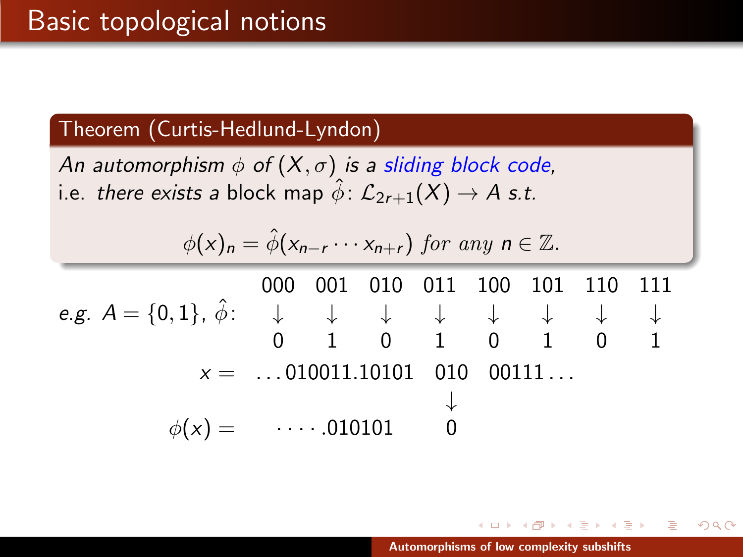# Basic topological notions

**Theorem (Curtis-Hedlund-Lyndon)**

*An automorphism $\phi$ of $(X, \sigma)$ is a sliding block code,*
i.e. *there exists a* block map $\hat{\phi}\colon \mathcal{L}_{2r+1}(X) \to A$ *s.t.*

$$\phi(x)_n = \hat{\phi}(x_{n-r} \cdots x_{n+r}) \text{ for any } n \in \mathbb{Z}.$$

*e.g.* $A = \{0, 1\}$, $\hat{\phi}$:

| 000 | 001 | 010 | 011 | 100 | 101 | 110 | 111 |
|---|---|---|---|---|---|---|---|
| ↓ | ↓ | ↓ | ↓ | ↓ | ↓ | ↓ | ↓ |
| 0 | 1 | 0 | 1 | 0 | 1 | 0 | 1 |

$$x = \ldots 010011.10101 \quad 010 \quad 00111 \ldots$$

$$\downarrow$$

$$\phi(x) = \quad \cdots\cdots.010101 \quad 0$$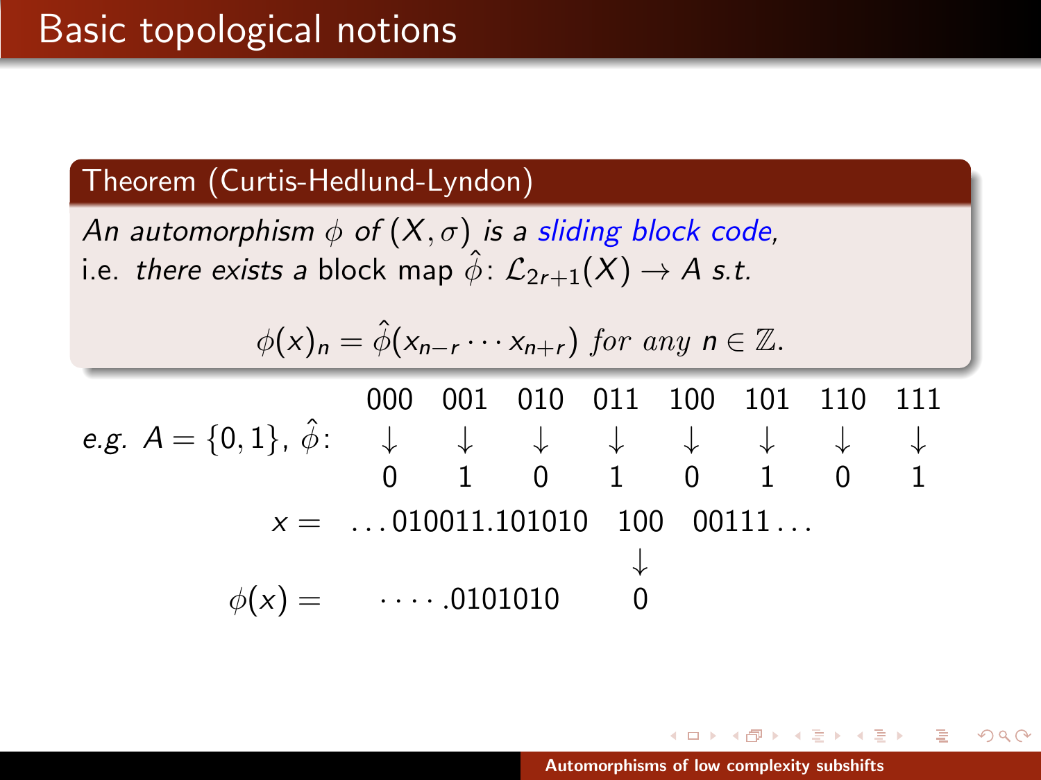# Basic topological notions

**Theorem (Curtis-Hedlund-Lyndon)**

*An automorphism $\phi$ of $(X, \sigma)$ is a sliding block code,*
i.e. *there exists a* block map $\hat{\phi}\colon \mathcal{L}_{2r+1}(X) \to A$ *s.t.*

$$\phi(x)_n = \hat{\phi}(x_{n-r} \cdots x_{n+r}) \text{ for any } n \in \mathbb{Z}.$$

*e.g.* $A = \{0, 1\}$, $\hat{\phi}$:

| 000 | 001 | 010 | 011 | 100 | 101 | 110 | 111 |
|---|---|---|---|---|---|---|---|
| ↓ | ↓ | ↓ | ↓ | ↓ | ↓ | ↓ | ↓ |
| 0 | 1 | 0 | 1 | 0 | 1 | 0 | 1 |

$x = \ldots 010011.101010 \quad 100 \quad 00111 \ldots$

$\phi(x) = \quad \cdots\cdots .0101010 \quad 0$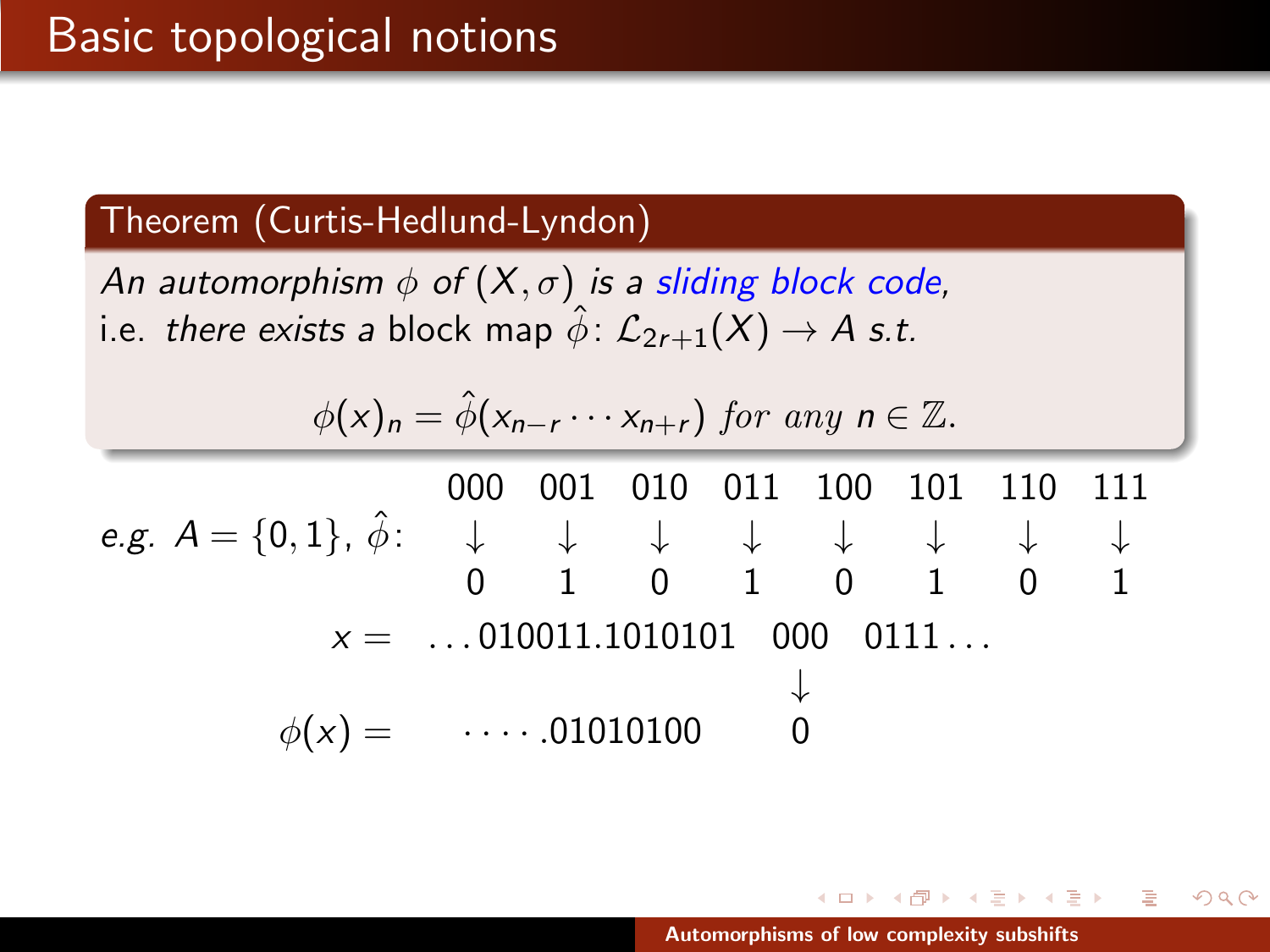# Basic topological notions

**Theorem (Curtis-Hedlund-Lyndon)**

*An automorphism $\phi$ of $(X, \sigma)$ is a sliding block code,* i.e. *there exists a* block map $\hat{\phi} \colon \mathcal{L}_{2r+1}(X) \to A$ *s.t.*

$$\phi(x)_n = \hat{\phi}(x_{n-r} \cdots x_{n+r}) \text{ for any } n \in \mathbb{Z}.$$

*e.g.* $A = \{0,1\}$, $\hat{\phi}$:

| 000 | 001 | 010 | 011 | 100 | 101 | 110 | 111 |
|---|---|---|---|---|---|---|---|
| ↓ | ↓ | ↓ | ↓ | ↓ | ↓ | ↓ | ↓ |
| 0 | 1 | 0 | 1 | 0 | 1 | 0 | 1 |

$$x = \ldots 010011.1010101 \quad 000 \quad 0111 \ldots$$

$$\downarrow$$

$$\phi(x) = \cdots\cdot.01010100 \quad 0$$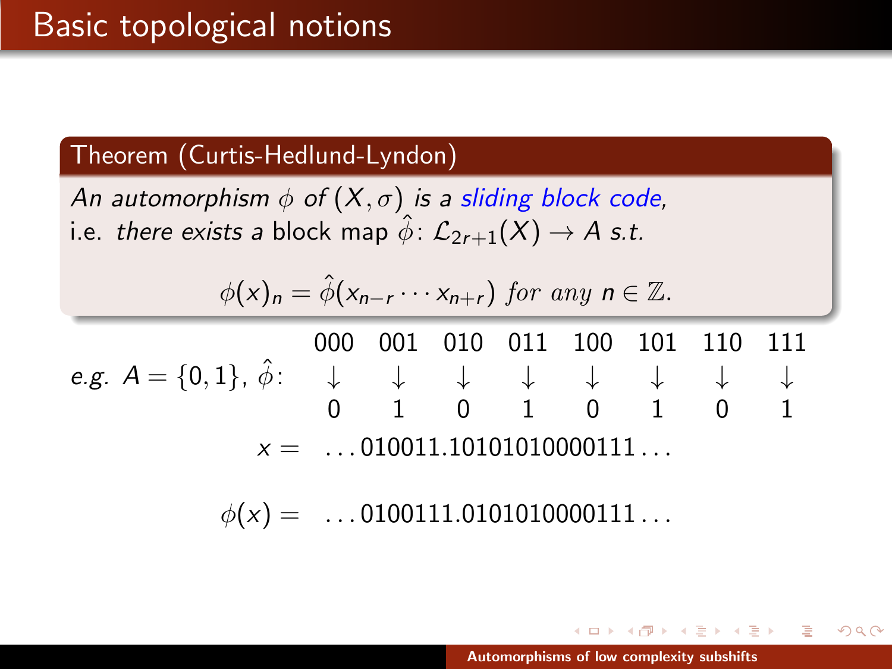# Basic topological notions

**Theorem (Curtis-Hedlund-Lyndon)**

*An automorphism* $\phi$ *of* $(X,\sigma)$ *is a sliding block code,*
i.e. *there exists a* block map $\hat{\phi}\colon \mathcal{L}_{2r+1}(X) \to A$ *s.t.*

$$\phi(x)_n = \hat{\phi}(x_{n-r}\cdots x_{n+r}) \text{ for any } n \in \mathbb{Z}.$$

*e.g.* $A = \{0,1\}$, $\hat{\phi}$:

| 000 | 001 | 010 | 011 | 100 | 101 | 110 | 111 |
|---|---|---|---|---|---|---|---|
| $\downarrow$ | $\downarrow$ | $\downarrow$ | $\downarrow$ | $\downarrow$ | $\downarrow$ | $\downarrow$ | $\downarrow$ |
| 0 | 1 | 0 | 1 | 0 | 1 | 0 | 1 |

$$x = \ \ldots 010011.10101010000111\ldots$$

$$\phi(x) = \ \ldots 0100111.0101010000111\ldots$$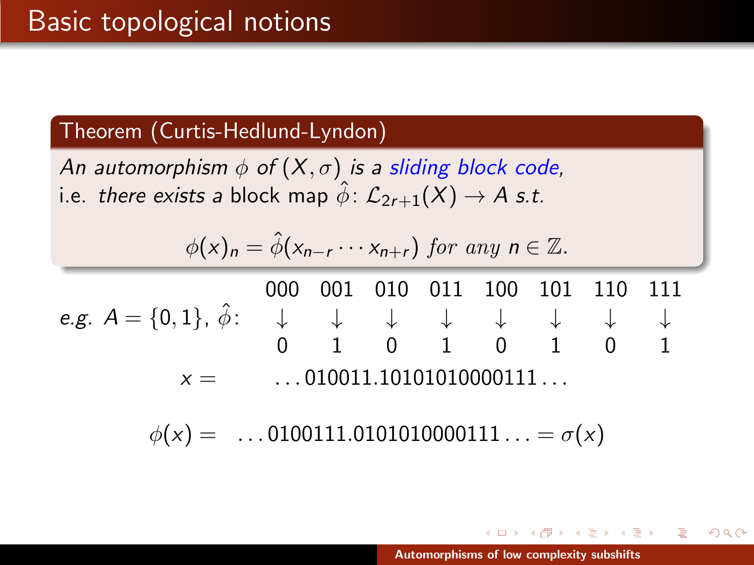# Basic topological notions

**Theorem (Curtis-Hedlund-Lyndon)**

*An automorphism $\phi$ of $(X, \sigma)$ is a sliding block code,*
i.e. *there exists a* block map $\hat{\phi}\colon \mathcal{L}_{2r+1}(X) \to A$ *s.t.*

$$\phi(x)_n = \hat{\phi}(x_{n-r} \cdots x_{n+r}) \text{ for any } n \in \mathbb{Z}.$$

*e.g.* $A = \{0, 1\}$, $\hat{\phi}$:

| 000 | 001 | 010 | 011 | 100 | 101 | 110 | 111 |
|---|---|---|---|---|---|---|---|
| ↓ | ↓ | ↓ | ↓ | ↓ | ↓ | ↓ | ↓ |
| 0 | 1 | 0 | 1 | 0 | 1 | 0 | 1 |

$$x = \quad \ldots 010011.10101010000111 \ldots$$

$$\phi(x) = \quad \ldots 0100111.0101010000111 \ldots = \sigma(x)$$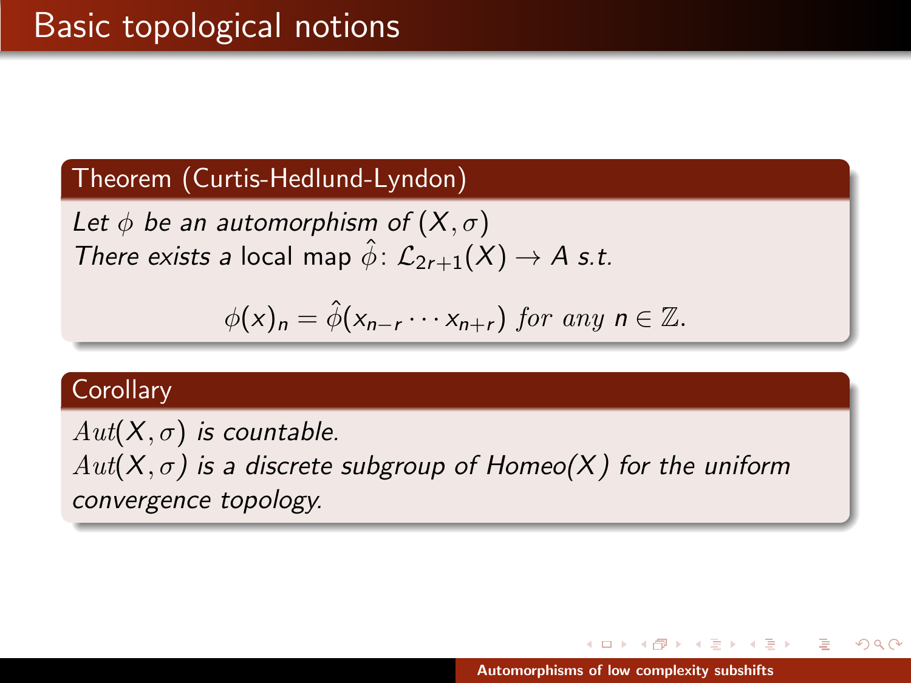# Basic topological notions

**Theorem (Curtis-Hedlund-Lyndon)**

*Let $\phi$ be an automorphism of $(X, \sigma)$*
*There exists a* local map $\hat{\phi}$: $\mathcal{L}_{2r+1}(X) \to A$ *s.t.*

$$\phi(x)_n = \hat{\phi}(x_{n-r} \cdots x_{n+r}) \text{ for any } n \in \mathbb{Z}.$$

**Corollary**

*$Aut(X, \sigma)$ is countable.*
*$Aut(X, \sigma)$ is a discrete subgroup of Homeo($X$) for the uniform convergence topology.*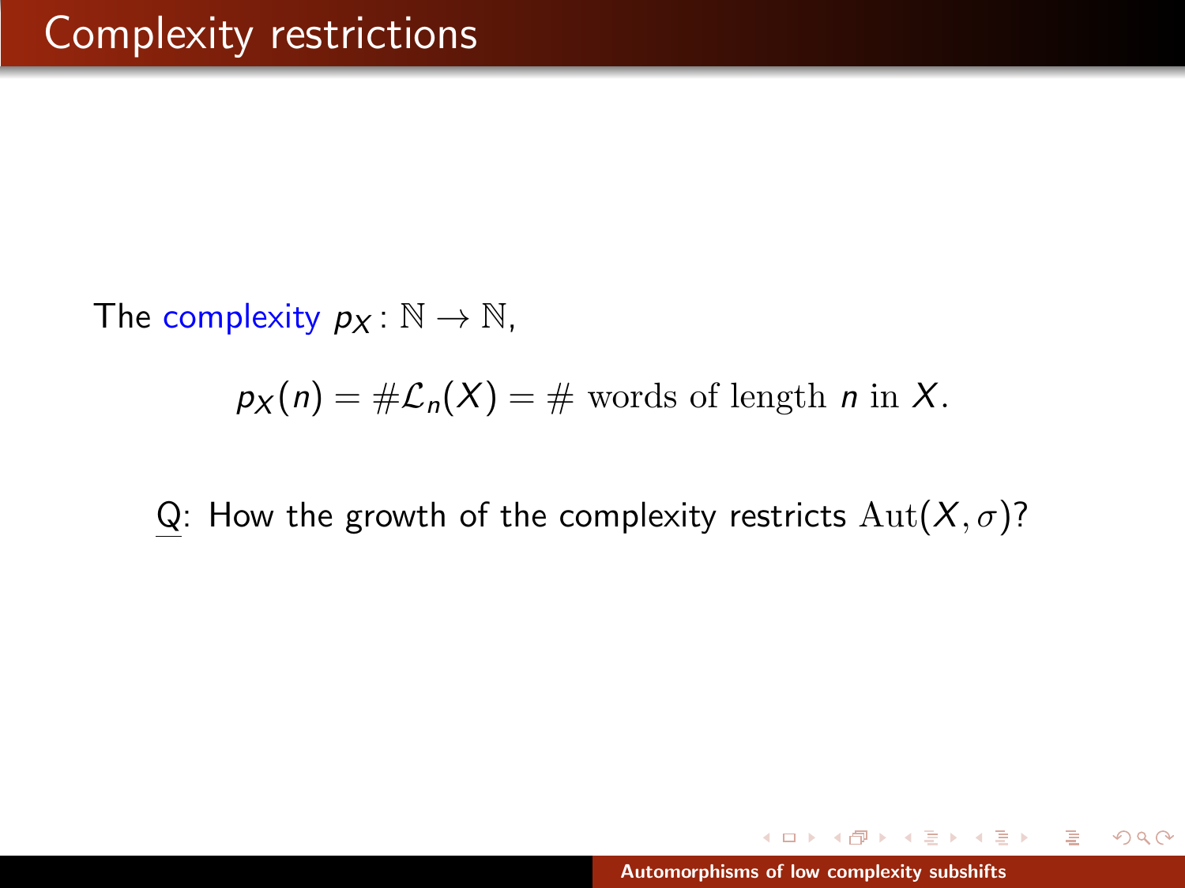# Complexity restrictions

The complexity $p_X \colon \mathbb{N} \to \mathbb{N}$,

$$p_X(n) = \#\mathcal{L}_n(X) = \# \text{ words of length } n \text{ in } X.$$

Q: How the growth of the complexity restricts $\mathrm{Aut}(X, \sigma)$?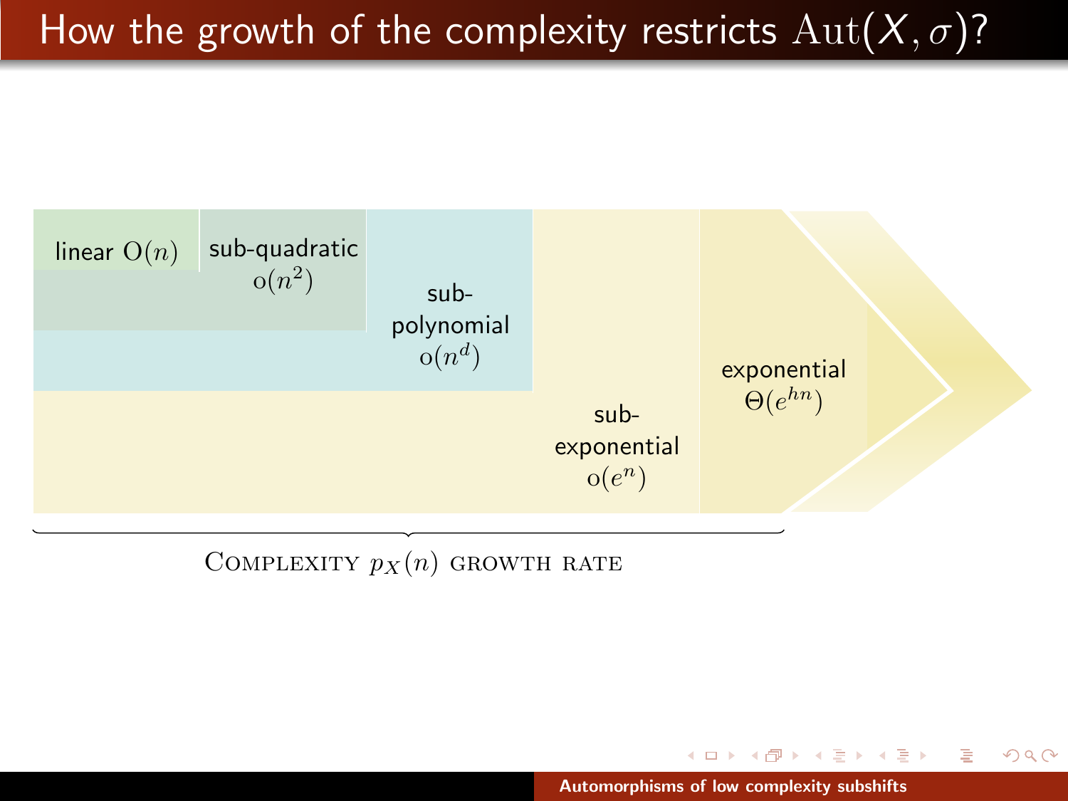# How the growth of the complexity restricts $\mathrm{Aut}(X, \sigma)$?

linear $\mathrm{O}(n)$

sub-quadratic $\mathrm{o}(n^2)$

sub-polynomial $\mathrm{o}(n^d)$

sub-exponential $\mathrm{o}(e^n)$

exponential $\Theta(e^{hn})$

Complexity $p_X(n)$ growth rate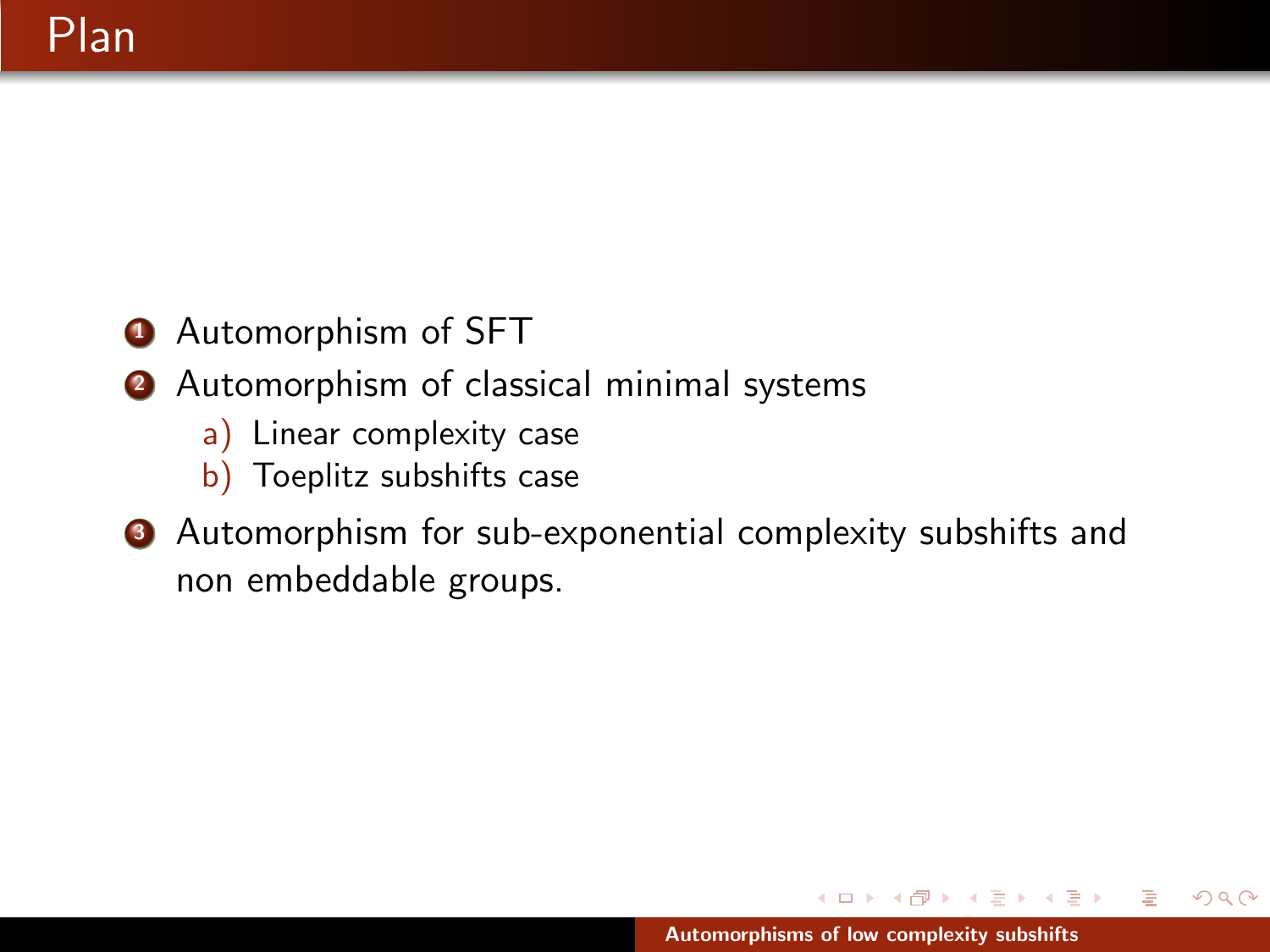# Plan

1. Automorphism of SFT
2. Automorphism of classical minimal systems
   a) Linear complexity case
   b) Toeplitz subshifts case
3. Automorphism for sub-exponential complexity subshifts and non embeddable groups.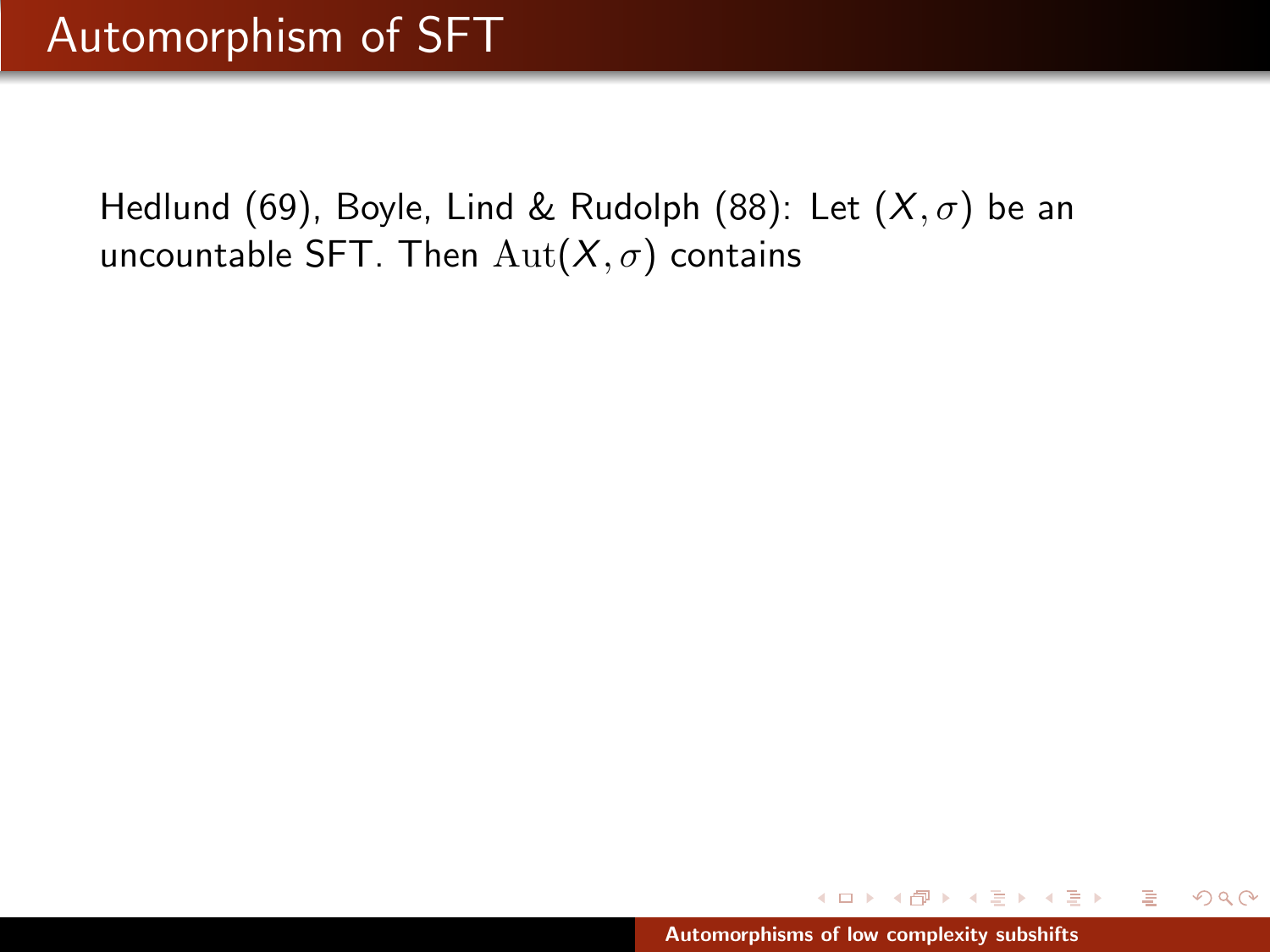# Automorphism of SFT

Hedlund (69), Boyle, Lind & Rudolph (88): Let $(X, \sigma)$ be an uncountable SFT. Then $\mathrm{Aut}(X, \sigma)$ contains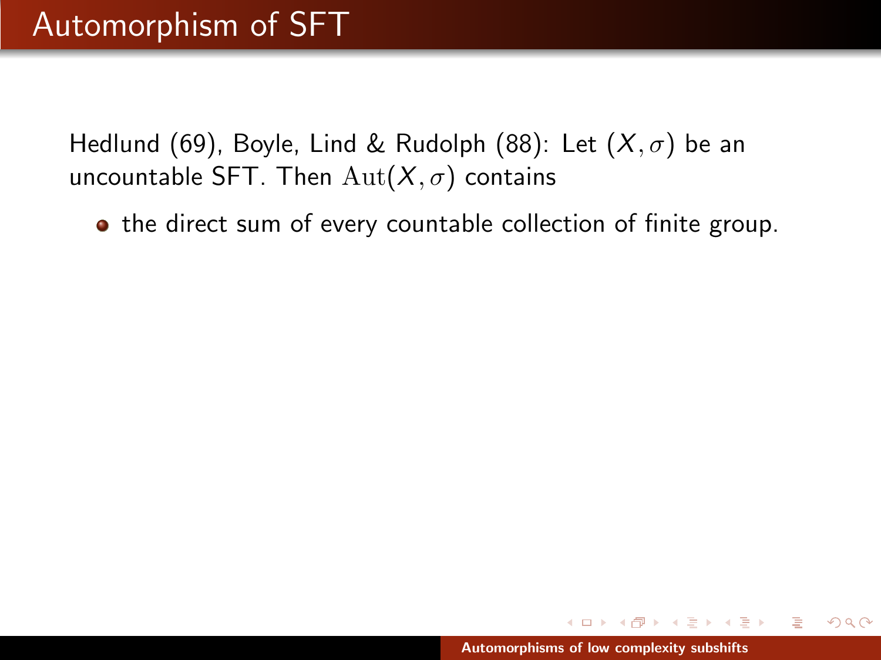# Automorphism of SFT

Hedlund (69), Boyle, Lind & Rudolph (88): Let $(X, \sigma)$ be an uncountable SFT. Then $\mathrm{Aut}(X, \sigma)$ contains

- the direct sum of every countable collection of finite group.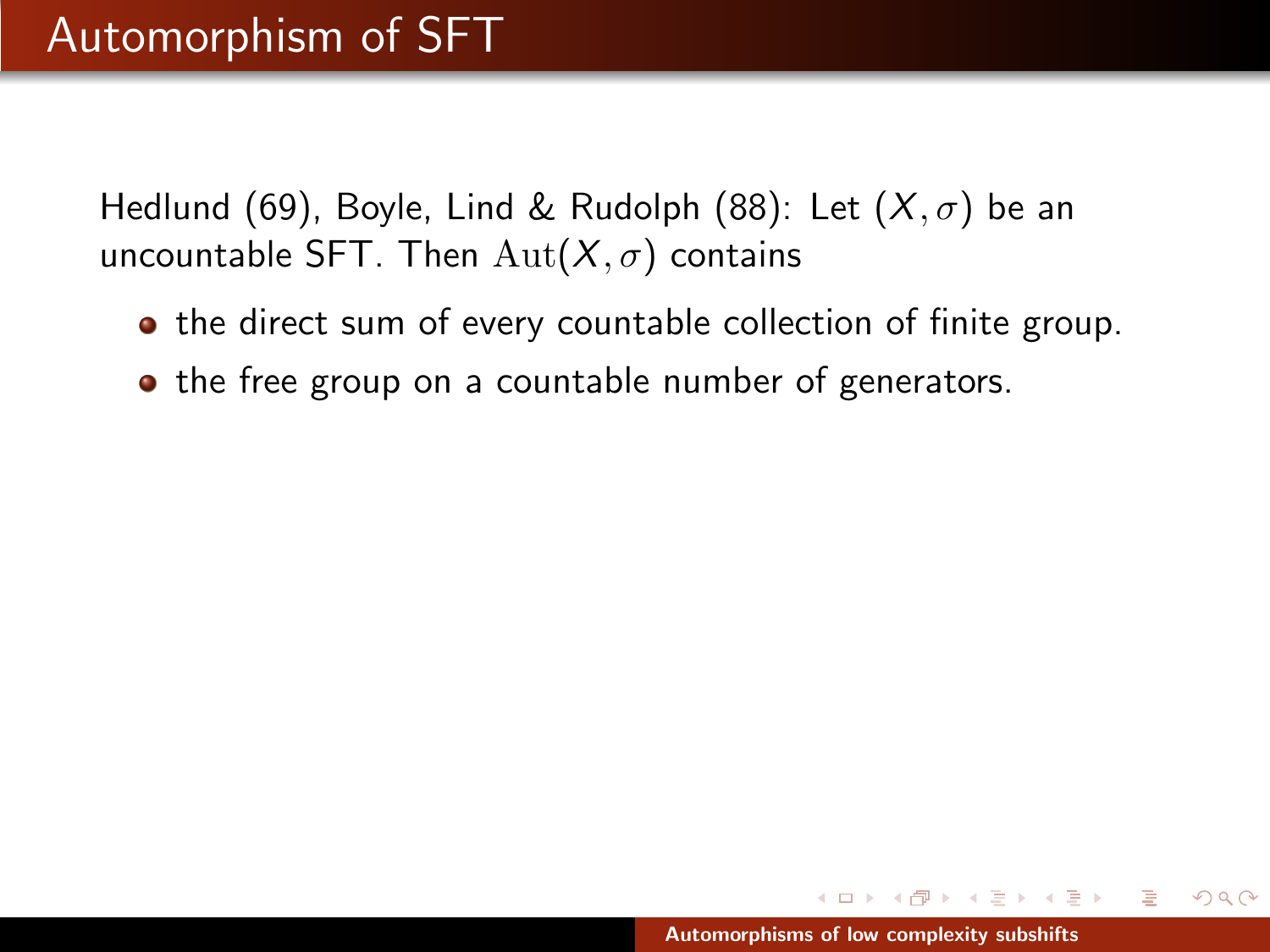# Automorphism of SFT

Hedlund (69), Boyle, Lind & Rudolph (88): Let $(X, \sigma)$ be an uncountable SFT. Then $\mathrm{Aut}(X, \sigma)$ contains

- the direct sum of every countable collection of finite group.
- the free group on a countable number of generators.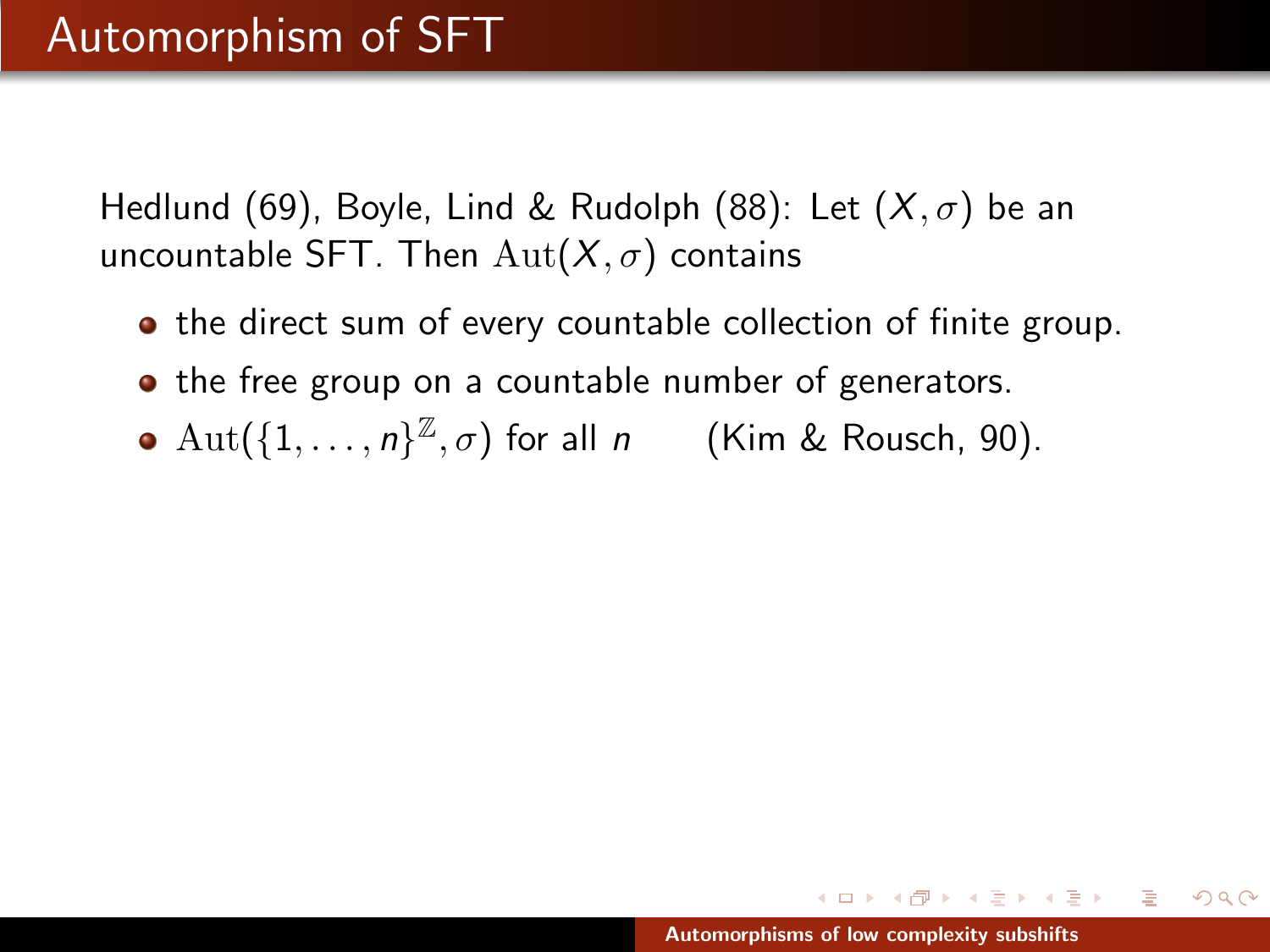# Automorphism of SFT

Hedlund (69), Boyle, Lind & Rudolph (88): Let $(X, \sigma)$ be an uncountable SFT. Then $\mathrm{Aut}(X, \sigma)$ contains

- the direct sum of every countable collection of finite group.
- the free group on a countable number of generators.
- $\mathrm{Aut}(\{1, \ldots, n\}^{\mathbb{Z}}, \sigma)$ for all $n$ (Kim & Rousch, 90).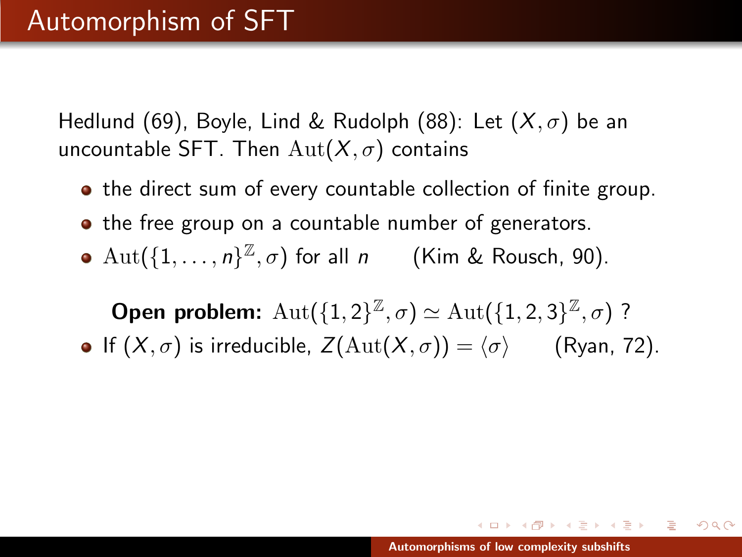# Automorphism of SFT

Hedlund (69), Boyle, Lind & Rudolph (88): Let $(X, \sigma)$ be an uncountable SFT. Then $\mathrm{Aut}(X, \sigma)$ contains

- the direct sum of every countable collection of finite group.
- the free group on a countable number of generators.
- $\mathrm{Aut}(\{1, \ldots, n\}^{\mathbb{Z}}, \sigma)$ for all $n$ (Kim & Rousch, 90).

**Open problem:** $\mathrm{Aut}(\{1, 2\}^{\mathbb{Z}}, \sigma) \simeq \mathrm{Aut}(\{1, 2, 3\}^{\mathbb{Z}}, \sigma)$ ?

- If $(X, \sigma)$ is irreducible, $Z(\mathrm{Aut}(X, \sigma)) = \langle \sigma \rangle$ (Ryan, 72).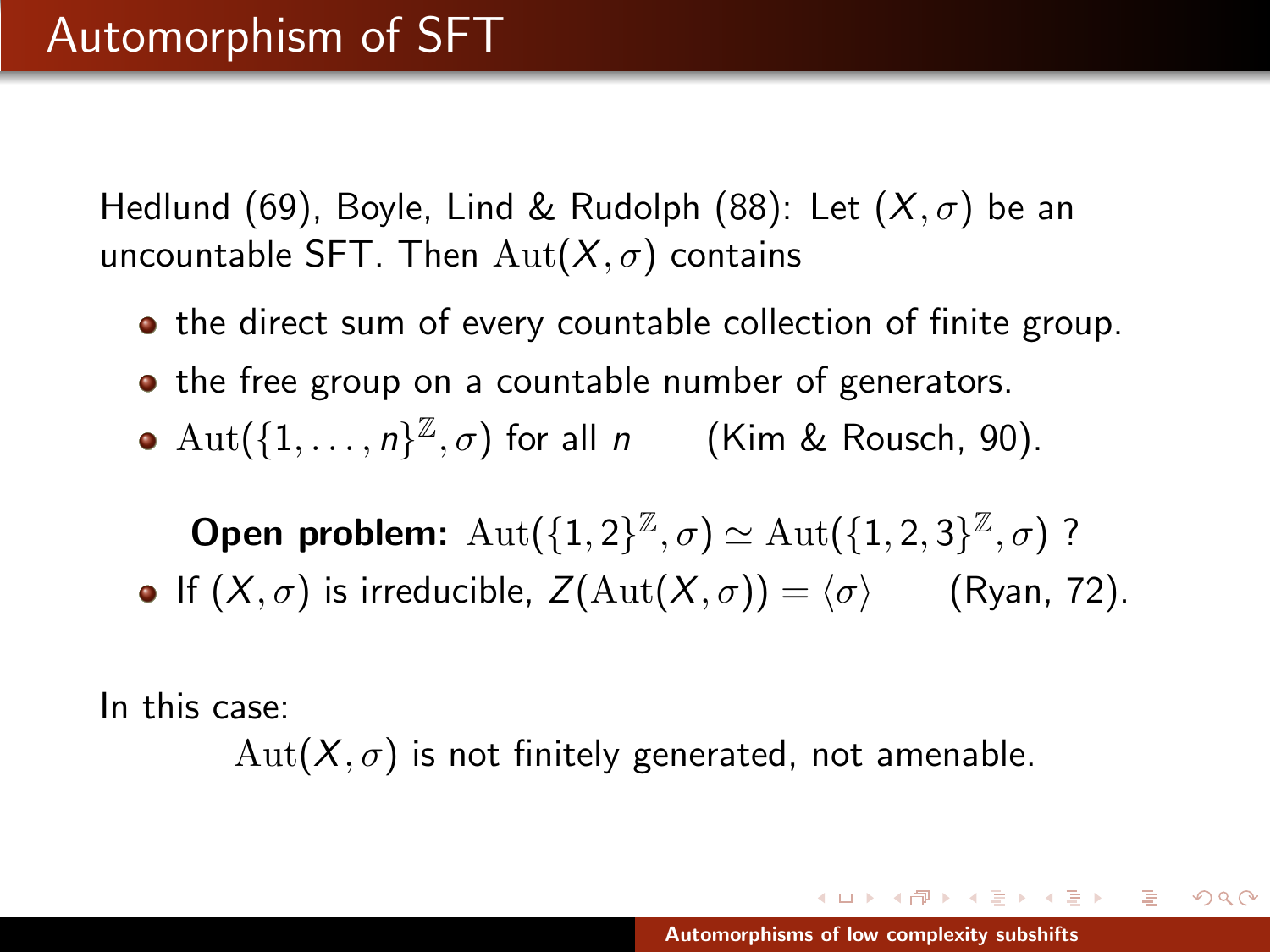# Automorphism of SFT

Hedlund (69), Boyle, Lind & Rudolph (88): Let $(X, \sigma)$ be an uncountable SFT. Then $\mathrm{Aut}(X, \sigma)$ contains

- the direct sum of every countable collection of finite group.
- the free group on a countable number of generators.
- $\mathrm{Aut}(\{1, \ldots, n\}^{\mathbb{Z}}, \sigma)$ for all $n$ (Kim & Rousch, 90).

**Open problem:** $\mathrm{Aut}(\{1,2\}^{\mathbb{Z}}, \sigma) \simeq \mathrm{Aut}(\{1,2,3\}^{\mathbb{Z}}, \sigma)$ ?

- If $(X, \sigma)$ is irreducible, $Z(\mathrm{Aut}(X, \sigma)) = \langle \sigma \rangle$ (Ryan, 72).

In this case:

$\mathrm{Aut}(X, \sigma)$ is not finitely generated, not amenable.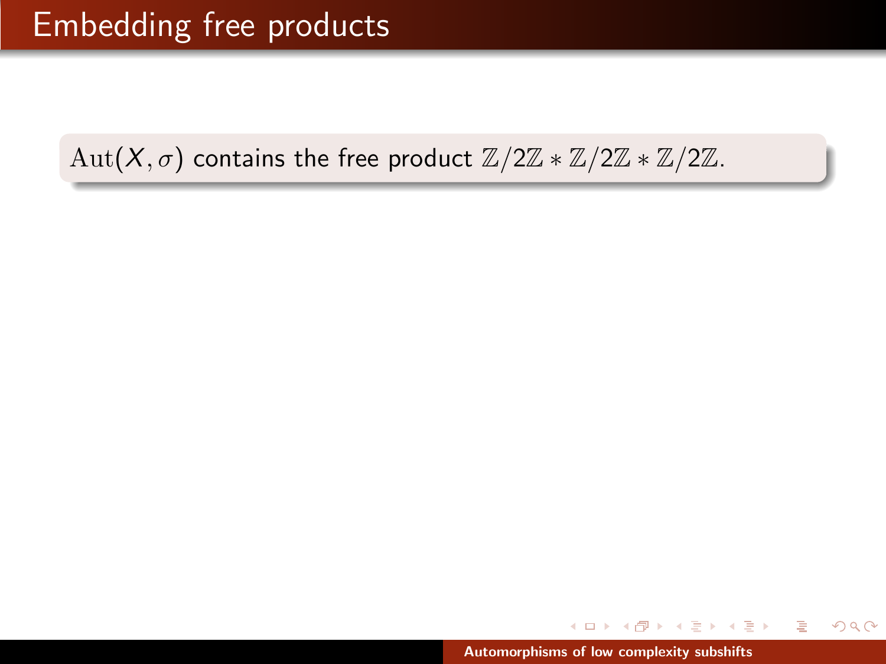# Embedding free products

$\mathrm{Aut}(X, \sigma)$ contains the free product $\mathbb{Z}/2\mathbb{Z} * \mathbb{Z}/2\mathbb{Z} * \mathbb{Z}/2\mathbb{Z}$.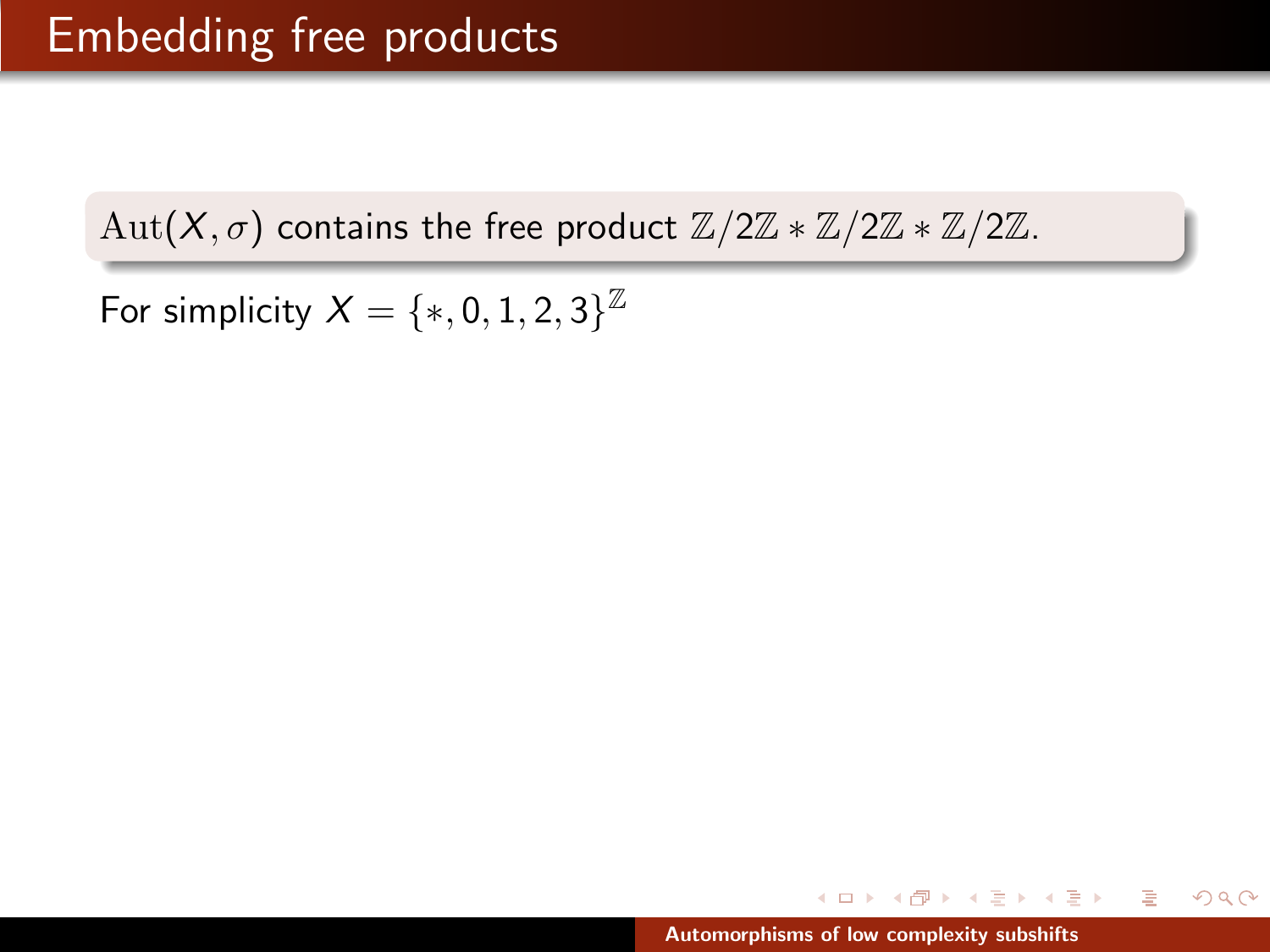# Embedding free products

$\mathrm{Aut}(X, \sigma)$ contains the free product $\mathbb{Z}/2\mathbb{Z} * \mathbb{Z}/2\mathbb{Z} * \mathbb{Z}/2\mathbb{Z}$.

For simplicity $X = \{*, 0, 1, 2, 3\}^{\mathbb{Z}}$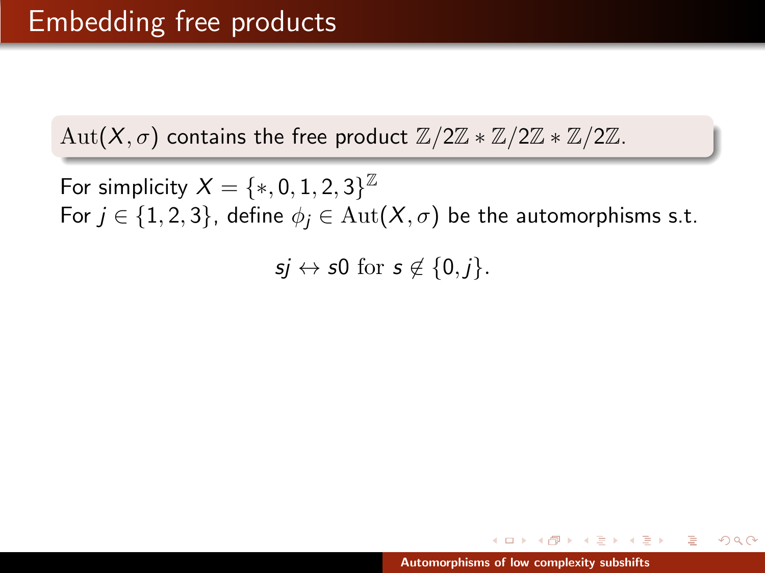# Embedding free products

$\mathrm{Aut}(X, \sigma)$ contains the free product $\mathbb{Z}/2\mathbb{Z} * \mathbb{Z}/2\mathbb{Z} * \mathbb{Z}/2\mathbb{Z}$.

For simplicity $X = \{*, 0, 1, 2, 3\}^{\mathbb{Z}}$
For $j \in \{1, 2, 3\}$, define $\phi_j \in \mathrm{Aut}(X, \sigma)$ be the automorphisms s.t.

$$sj \leftrightarrow s0 \text{ for } s \notin \{0, j\}.$$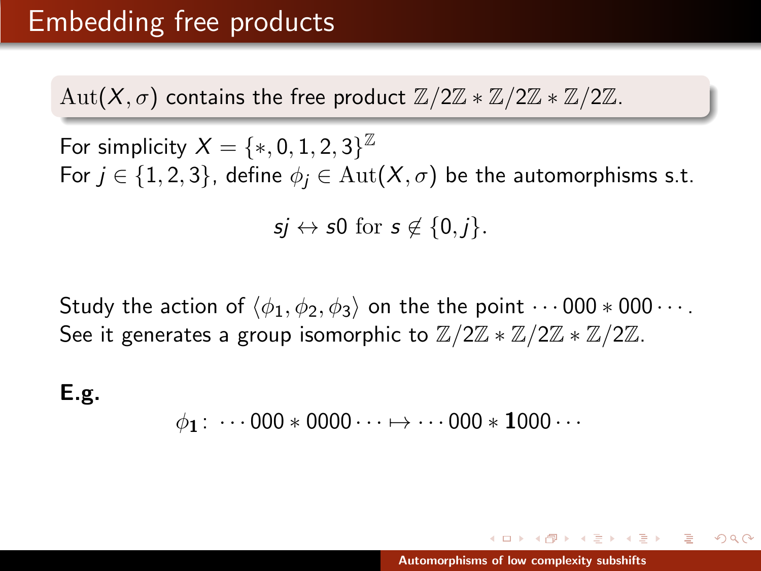# Embedding free products

$\mathrm{Aut}(X, \sigma)$ contains the free product $\mathbb{Z}/2\mathbb{Z} * \mathbb{Z}/2\mathbb{Z} * \mathbb{Z}/2\mathbb{Z}$.

For simplicity $X = \{*, 0, 1, 2, 3\}^{\mathbb{Z}}$

For $j \in \{1, 2, 3\}$, define $\phi_j \in \mathrm{Aut}(X, \sigma)$ be the automorphisms s.t.

$$sj \leftrightarrow s0 \text{ for } s \notin \{0, j\}.$$

Study the action of $\langle \phi_1, \phi_2, \phi_3 \rangle$ on the the point $\cdots 000 * 000 \cdots$.
See it generates a group isomorphic to $\mathbb{Z}/2\mathbb{Z} * \mathbb{Z}/2\mathbb{Z} * \mathbb{Z}/2\mathbb{Z}$.

**E.g.**

$$\phi_{\mathbf{1}} \colon \; \cdots 000 * 0000 \cdots \mapsto \cdots 000 * \mathbf{1}000 \cdots$$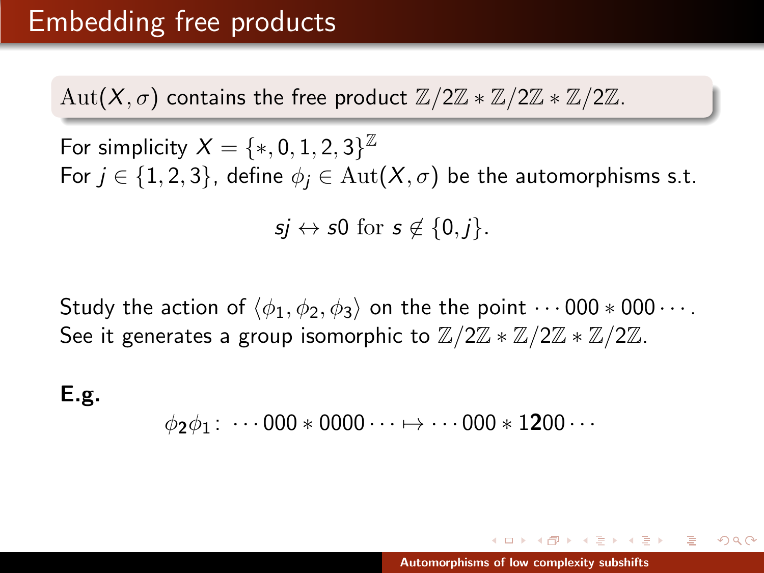# Embedding free products

$\mathrm{Aut}(X, \sigma)$ contains the free product $\mathbb{Z}/2\mathbb{Z} * \mathbb{Z}/2\mathbb{Z} * \mathbb{Z}/2\mathbb{Z}$.

For simplicity $X = \{*, 0, 1, 2, 3\}^{\mathbb{Z}}$

For $j \in \{1, 2, 3\}$, define $\phi_j \in \mathrm{Aut}(X, \sigma)$ be the automorphisms s.t.

$$sj \leftrightarrow s0 \text{ for } s \notin \{0, j\}.$$

Study the action of $\langle \phi_1, \phi_2, \phi_3 \rangle$ on the the point $\cdots 000 * 000 \cdots$.
See it generates a group isomorphic to $\mathbb{Z}/2\mathbb{Z} * \mathbb{Z}/2\mathbb{Z} * \mathbb{Z}/2\mathbb{Z}$.

**E.g.**

$$\phi_{\mathbf{2}}\phi_1 \colon \ \cdots 000 * 0000 \cdots \mapsto \cdots 000 * 1\mathbf{2}00 \cdots$$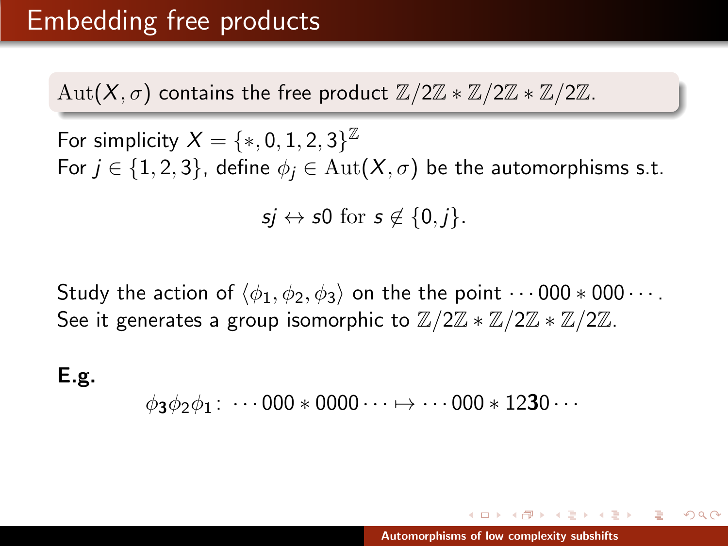# Embedding free products

$\mathrm{Aut}(X, \sigma)$ contains the free product $\mathbb{Z}/2\mathbb{Z} * \mathbb{Z}/2\mathbb{Z} * \mathbb{Z}/2\mathbb{Z}$.

For simplicity $X = \{*, 0, 1, 2, 3\}^{\mathbb{Z}}$
For $j \in \{1, 2, 3\}$, define $\phi_j \in \mathrm{Aut}(X, \sigma)$ be the automorphisms s.t.

$$sj \leftrightarrow s0 \text{ for } s \notin \{0, j\}.$$

Study the action of $\langle \phi_1, \phi_2, \phi_3 \rangle$ on the the point $\cdots 000 * 000 \cdots$.
See it generates a group isomorphic to $\mathbb{Z}/2\mathbb{Z} * \mathbb{Z}/2\mathbb{Z} * \mathbb{Z}/2\mathbb{Z}$.

**E.g.**

$$\phi_{\mathbf{3}}\phi_2\phi_1 \colon \cdots 000 * 0000 \cdots \mapsto \cdots 000 * 12\mathbf{3}0 \cdots$$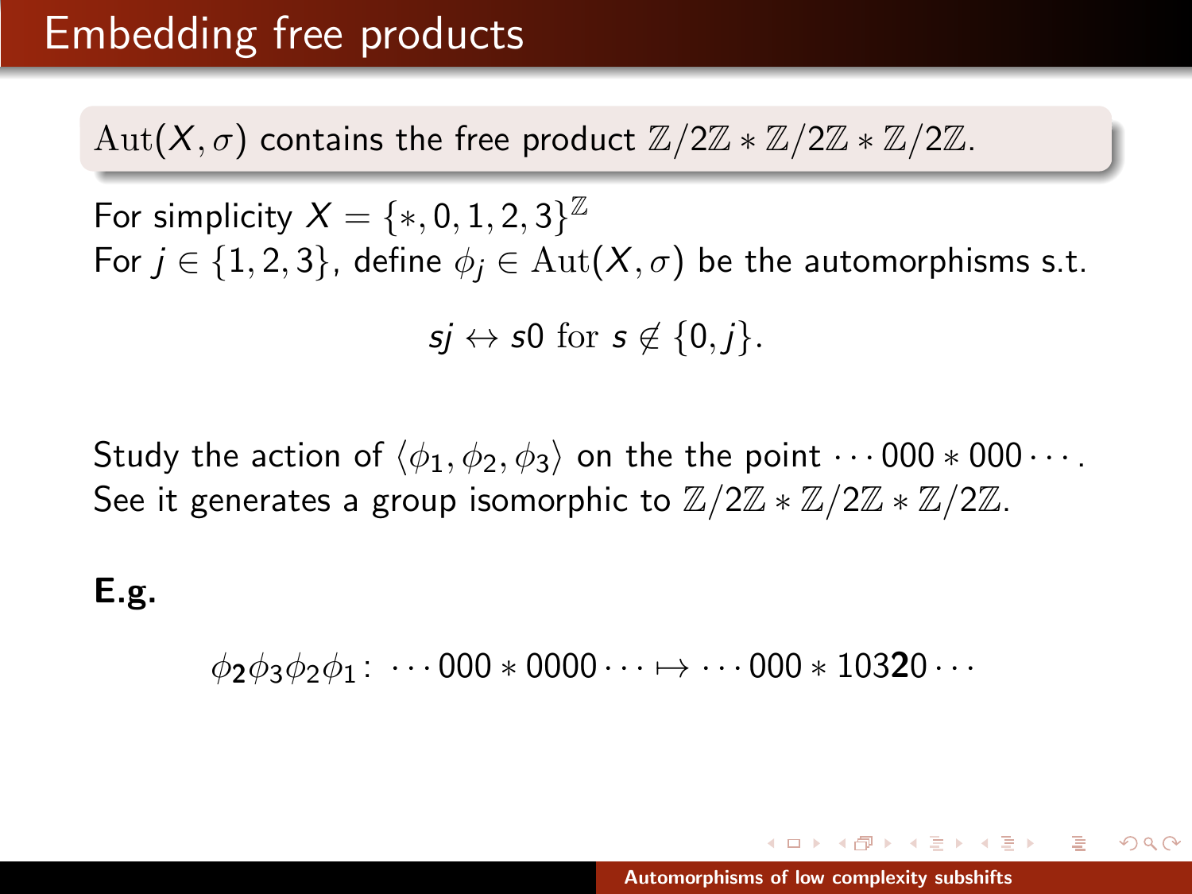# Embedding free products

$\mathrm{Aut}(X, \sigma)$ contains the free product $\mathbb{Z}/2\mathbb{Z} * \mathbb{Z}/2\mathbb{Z} * \mathbb{Z}/2\mathbb{Z}$.

For simplicity $X = \{*, 0, 1, 2, 3\}^{\mathbb{Z}}$
For $j \in \{1, 2, 3\}$, define $\phi_j \in \mathrm{Aut}(X, \sigma)$ be the automorphisms s.t.

$$sj \leftrightarrow s0 \text{ for } s \notin \{0, j\}.$$

Study the action of $\langle \phi_1, \phi_2, \phi_3 \rangle$ on the the point $\cdots 000 * 000 \cdots$.
See it generates a group isomorphic to $\mathbb{Z}/2\mathbb{Z} * \mathbb{Z}/2\mathbb{Z} * \mathbb{Z}/2\mathbb{Z}$.

**E.g.**

$$\phi_{\mathbf{2}}\phi_3\phi_2\phi_1 : \ \cdots 000 * 0000 \cdots \mapsto \cdots 000 * 103\mathbf{2}\mathbf{0} \cdots$$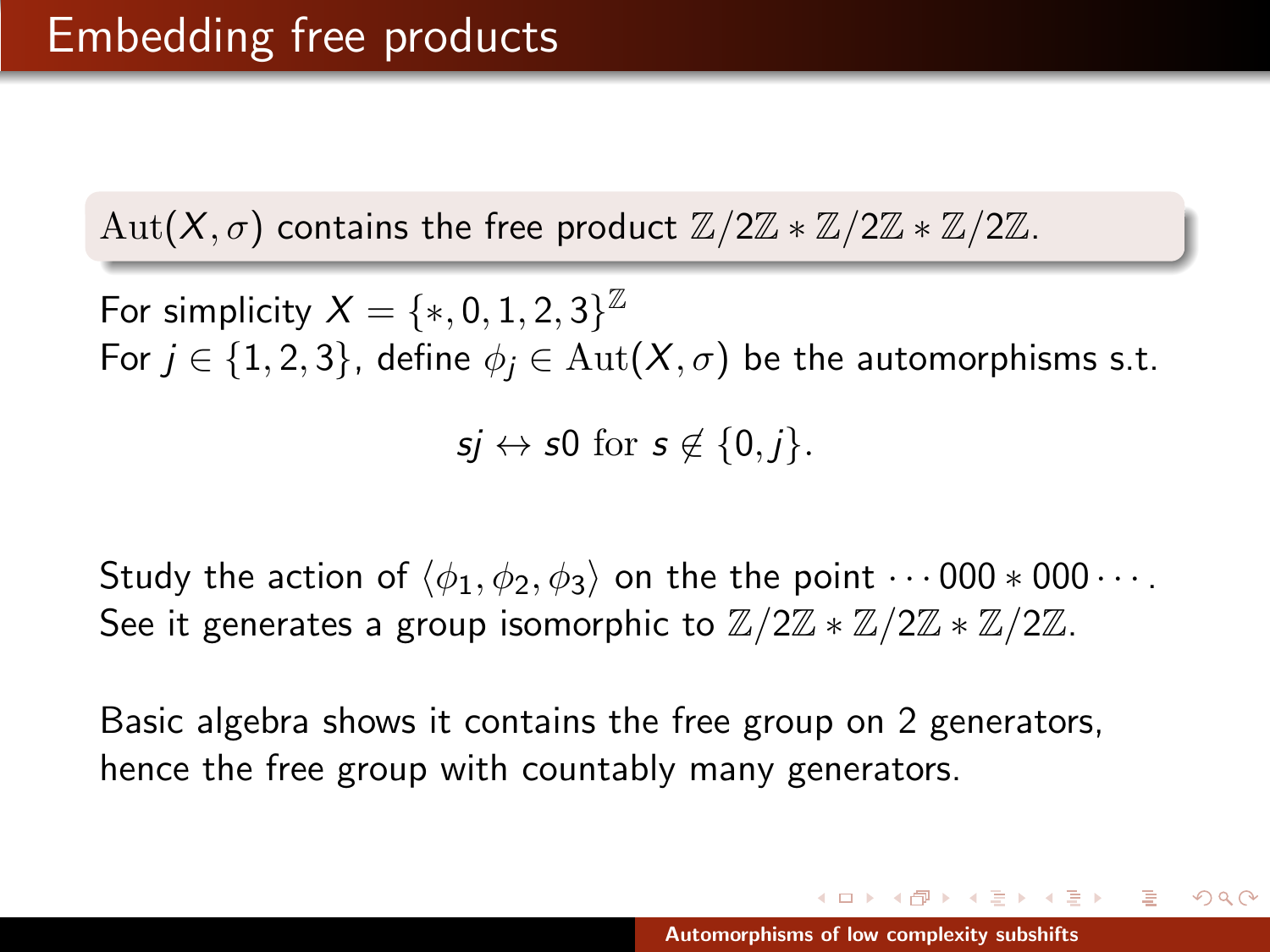# Embedding free products

$\mathrm{Aut}(X, \sigma)$ contains the free product $\mathbb{Z}/2\mathbb{Z} * \mathbb{Z}/2\mathbb{Z} * \mathbb{Z}/2\mathbb{Z}$.

For simplicity $X = \{*, 0, 1, 2, 3\}^{\mathbb{Z}}$
For $j \in \{1, 2, 3\}$, define $\phi_j \in \mathrm{Aut}(X, \sigma)$ be the automorphisms s.t.

$$sj \leftrightarrow s0 \text{ for } s \notin \{0, j\}.$$

Study the action of $\langle \phi_1, \phi_2, \phi_3 \rangle$ on the the point $\cdots 000 * 000 \cdots$.
See it generates a group isomorphic to $\mathbb{Z}/2\mathbb{Z} * \mathbb{Z}/2\mathbb{Z} * \mathbb{Z}/2\mathbb{Z}$.

Basic algebra shows it contains the free group on 2 generators, hence the free group with countably many generators.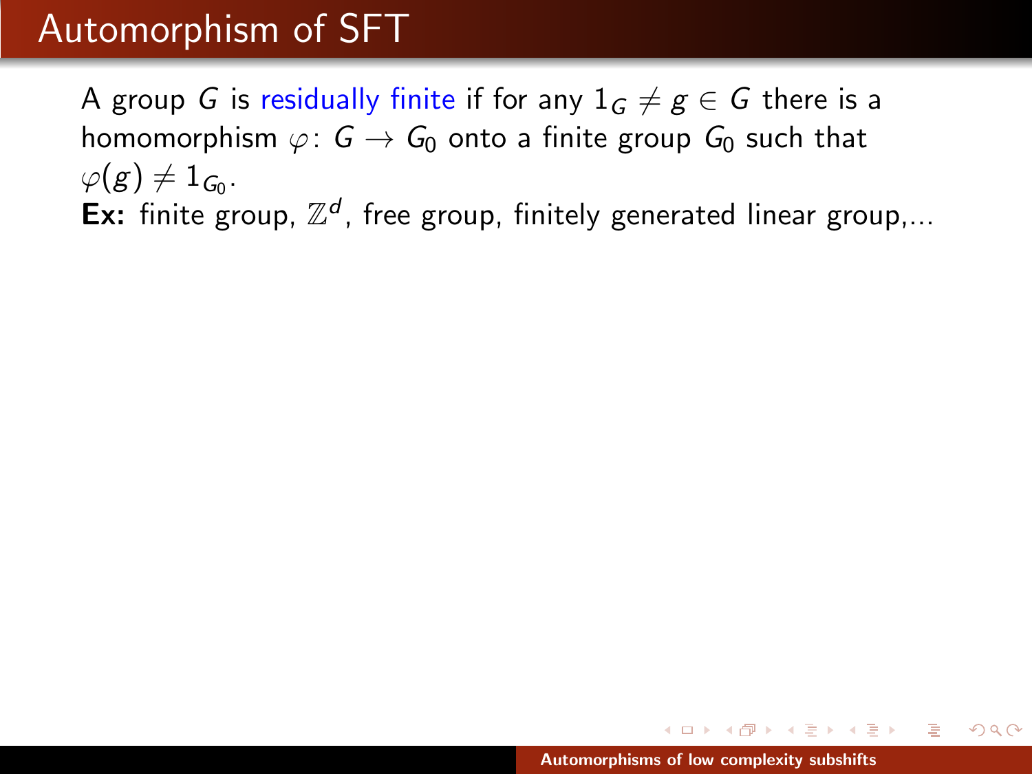# Automorphism of SFT

A group $G$ is residually finite if for any $1_G \neq g \in G$ there is a homomorphism $\varphi\colon G \to G_0$ onto a finite group $G_0$ such that $\varphi(g) \neq 1_{G_0}$.

**Ex:** finite group, $\mathbb{Z}^d$, free group, finitely generated linear group,...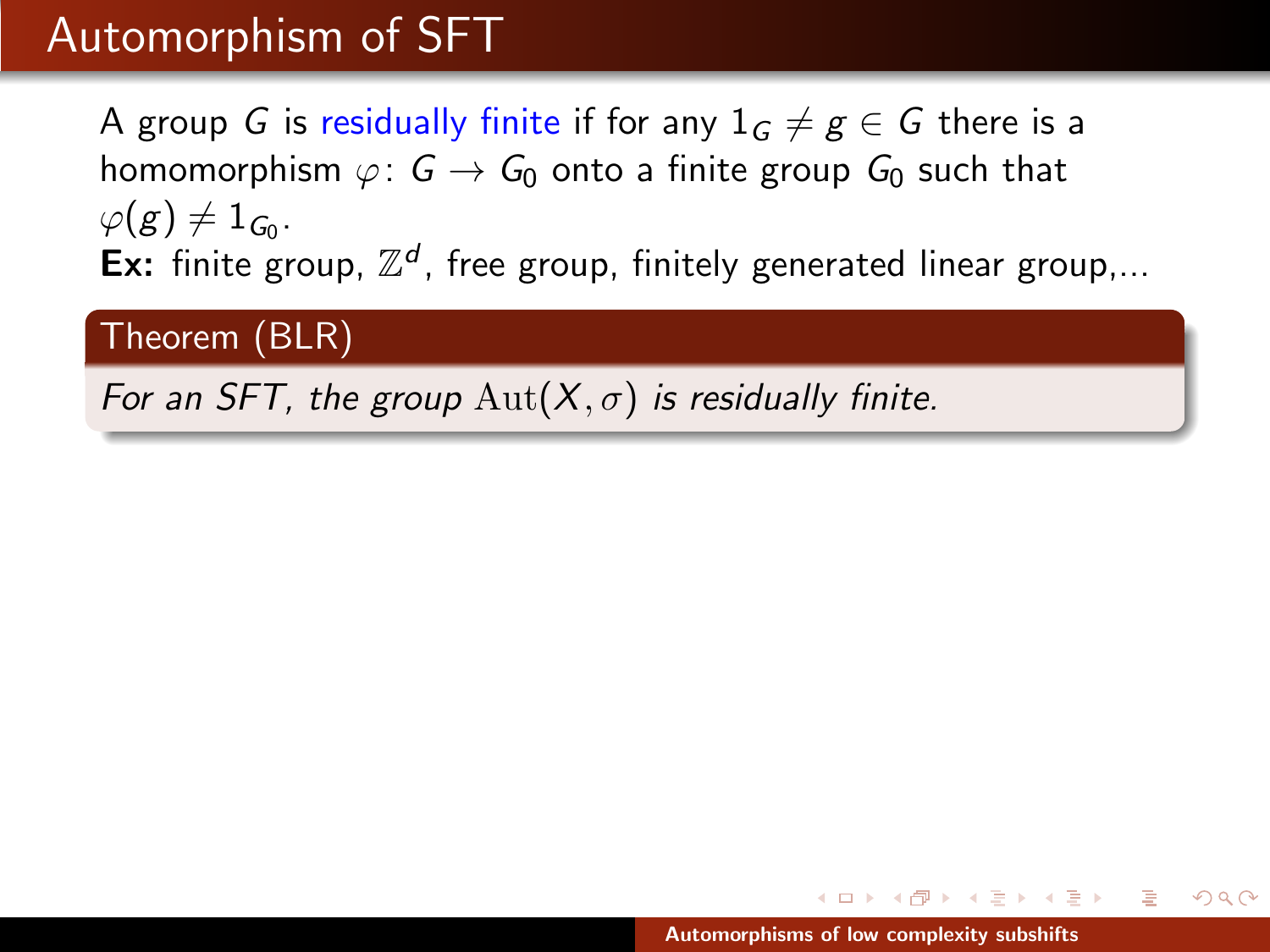# Automorphism of SFT

A group $G$ is residually finite if for any $1_G \neq g \in G$ there is a homomorphism $\varphi \colon G \to G_0$ onto a finite group $G_0$ such that $\varphi(g) \neq 1_{G_0}$.

**Ex:** finite group, $\mathbb{Z}^d$, free group, finitely generated linear group,...

**Theorem (BLR)**

*For an SFT, the group $\mathrm{Aut}(X, \sigma)$ is residually finite.*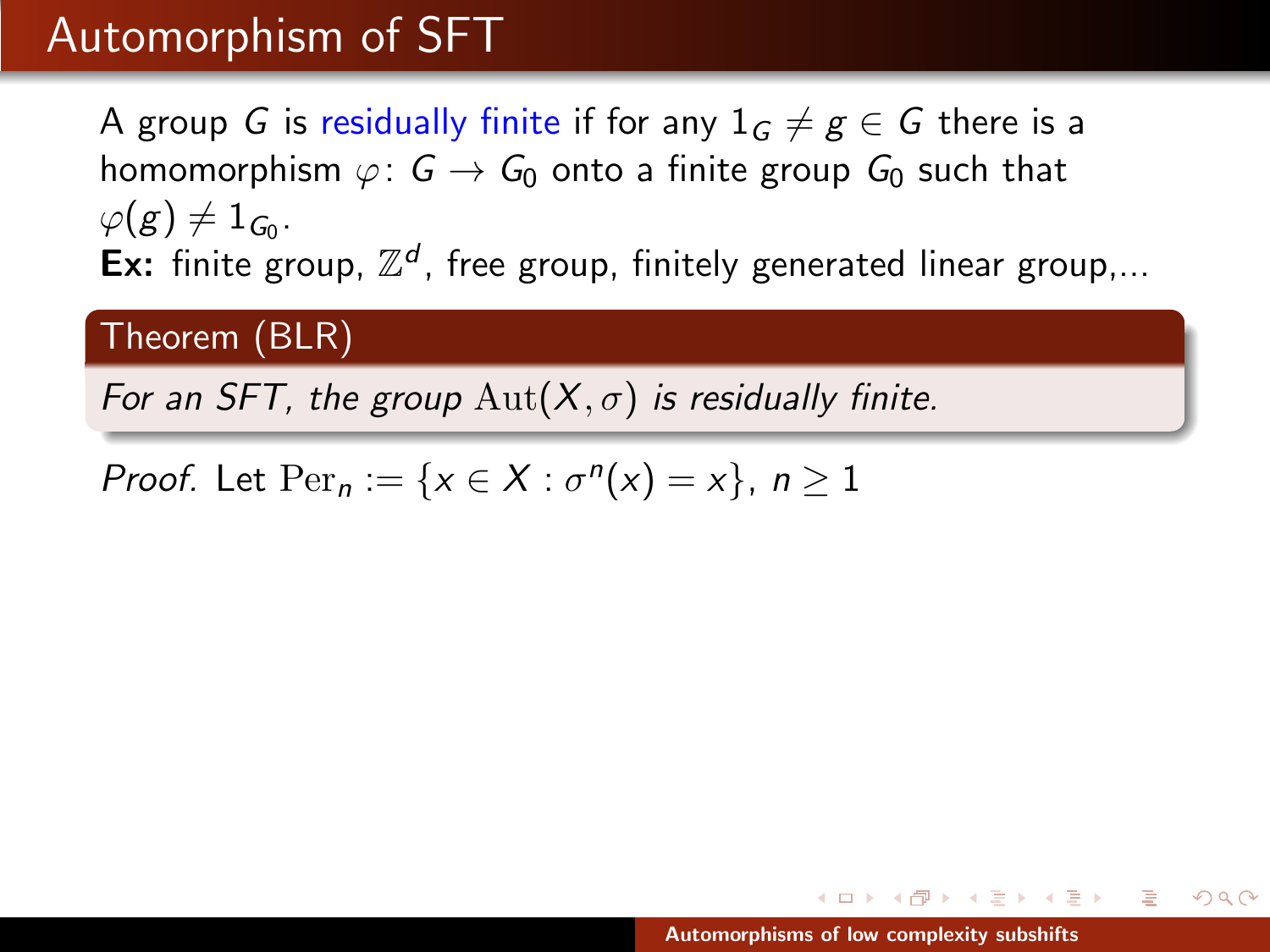# Automorphism of SFT

A group $G$ is residually finite if for any $1_G \neq g \in G$ there is a homomorphism $\varphi \colon G \to G_0$ onto a finite group $G_0$ such that $\varphi(g) \neq 1_{G_0}$.

**Ex:** finite group, $\mathbb{Z}^d$, free group, finitely generated linear group,...

**Theorem (BLR)**

*For an SFT, the group $\mathrm{Aut}(X, \sigma)$ is residually finite.*

*Proof.* Let $\mathrm{Per}_n := \{x \in X : \sigma^n(x) = x\}$, $n \geq 1$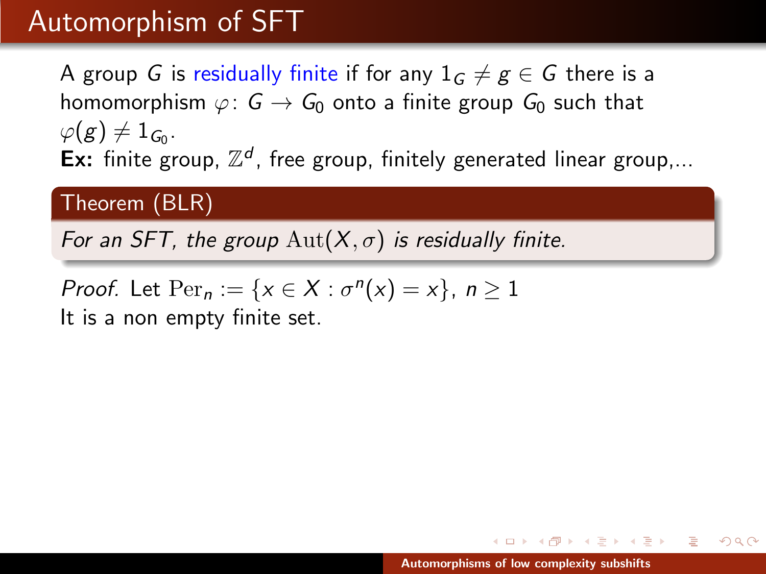# Automorphism of SFT

A group $G$ is residually finite if for any $1_G \neq g \in G$ there is a homomorphism $\varphi \colon G \to G_0$ onto a finite group $G_0$ such that $\varphi(g) \neq 1_{G_0}$.

**Ex:** finite group, $\mathbb{Z}^d$, free group, finitely generated linear group,...

**Theorem (BLR)**

*For an SFT, the group $\mathrm{Aut}(X, \sigma)$ is residually finite.*

*Proof.* Let $\mathrm{Per}_n := \{x \in X : \sigma^n(x) = x\}$, $n \geq 1$

It is a non empty finite set.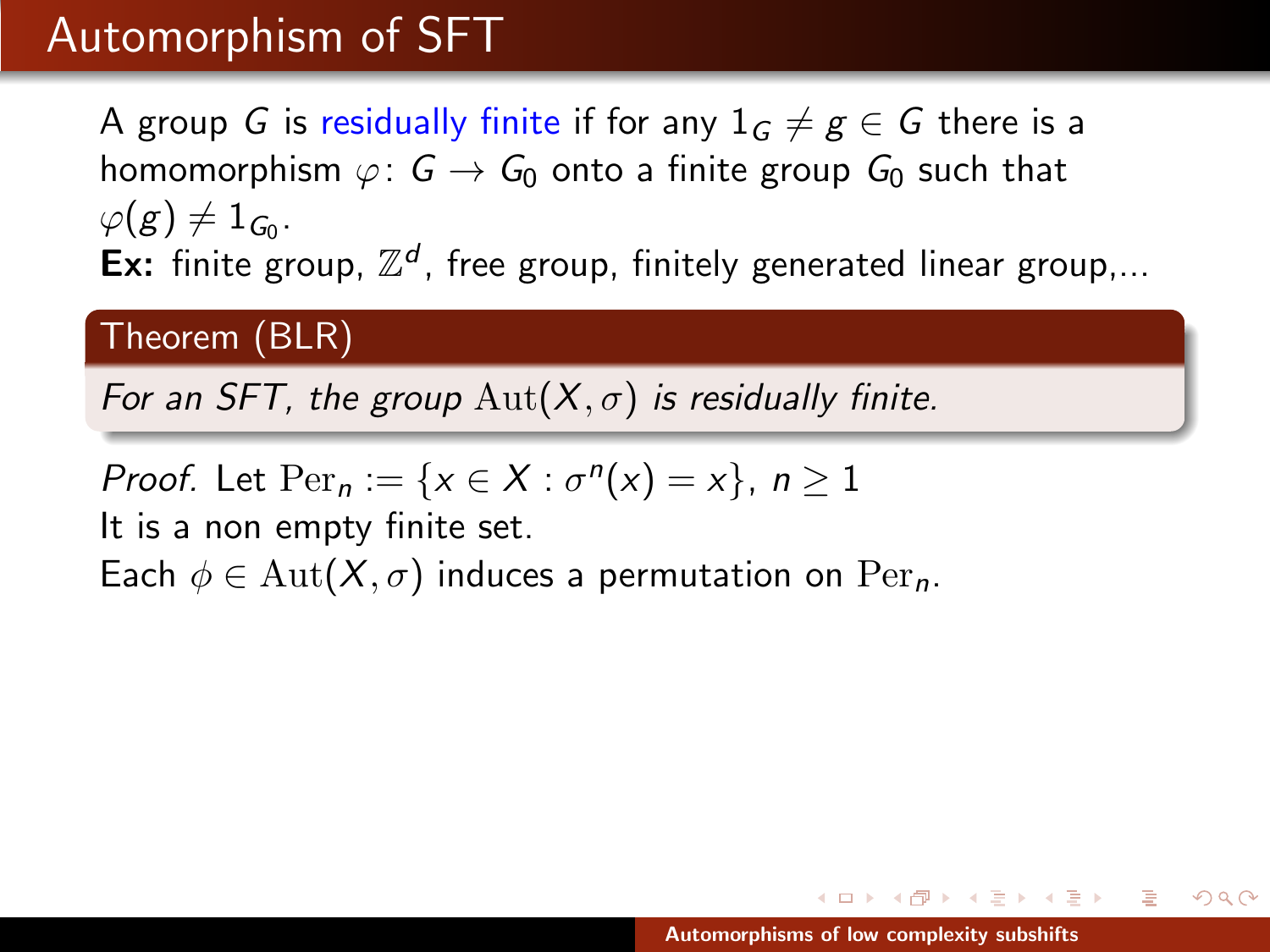# Automorphism of SFT

A group $G$ is residually finite if for any $1_G \neq g \in G$ there is a homomorphism $\varphi\colon G \to G_0$ onto a finite group $G_0$ such that $\varphi(g) \neq 1_{G_0}$.

**Ex:** finite group, $\mathbb{Z}^d$, free group, finitely generated linear group,...

**Theorem (BLR)**

*For an SFT, the group $\mathrm{Aut}(X, \sigma)$ is residually finite.*

*Proof.* Let $\mathrm{Per}_n := \{x \in X : \sigma^n(x) = x\}$, $n \geq 1$

It is a non empty finite set.

Each $\phi \in \mathrm{Aut}(X, \sigma)$ induces a permutation on $\mathrm{Per}_n$.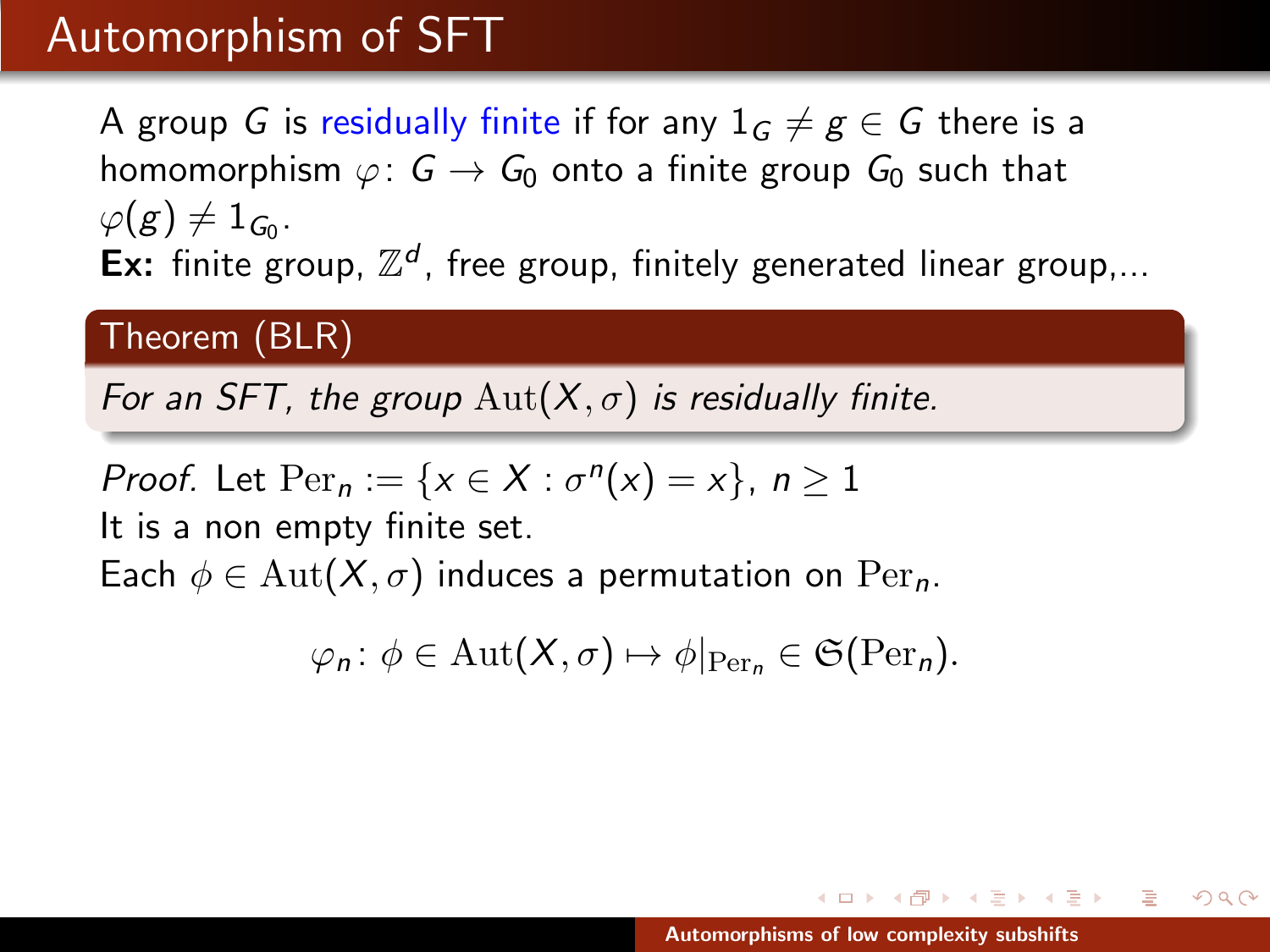# Automorphism of SFT

A group $G$ is residually finite if for any $1_G \neq g \in G$ there is a homomorphism $\varphi\colon G \to G_0$ onto a finite group $G_0$ such that $\varphi(g) \neq 1_{G_0}$.

**Ex:** finite group, $\mathbb{Z}^d$, free group, finitely generated linear group,...

**Theorem (BLR)**

*For an SFT, the group $\mathrm{Aut}(X, \sigma)$ is residually finite.*

*Proof.* Let $\mathrm{Per}_n := \{x \in X : \sigma^n(x) = x\}$, $n \geq 1$

It is a non empty finite set.

Each $\phi \in \mathrm{Aut}(X, \sigma)$ induces a permutation on $\mathrm{Per}_n$.

$$\varphi_n\colon \phi \in \mathrm{Aut}(X, \sigma) \mapsto \phi|_{\mathrm{Per}_n} \in \mathfrak{S}(\mathrm{Per}_n).$$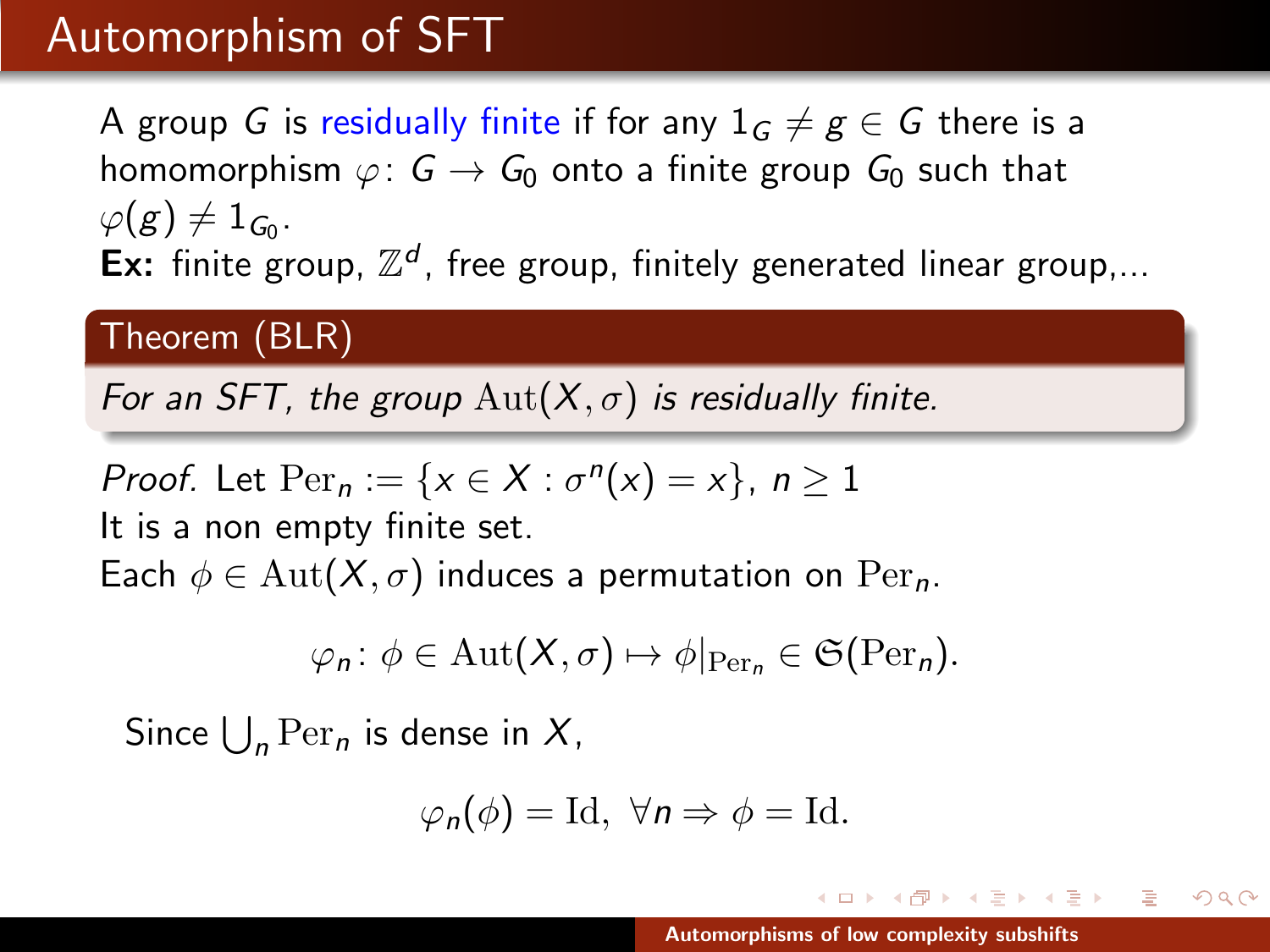# Automorphism of SFT

A group $G$ is residually finite if for any $1_G \neq g \in G$ there is a homomorphism $\varphi \colon G \to G_0$ onto a finite group $G_0$ such that $\varphi(g) \neq 1_{G_0}$.

**Ex:** finite group, $\mathbb{Z}^d$, free group, finitely generated linear group,...

**Theorem (BLR)**

*For an SFT, the group $\mathrm{Aut}(X, \sigma)$ is residually finite.*

*Proof.* Let $\mathrm{Per}_n := \{x \in X : \sigma^n(x) = x\}$, $n \geq 1$

It is a non empty finite set.

Each $\phi \in \mathrm{Aut}(X, \sigma)$ induces a permutation on $\mathrm{Per}_n$.

$$\varphi_n \colon \phi \in \mathrm{Aut}(X, \sigma) \mapsto \phi|_{\mathrm{Per}_n} \in \mathfrak{S}(\mathrm{Per}_n).$$

Since $\bigcup_n \mathrm{Per}_n$ is dense in $X$,

$$\varphi_n(\phi) = \mathrm{Id}, \ \forall n \Rightarrow \phi = \mathrm{Id}.$$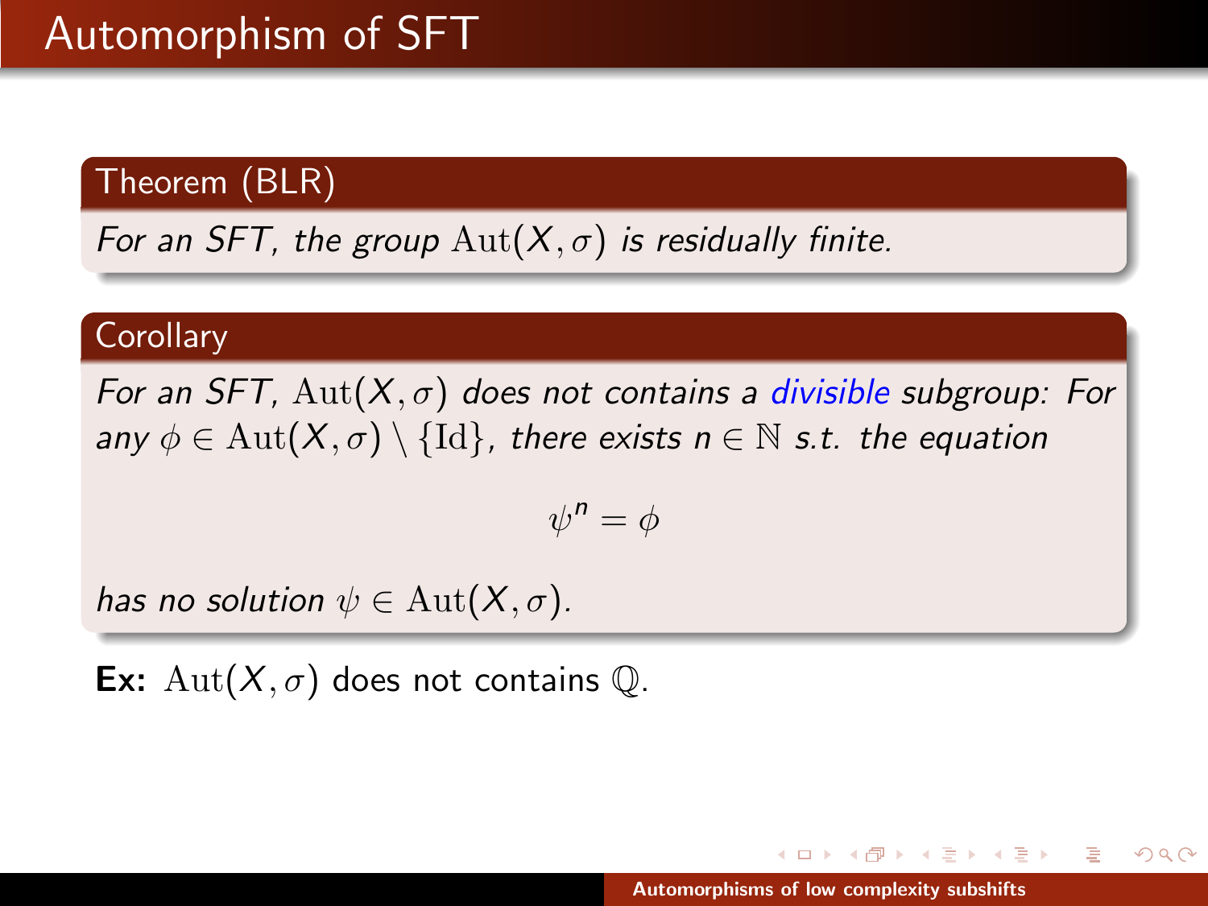# Automorphism of SFT

**Theorem (BLR)**

*For an SFT, the group $\mathrm{Aut}(X, \sigma)$ is residually finite.*

**Corollary**

*For an SFT, $\mathrm{Aut}(X, \sigma)$ does not contains a divisible subgroup: For any $\phi \in \mathrm{Aut}(X, \sigma) \setminus \{\mathrm{Id}\}$, there exists $n \in \mathbb{N}$ s.t. the equation*

$$\psi^n = \phi$$

*has no solution $\psi \in \mathrm{Aut}(X, \sigma)$.*

**Ex:** $\mathrm{Aut}(X, \sigma)$ does not contains $\mathbb{Q}$.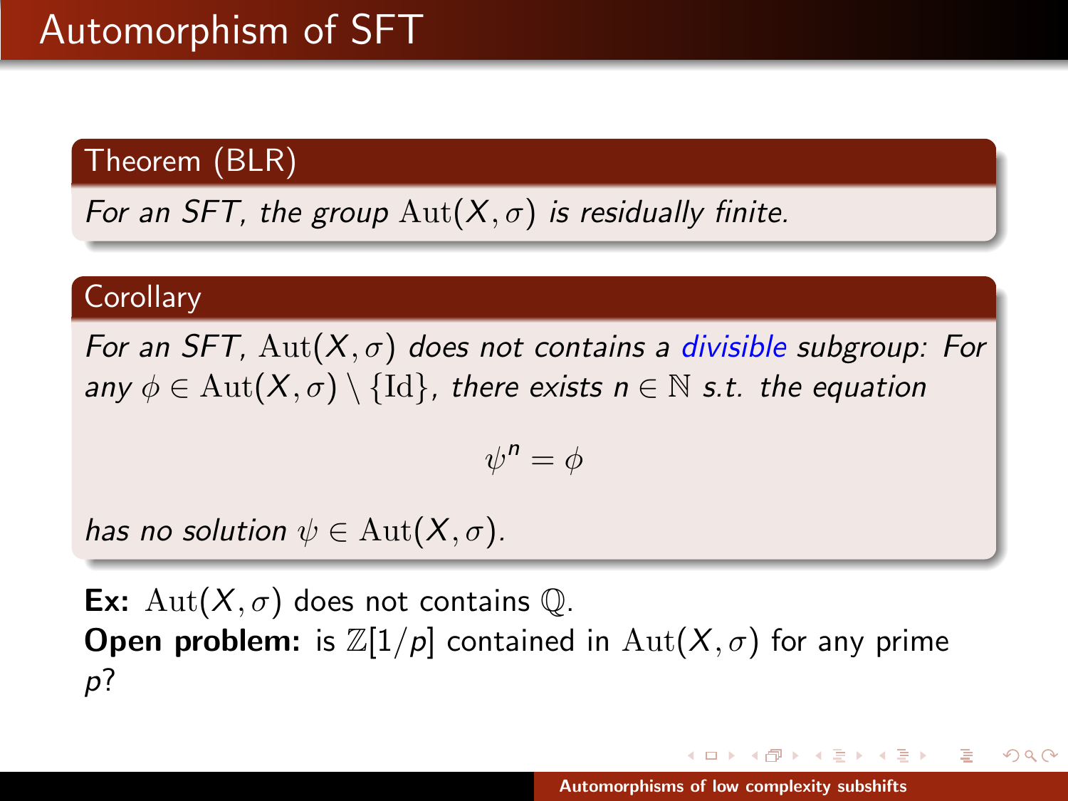# Automorphism of SFT

**Theorem (BLR)**

*For an SFT, the group $\mathrm{Aut}(X, \sigma)$ is residually finite.*

**Corollary**

*For an SFT, $\mathrm{Aut}(X, \sigma)$ does not contains a divisible subgroup: For any $\phi \in \mathrm{Aut}(X, \sigma) \setminus \{\mathrm{Id}\}$, there exists $n \in \mathbb{N}$ s.t. the equation*

$$\psi^n = \phi$$

*has no solution $\psi \in \mathrm{Aut}(X, \sigma)$.*

**Ex:** $\mathrm{Aut}(X, \sigma)$ does not contains $\mathbb{Q}$.
**Open problem:** is $\mathbb{Z}[1/p]$ contained in $\mathrm{Aut}(X, \sigma)$ for any prime $p$?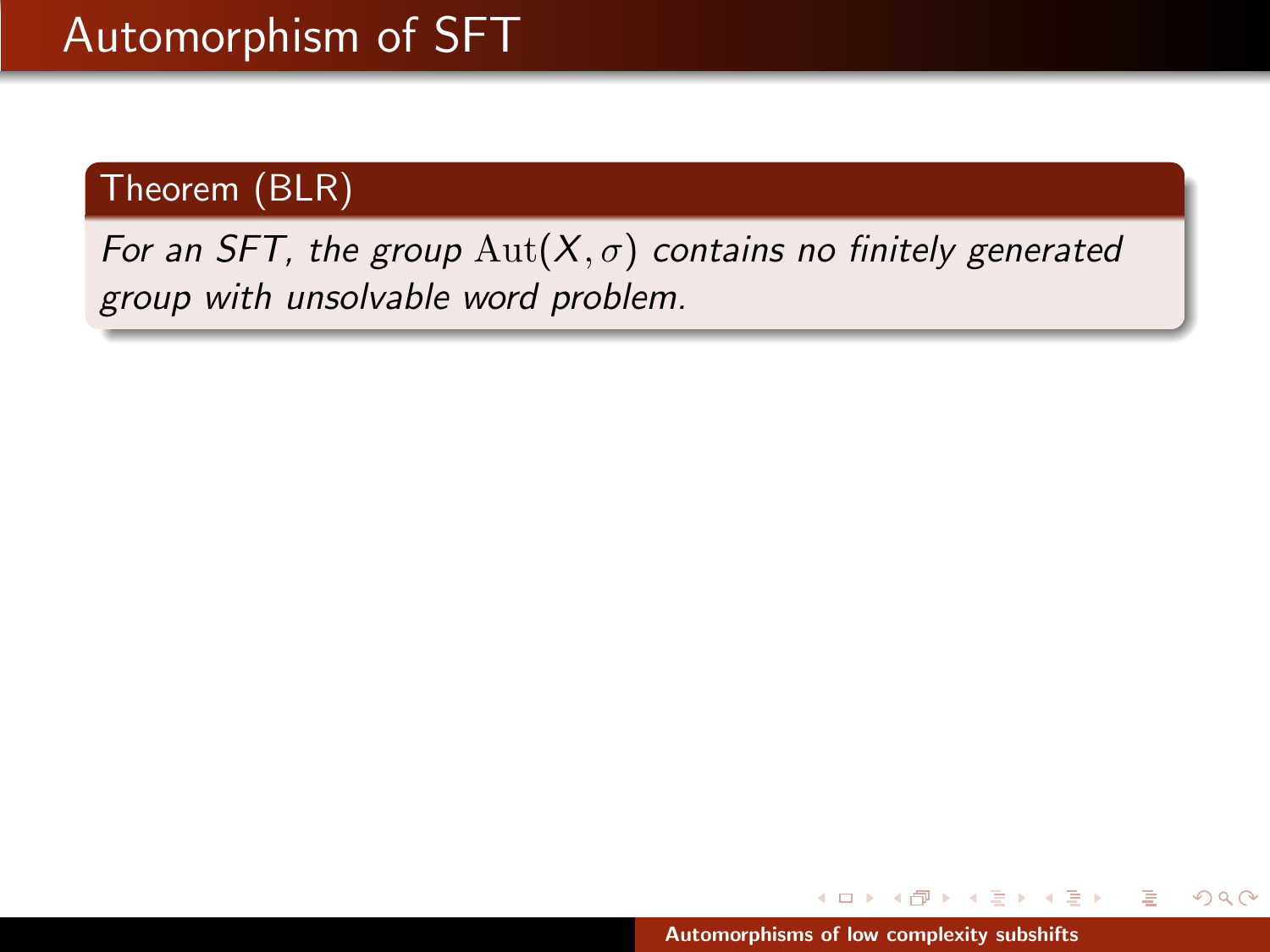# Automorphism of SFT

**Theorem (BLR)**

*For an SFT, the group* $\text{Aut}(X, \sigma)$ *contains no finitely generated group with unsolvable word problem.*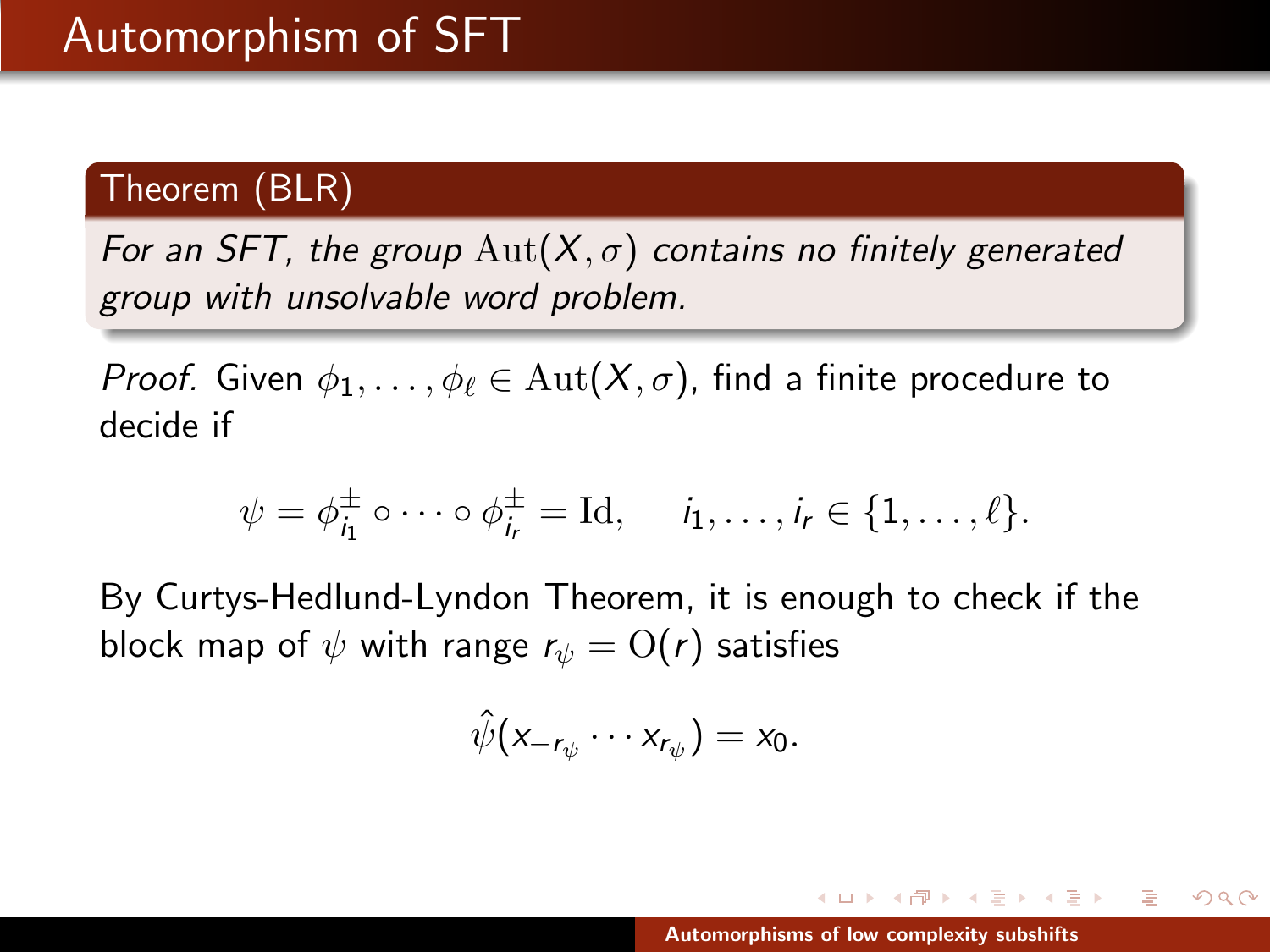# Automorphism of SFT

**Theorem (BLR)**

*For an SFT, the group $\mathrm{Aut}(X, \sigma)$ contains no finitely generated group with unsolvable word problem.*

*Proof.* Given $\phi_1, \ldots, \phi_\ell \in \mathrm{Aut}(X, \sigma)$, find a finite procedure to decide if

$$\psi = \phi_{i_1}^{\pm} \circ \cdots \circ \phi_{i_r}^{\pm} = \mathrm{Id}, \quad i_1, \ldots, i_r \in \{1, \ldots, \ell\}.$$

By Curtys-Hedlund-Lyndon Theorem, it is enough to check if the block map of $\psi$ with range $r_\psi = \mathrm{O}(r)$ satisfies

$$\hat{\psi}(x_{-r_\psi} \cdots x_{r_\psi}) = x_0.$$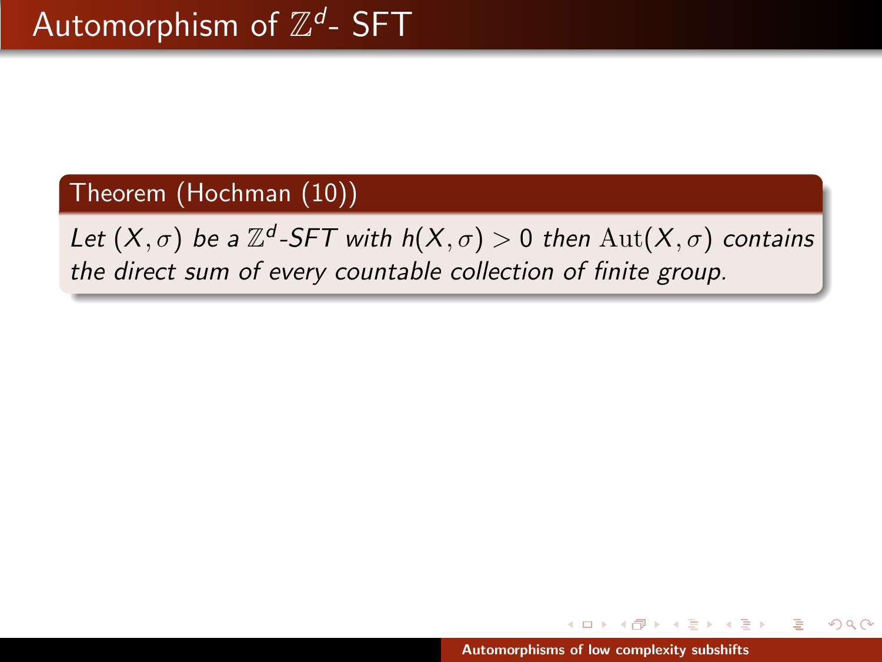# Automorphism of $\mathbb{Z}^d$- SFT

**Theorem (Hochman (10))**

*Let $(X, \sigma)$ be a $\mathbb{Z}^d$-SFT with $h(X, \sigma) > 0$ then $\mathrm{Aut}(X, \sigma)$ contains the direct sum of every countable collection of finite group.*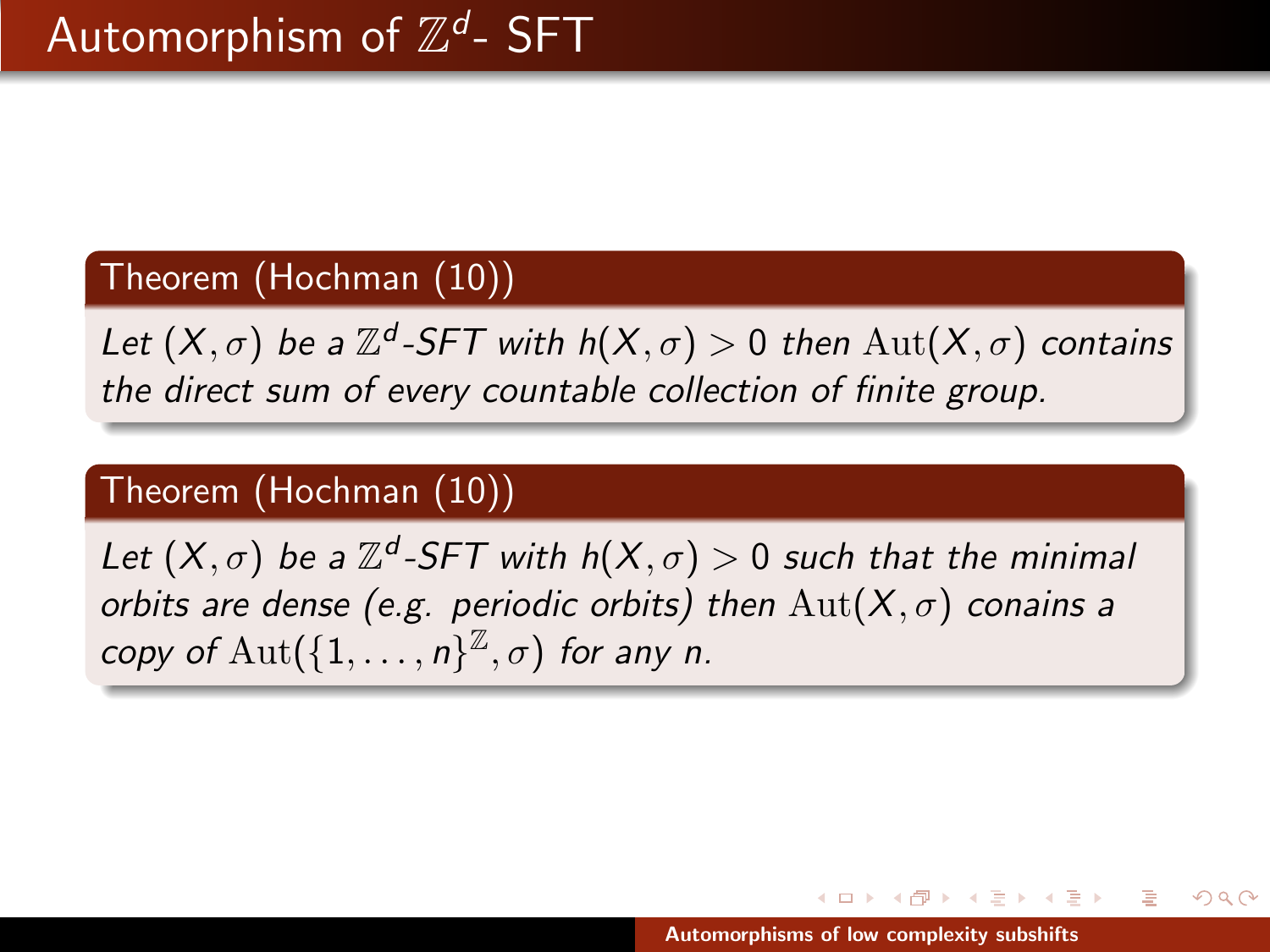# Automorphism of $\mathbb{Z}^d$- SFT

**Theorem (Hochman (10))**

*Let $(X, \sigma)$ be a $\mathbb{Z}^d$-SFT with $h(X, \sigma) > 0$ then $\mathrm{Aut}(X, \sigma)$ contains the direct sum of every countable collection of finite group.*

**Theorem (Hochman (10))**

*Let $(X, \sigma)$ be a $\mathbb{Z}^d$-SFT with $h(X, \sigma) > 0$ such that the minimal orbits are dense (e.g. periodic orbits) then $\mathrm{Aut}(X, \sigma)$ conains a copy of $\mathrm{Aut}(\{1, \ldots, n\}^{\mathbb{Z}}, \sigma)$ for any n.*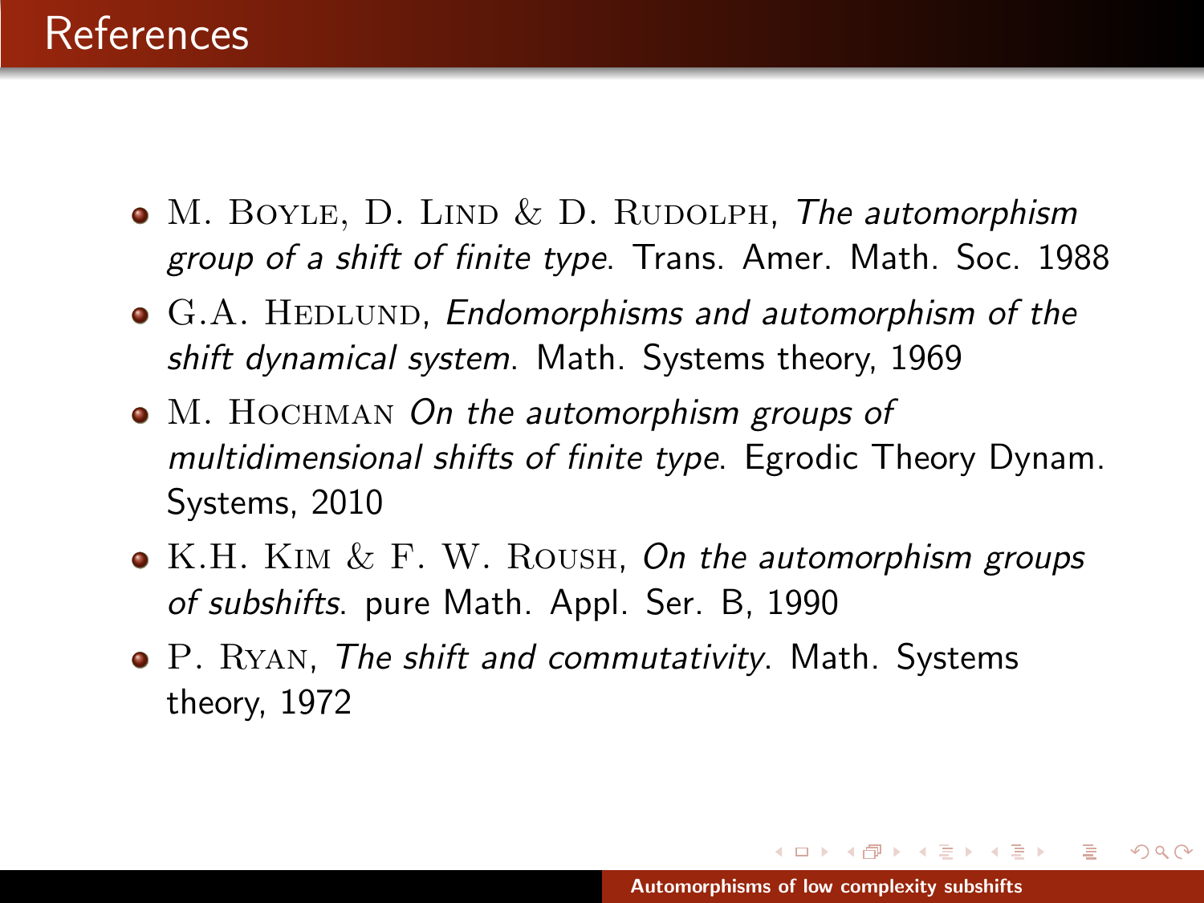# References

- M. Boyle, D. Lind & D. Rudolph, *The automorphism group of a shift of finite type*. Trans. Amer. Math. Soc. 1988
- G.A. Hedlund, *Endomorphisms and automorphism of the shift dynamical system*. Math. Systems theory, 1969
- M. Hochman *On the automorphism groups of multidimensional shifts of finite type*. Egrodic Theory Dynam. Systems, 2010
- K.H. Kim & F. W. Roush, *On the automorphism groups of subshifts*. pure Math. Appl. Ser. B, 1990
- P. Ryan, *The shift and commutativity*. Math. Systems theory, 1972